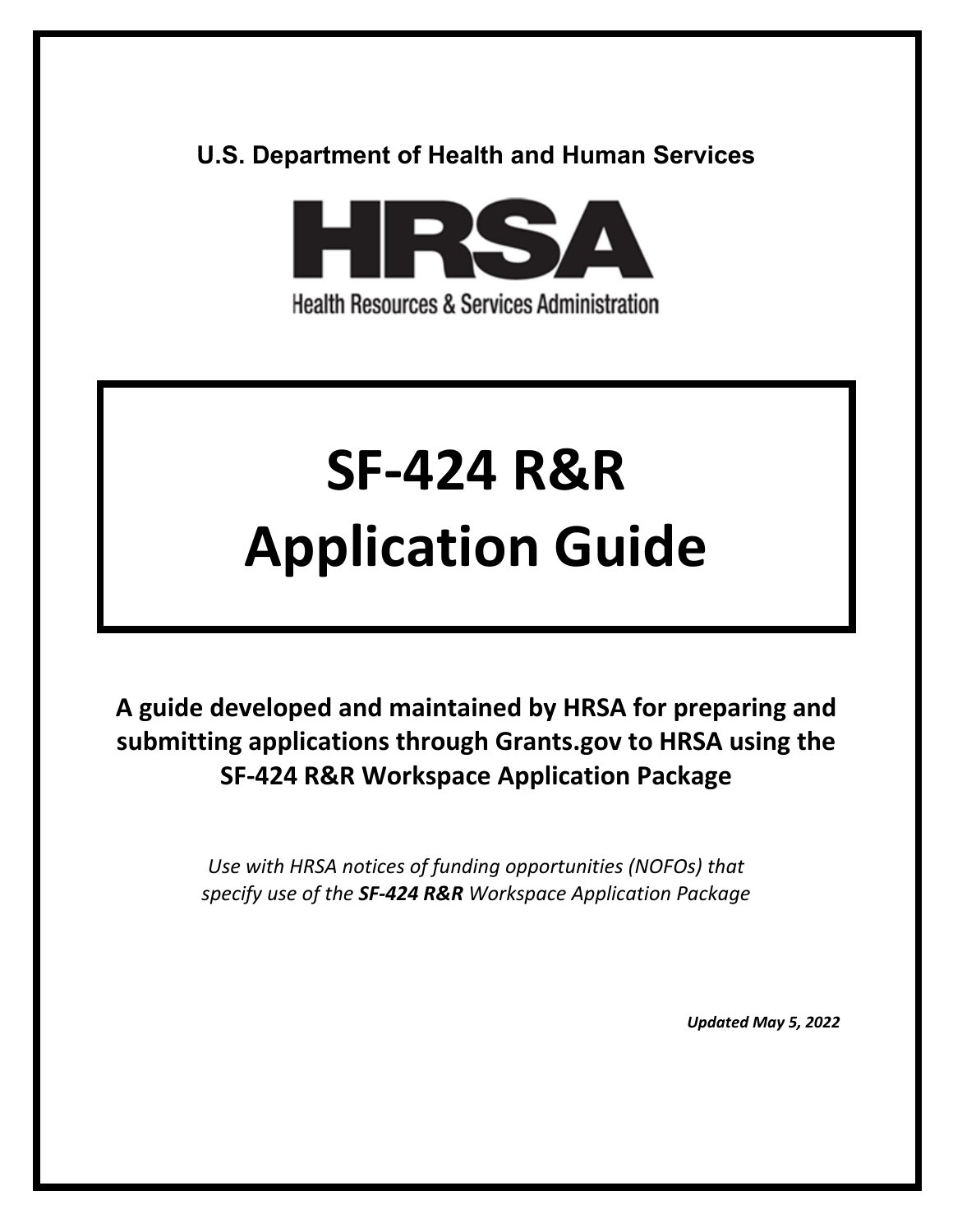U.S. Department of Health and Human Services

HRSA

Health Resources & Services Administration

# SF-424 R&R Application Guide

**A guide developed and maintained by HRSA for preparing and submitting applications through Grants.gov to HRSA using the SF-424 R&R Workspace Application Package**

*Use with HRSA notices of funding opportunities (NOFOs) that specify use of the* ***SF-424 R&R*** *Workspace Application Package*

***Updated May 5, 2022***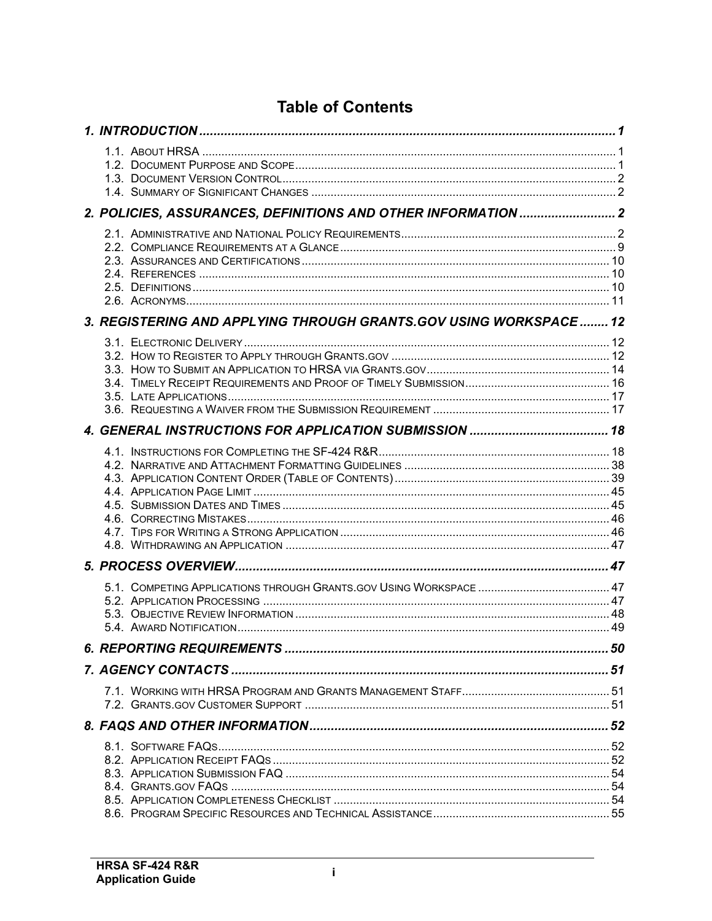# Table of Contents

**1. INTRODUCTION ..... 1**

- 1.1. About HRSA ..... 1
- 1.2. Document Purpose and Scope ..... 1
- 1.3. Document Version Control ..... 2
- 1.4. Summary of Significant Changes ..... 2

**2. POLICIES, ASSURANCES, DEFINITIONS AND OTHER INFORMATION ..... 2**

- 2.1. Administrative and National Policy Requirements ..... 2
- 2.2. Compliance Requirements at a Glance ..... 9
- 2.3. Assurances and Certifications ..... 10
- 2.4. References ..... 10
- 2.5. Definitions ..... 10
- 2.6. Acronyms ..... 11

**3. REGISTERING AND APPLYING THROUGH GRANTS.GOV USING WORKSPACE ..... 12**

- 3.1. Electronic Delivery ..... 12
- 3.2. How to Register to Apply through Grants.gov ..... 12
- 3.3. How to Submit an Application to HRSA via Grants.gov ..... 14
- 3.4. Timely Receipt Requirements and Proof of Timely Submission ..... 16
- 3.5. Late Applications ..... 17
- 3.6. Requesting a Waiver from the Submission Requirement ..... 17

**4. GENERAL INSTRUCTIONS FOR APPLICATION SUBMISSION ..... 18**

- 4.1. Instructions for Completing the SF-424 R&R ..... 18
- 4.2. Narrative and Attachment Formatting Guidelines ..... 38
- 4.3. Application Content Order (Table of Contents) ..... 39
- 4.4. Application Page Limit ..... 45
- 4.5. Submission Dates and Times ..... 45
- 4.6. Correcting Mistakes ..... 46
- 4.7. Tips for Writing a Strong Application ..... 46
- 4.8. Withdrawing an Application ..... 47

**5. PROCESS OVERVIEW ..... 47**

- 5.1. Competing Applications through Grants.gov Using Workspace ..... 47
- 5.2. Application Processing ..... 47
- 5.3. Objective Review Information ..... 48
- 5.4. Award Notification ..... 49

**6. REPORTING REQUIREMENTS ..... 50**

**7. AGENCY CONTACTS ..... 51**

- 7.1. Working with HRSA Program and Grants Management Staff ..... 51
- 7.2. Grants.gov Customer Support ..... 51

**8. FAQS AND OTHER INFORMATION ..... 52**

- 8.1. Software FAQs ..... 52
- 8.2. Application Receipt FAQs ..... 52
- 8.3. Application Submission FAQ ..... 54
- 8.4. Grants.gov FAQs ..... 54
- 8.5. Application Completeness Checklist ..... 54
- 8.6. Program Specific Resources and Technical Assistance ..... 55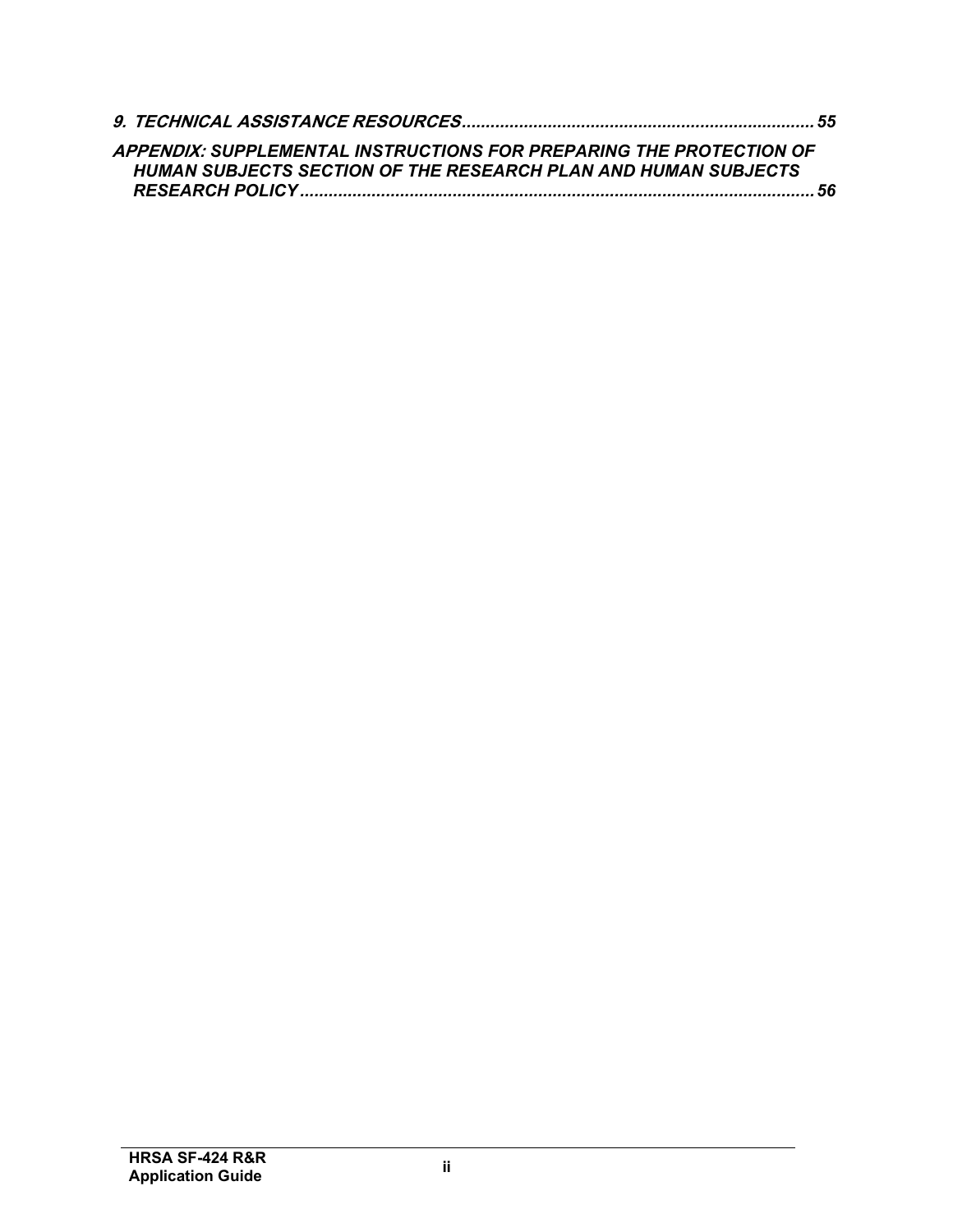***9. TECHNICAL ASSISTANCE RESOURCES......................................................................... 55***

***APPENDIX: SUPPLEMENTAL INSTRUCTIONS FOR PREPARING THE PROTECTION OF HUMAN SUBJECTS SECTION OF THE RESEARCH PLAN AND HUMAN SUBJECTS RESEARCH POLICY........................................................................................................... 56***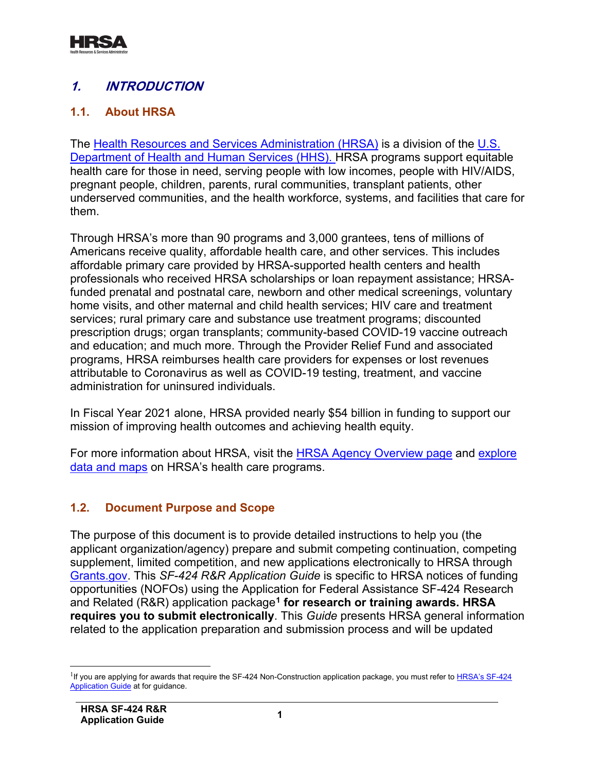## *1. INTRODUCTION*

### 1.1. About HRSA

The Health Resources and Services Administration (HRSA) is a division of the U.S. Department of Health and Human Services (HHS). HRSA programs support equitable health care for those in need, serving people with low incomes, people with HIV/AIDS, pregnant people, children, parents, rural communities, transplant patients, other underserved communities, and the health workforce, systems, and facilities that care for them.

Through HRSA's more than 90 programs and 3,000 grantees, tens of millions of Americans receive quality, affordable health care, and other services. This includes affordable primary care provided by HRSA-supported health centers and health professionals who received HRSA scholarships or loan repayment assistance; HRSA-funded prenatal and postnatal care, newborn and other medical screenings, voluntary home visits, and other maternal and child health services; HIV care and treatment services; rural primary care and substance use treatment programs; discounted prescription drugs; organ transplants; community-based COVID-19 vaccine outreach and education; and much more. Through the Provider Relief Fund and associated programs, HRSA reimburses health care providers for expenses or lost revenues attributable to Coronavirus as well as COVID-19 testing, treatment, and vaccine administration for uninsured individuals.

In Fiscal Year 2021 alone, HRSA provided nearly $54 billion in funding to support our mission of improving health outcomes and achieving health equity.

For more information about HRSA, visit the HRSA Agency Overview page and explore data and maps on HRSA's health care programs.

### 1.2. Document Purpose and Scope

The purpose of this document is to provide detailed instructions to help you (the applicant organization/agency) prepare and submit competing continuation, competing supplement, limited competition, and new applications electronically to HRSA through Grants.gov. This *SF-424 R&R Application Guide* is specific to HRSA notices of funding opportunities (NOFOs) using the Application for Federal Assistance SF-424 Research and Related (R&R) application package[1] **for research or training awards. HRSA requires you to submit electronically**. This *Guide* presents HRSA general information related to the application preparation and submission process and will be updated

[1]If you are applying for awards that require the SF-424 Non-Construction application package, you must refer to HRSA's SF-424 Application Guide at for guidance.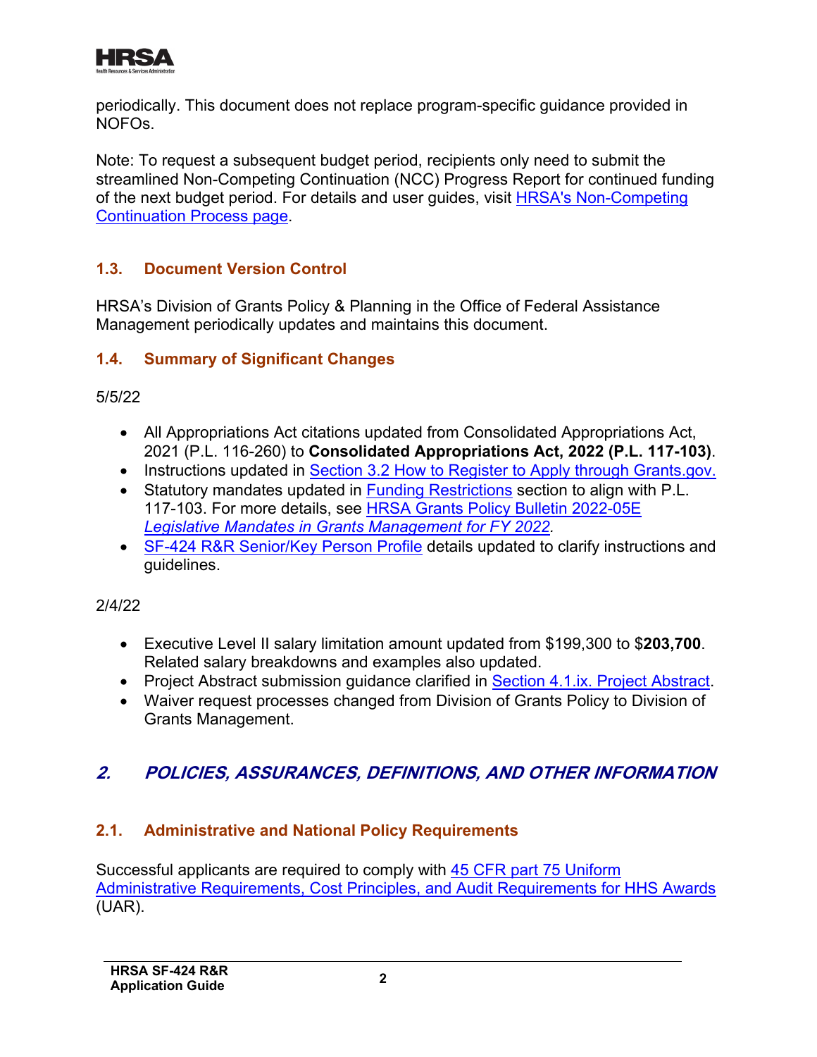periodically. This document does not replace program-specific guidance provided in NOFOs.

Note: To request a subsequent budget period, recipients only need to submit the streamlined Non-Competing Continuation (NCC) Progress Report for continued funding of the next budget period. For details and user guides, visit [HRSA's Non-Competing Continuation Process page](#).

### 1.3. Document Version Control

HRSA's Division of Grants Policy & Planning in the Office of Federal Assistance Management periodically updates and maintains this document.

### 1.4. Summary of Significant Changes

5/5/22

- All Appropriations Act citations updated from Consolidated Appropriations Act, 2021 (P.L. 116-260) to **Consolidated Appropriations Act, 2022 (P.L. 117-103)**.
- Instructions updated in [Section 3.2 How to Register to Apply through Grants.gov.](#)
- Statutory mandates updated in [Funding Restrictions](#) section to align with P.L. 117-103. For more details, see [HRSA Grants Policy Bulletin 2022-05E *Legislative Mandates in Grants Management for FY 2022*.](#)
- [SF-424 R&R Senior/Key Person Profile](#) details updated to clarify instructions and guidelines.

2/4/22

- Executive Level II salary limitation amount updated from $199,300 to $**203,700**. Related salary breakdowns and examples also updated.
- Project Abstract submission guidance clarified in [Section 4.1.ix. Project Abstract](#).
- Waiver request processes changed from Division of Grants Policy to Division of Grants Management.

## 2. *POLICIES, ASSURANCES, DEFINITIONS, AND OTHER INFORMATION*

### 2.1. Administrative and National Policy Requirements

Successful applicants are required to comply with [45 CFR part 75 Uniform Administrative Requirements, Cost Principles, and Audit Requirements for HHS Awards](#) (UAR).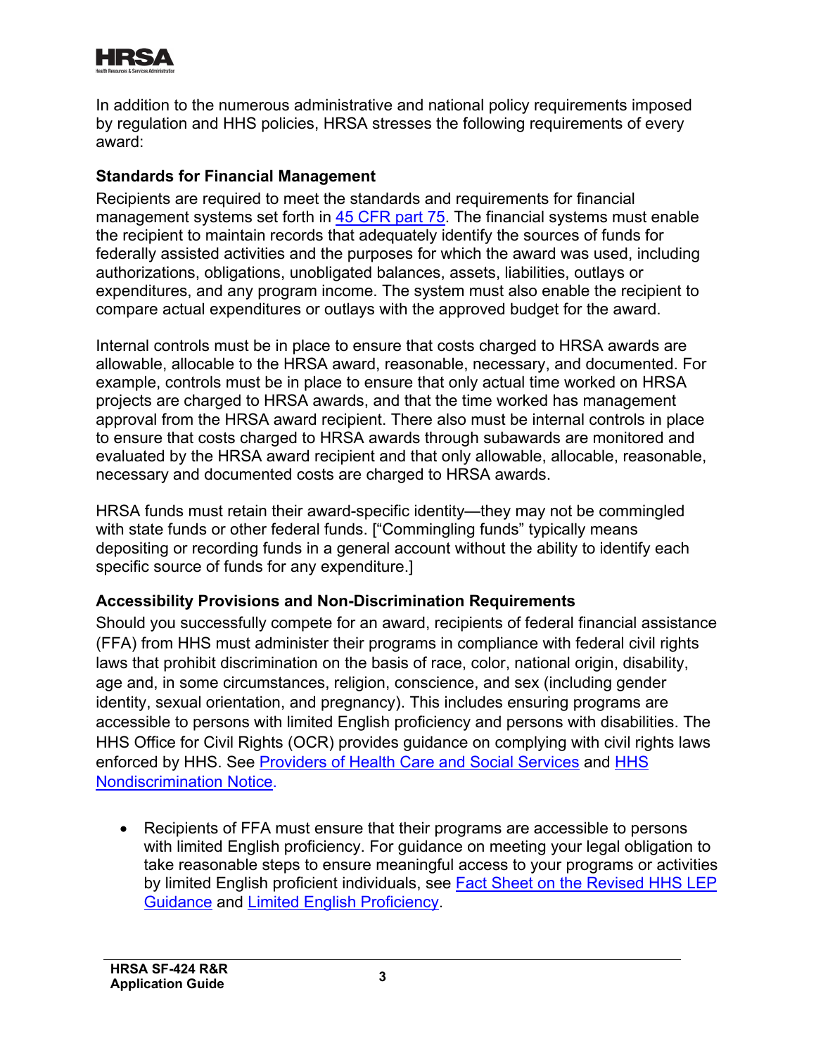In addition to the numerous administrative and national policy requirements imposed by regulation and HHS policies, HRSA stresses the following requirements of every award:

### Standards for Financial Management

Recipients are required to meet the standards and requirements for financial management systems set forth in [45 CFR part 75](). The financial systems must enable the recipient to maintain records that adequately identify the sources of funds for federally assisted activities and the purposes for which the award was used, including authorizations, obligations, unobligated balances, assets, liabilities, outlays or expenditures, and any program income. The system must also enable the recipient to compare actual expenditures or outlays with the approved budget for the award.

Internal controls must be in place to ensure that costs charged to HRSA awards are allowable, allocable to the HRSA award, reasonable, necessary, and documented. For example, controls must be in place to ensure that only actual time worked on HRSA projects are charged to HRSA awards, and that the time worked has management approval from the HRSA award recipient. There also must be internal controls in place to ensure that costs charged to HRSA awards through subawards are monitored and evaluated by the HRSA award recipient and that only allowable, allocable, reasonable, necessary and documented costs are charged to HRSA awards.

HRSA funds must retain their award-specific identity—they may not be commingled with state funds or other federal funds. ["Commingling funds" typically means depositing or recording funds in a general account without the ability to identify each specific source of funds for any expenditure.]

### Accessibility Provisions and Non-Discrimination Requirements

Should you successfully compete for an award, recipients of federal financial assistance (FFA) from HHS must administer their programs in compliance with federal civil rights laws that prohibit discrimination on the basis of race, color, national origin, disability, age and, in some circumstances, religion, conscience, and sex (including gender identity, sexual orientation, and pregnancy). This includes ensuring programs are accessible to persons with limited English proficiency and persons with disabilities. The HHS Office for Civil Rights (OCR) provides guidance on complying with civil rights laws enforced by HHS. See [Providers of Health Care and Social Services]() and [HHS Nondiscrimination Notice]().

- Recipients of FFA must ensure that their programs are accessible to persons with limited English proficiency. For guidance on meeting your legal obligation to take reasonable steps to ensure meaningful access to your programs or activities by limited English proficient individuals, see [Fact Sheet on the Revised HHS LEP Guidance]() and [Limited English Proficiency]().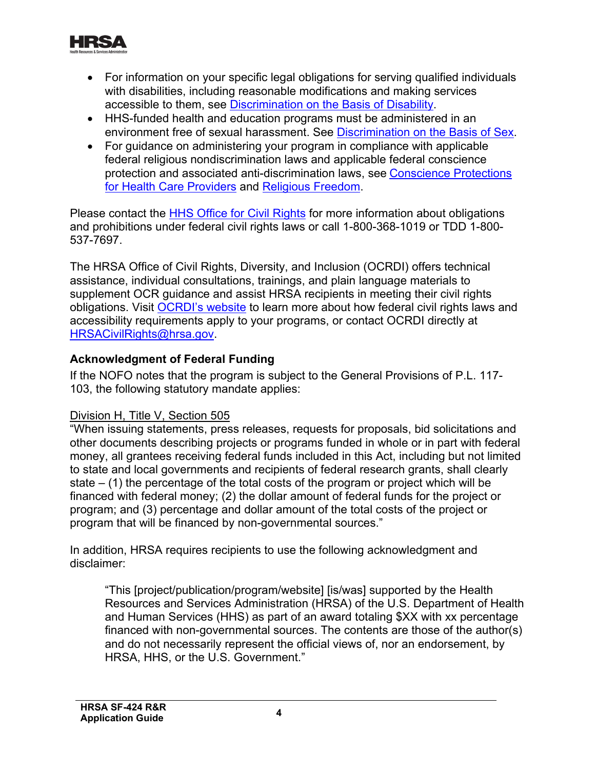- For information on your specific legal obligations for serving qualified individuals with disabilities, including reasonable modifications and making services accessible to them, see Discrimination on the Basis of Disability.
- HHS-funded health and education programs must be administered in an environment free of sexual harassment. See Discrimination on the Basis of Sex.
- For guidance on administering your program in compliance with applicable federal religious nondiscrimination laws and applicable federal conscience protection and associated anti-discrimination laws, see Conscience Protections for Health Care Providers and Religious Freedom.

Please contact the HHS Office for Civil Rights for more information about obligations and prohibitions under federal civil rights laws or call 1-800-368-1019 or TDD 1-800-537-7697.

The HRSA Office of Civil Rights, Diversity, and Inclusion (OCRDI) offers technical assistance, individual consultations, trainings, and plain language materials to supplement OCR guidance and assist HRSA recipients in meeting their civil rights obligations. Visit OCRDI's website to learn more about how federal civil rights laws and accessibility requirements apply to your programs, or contact OCRDI directly at HRSACivilRights@hrsa.gov.

### Acknowledgment of Federal Funding

If the NOFO notes that the program is subject to the General Provisions of P.L. 117-103, the following statutory mandate applies:

Division H, Title V, Section 505

"When issuing statements, press releases, requests for proposals, bid solicitations and other documents describing projects or programs funded in whole or in part with federal money, all grantees receiving federal funds included in this Act, including but not limited to state and local governments and recipients of federal research grants, shall clearly state – (1) the percentage of the total costs of the program or project which will be financed with federal money; (2) the dollar amount of federal funds for the project or program; and (3) percentage and dollar amount of the total costs of the project or program that will be financed by non-governmental sources."

In addition, HRSA requires recipients to use the following acknowledgment and disclaimer:

> "This [project/publication/program/website] [is/was] supported by the Health Resources and Services Administration (HRSA) of the U.S. Department of Health and Human Services (HHS) as part of an award totaling $XX with xx percentage financed with non-governmental sources. The contents are those of the author(s) and do not necessarily represent the official views of, nor an endorsement, by HRSA, HHS, or the U.S. Government."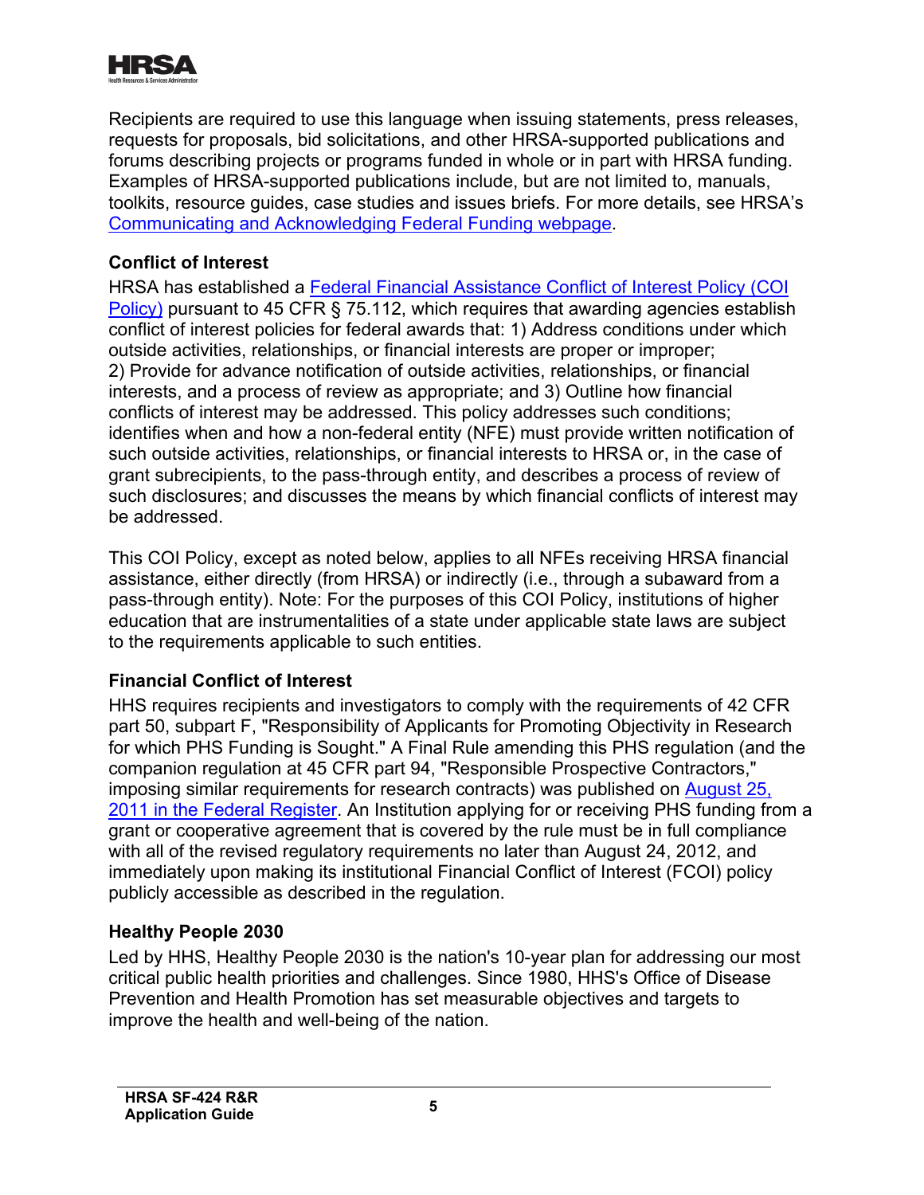Recipients are required to use this language when issuing statements, press releases, requests for proposals, bid solicitations, and other HRSA-supported publications and forums describing projects or programs funded in whole or in part with HRSA funding. Examples of HRSA-supported publications include, but are not limited to, manuals, toolkits, resource guides, case studies and issues briefs. For more details, see HRSA's Communicating and Acknowledging Federal Funding webpage.

### Conflict of Interest

HRSA has established a Federal Financial Assistance Conflict of Interest Policy (COI Policy) pursuant to 45 CFR § 75.112, which requires that awarding agencies establish conflict of interest policies for federal awards that: 1) Address conditions under which outside activities, relationships, or financial interests are proper or improper; 2) Provide for advance notification of outside activities, relationships, or financial interests, and a process of review as appropriate; and 3) Outline how financial conflicts of interest may be addressed. This policy addresses such conditions; identifies when and how a non-federal entity (NFE) must provide written notification of such outside activities, relationships, or financial interests to HRSA or, in the case of grant subrecipients, to the pass-through entity, and describes a process of review of such disclosures; and discusses the means by which financial conflicts of interest may be addressed.

This COI Policy, except as noted below, applies to all NFEs receiving HRSA financial assistance, either directly (from HRSA) or indirectly (i.e., through a subaward from a pass-through entity). Note: For the purposes of this COI Policy, institutions of higher education that are instrumentalities of a state under applicable state laws are subject to the requirements applicable to such entities.

### Financial Conflict of Interest

HHS requires recipients and investigators to comply with the requirements of 42 CFR part 50, subpart F, "Responsibility of Applicants for Promoting Objectivity in Research for which PHS Funding is Sought." A Final Rule amending this PHS regulation (and the companion regulation at 45 CFR part 94, "Responsible Prospective Contractors," imposing similar requirements for research contracts) was published on August 25, 2011 in the Federal Register. An Institution applying for or receiving PHS funding from a grant or cooperative agreement that is covered by the rule must be in full compliance with all of the revised regulatory requirements no later than August 24, 2012, and immediately upon making its institutional Financial Conflict of Interest (FCOI) policy publicly accessible as described in the regulation.

### Healthy People 2030

Led by HHS, Healthy People 2030 is the nation's 10-year plan for addressing our most critical public health priorities and challenges. Since 1980, HHS's Office of Disease Prevention and Health Promotion has set measurable objectives and targets to improve the health and well-being of the nation.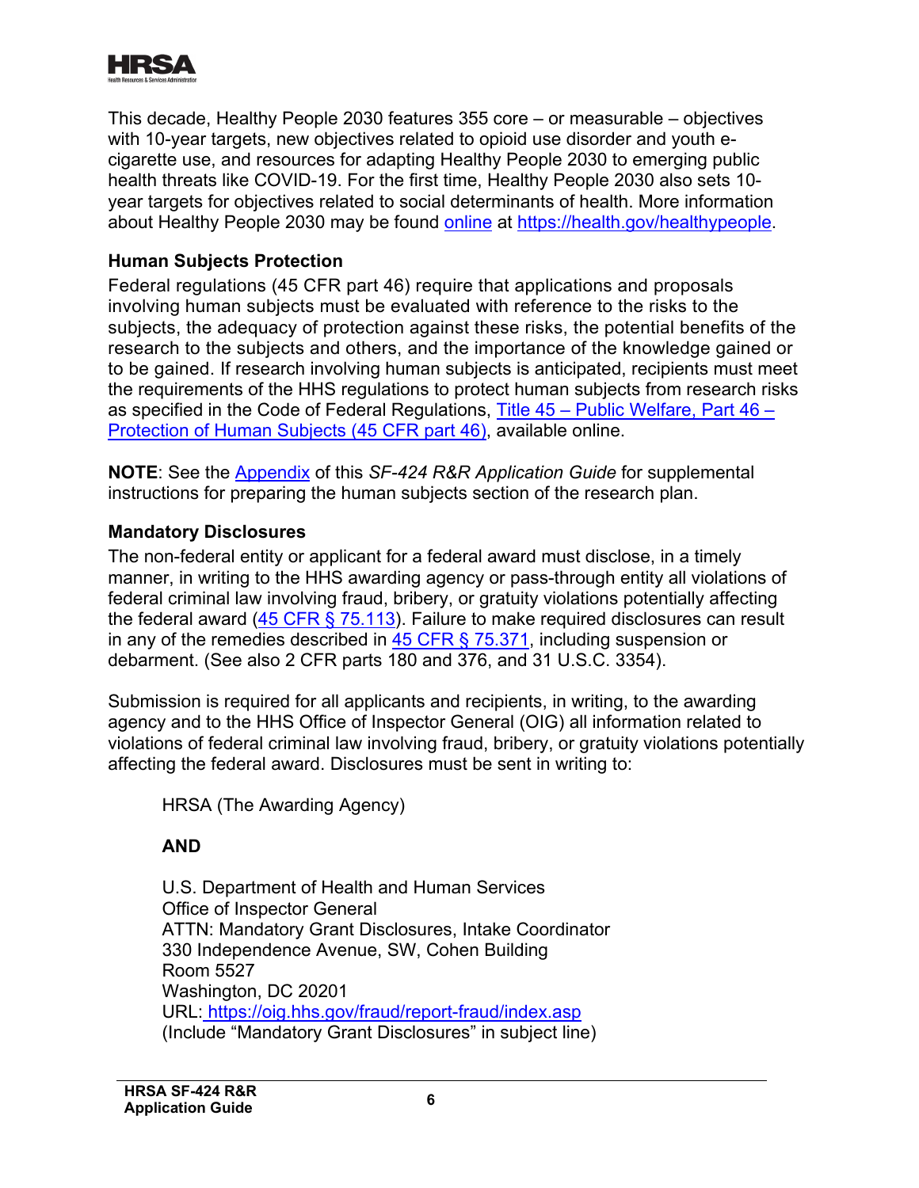This decade, Healthy People 2030 features 355 core – or measurable – objectives with 10-year targets, new objectives related to opioid use disorder and youth e-cigarette use, and resources for adapting Healthy People 2030 to emerging public health threats like COVID-19. For the first time, Healthy People 2030 also sets 10-year targets for objectives related to social determinants of health. More information about Healthy People 2030 may be found online at https://health.gov/healthypeople.

### Human Subjects Protection

Federal regulations (45 CFR part 46) require that applications and proposals involving human subjects must be evaluated with reference to the risks to the subjects, the adequacy of protection against these risks, the potential benefits of the research to the subjects and others, and the importance of the knowledge gained or to be gained. If research involving human subjects is anticipated, recipients must meet the requirements of the HHS regulations to protect human subjects from research risks as specified in the Code of Federal Regulations, Title 45 – Public Welfare, Part 46 – Protection of Human Subjects (45 CFR part 46), available online.

**NOTE**: See the Appendix of this *SF-424 R&R Application Guide* for supplemental instructions for preparing the human subjects section of the research plan.

### Mandatory Disclosures

The non-federal entity or applicant for a federal award must disclose, in a timely manner, in writing to the HHS awarding agency or pass-through entity all violations of federal criminal law involving fraud, bribery, or gratuity violations potentially affecting the federal award (45 CFR § 75.113). Failure to make required disclosures can result in any of the remedies described in 45 CFR § 75.371, including suspension or debarment. (See also 2 CFR parts 180 and 376, and 31 U.S.C. 3354).

Submission is required for all applicants and recipients, in writing, to the awarding agency and to the HHS Office of Inspector General (OIG) all information related to violations of federal criminal law involving fraud, bribery, or gratuity violations potentially affecting the federal award. Disclosures must be sent in writing to:

> HRSA (The Awarding Agency)
>
> **AND**
>
> U.S. Department of Health and Human Services
> Office of Inspector General
> ATTN: Mandatory Grant Disclosures, Intake Coordinator
> 330 Independence Avenue, SW, Cohen Building
> Room 5527
> Washington, DC 20201
> URL: https://oig.hhs.gov/fraud/report-fraud/index.asp
> (Include "Mandatory Grant Disclosures" in subject line)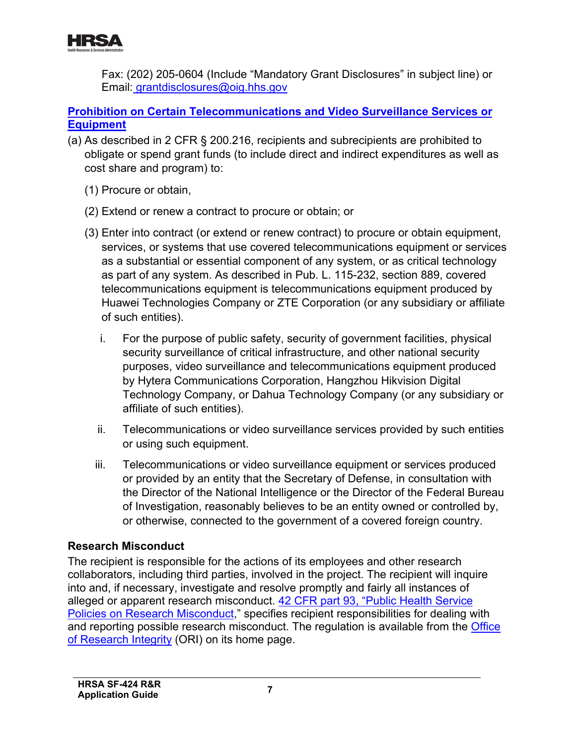Fax: (202) 205-0604 (Include “Mandatory Grant Disclosures” in subject line) or
Email: grantdisclosures@oig.hhs.gov

**Prohibition on Certain Telecommunications and Video Surveillance Services or Equipment**

(a) As described in 2 CFR § 200.216, recipients and subrecipients are prohibited to obligate or spend grant funds (to include direct and indirect expenditures as well as cost share and program) to:

(1) Procure or obtain,

(2) Extend or renew a contract to procure or obtain; or

(3) Enter into contract (or extend or renew contract) to procure or obtain equipment, services, or systems that use covered telecommunications equipment or services as a substantial or essential component of any system, or as critical technology as part of any system. As described in Pub. L. 115-232, section 889, covered telecommunications equipment is telecommunications equipment produced by Huawei Technologies Company or ZTE Corporation (or any subsidiary or affiliate of such entities).

i. For the purpose of public safety, security of government facilities, physical security surveillance of critical infrastructure, and other national security purposes, video surveillance and telecommunications equipment produced by Hytera Communications Corporation, Hangzhou Hikvision Digital Technology Company, or Dahua Technology Company (or any subsidiary or affiliate of such entities).

ii. Telecommunications or video surveillance services provided by such entities or using such equipment.

iii. Telecommunications or video surveillance equipment or services produced or provided by an entity that the Secretary of Defense, in consultation with the Director of the National Intelligence or the Director of the Federal Bureau of Investigation, reasonably believes to be an entity owned or controlled by, or otherwise, connected to the government of a covered foreign country.

**Research Misconduct**

The recipient is responsible for the actions of its employees and other research collaborators, including third parties, involved in the project. The recipient will inquire into and, if necessary, investigate and resolve promptly and fairly all instances of alleged or apparent research misconduct. 42 CFR part 93, “Public Health Service Policies on Research Misconduct,” specifies recipient responsibilities for dealing with and reporting possible research misconduct. The regulation is available from the Office of Research Integrity (ORI) on its home page.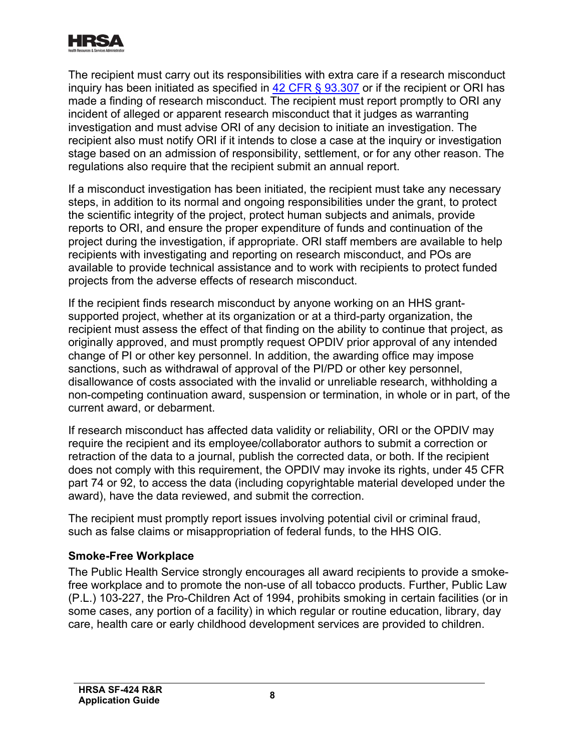The recipient must carry out its responsibilities with extra care if a research misconduct inquiry has been initiated as specified in [42 CFR § 93.307](42 CFR § 93.307) or if the recipient or ORI has made a finding of research misconduct. The recipient must report promptly to ORI any incident of alleged or apparent research misconduct that it judges as warranting investigation and must advise ORI of any decision to initiate an investigation. The recipient also must notify ORI if it intends to close a case at the inquiry or investigation stage based on an admission of responsibility, settlement, or for any other reason. The regulations also require that the recipient submit an annual report.

If a misconduct investigation has been initiated, the recipient must take any necessary steps, in addition to its normal and ongoing responsibilities under the grant, to protect the scientific integrity of the project, protect human subjects and animals, provide reports to ORI, and ensure the proper expenditure of funds and continuation of the project during the investigation, if appropriate. ORI staff members are available to help recipients with investigating and reporting on research misconduct, and POs are available to provide technical assistance and to work with recipients to protect funded projects from the adverse effects of research misconduct.

If the recipient finds research misconduct by anyone working on an HHS grant-supported project, whether at its organization or at a third-party organization, the recipient must assess the effect of that finding on the ability to continue that project, as originally approved, and must promptly request OPDIV prior approval of any intended change of PI or other key personnel. In addition, the awarding office may impose sanctions, such as withdrawal of approval of the PI/PD or other key personnel, disallowance of costs associated with the invalid or unreliable research, withholding a non-competing continuation award, suspension or termination, in whole or in part, of the current award, or debarment.

If research misconduct has affected data validity or reliability, ORI or the OPDIV may require the recipient and its employee/collaborator authors to submit a correction or retraction of the data to a journal, publish the corrected data, or both. If the recipient does not comply with this requirement, the OPDIV may invoke its rights, under 45 CFR part 74 or 92, to access the data (including copyrightable material developed under the award), have the data reviewed, and submit the correction.

The recipient must promptly report issues involving potential civil or criminal fraud, such as false claims or misappropriation of federal funds, to the HHS OIG.

### Smoke-Free Workplace

The Public Health Service strongly encourages all award recipients to provide a smoke-free workplace and to promote the non-use of all tobacco products. Further, Public Law (P.L.) 103-227, the Pro-Children Act of 1994, prohibits smoking in certain facilities (or in some cases, any portion of a facility) in which regular or routine education, library, day care, health care or early childhood development services are provided to children.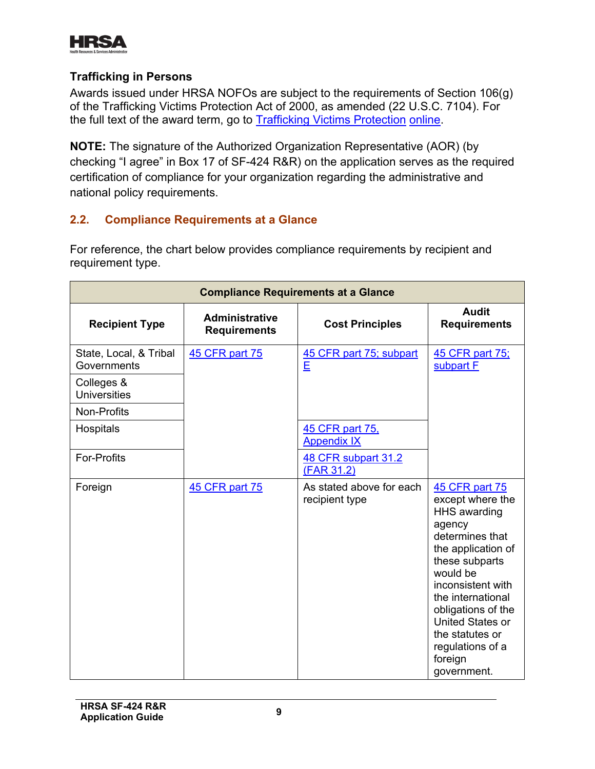### Trafficking in Persons

Awards issued under HRSA NOFOs are subject to the requirements of Section 106(g) of the Trafficking Victims Protection Act of 2000, as amended (22 U.S.C. 7104). For the full text of the award term, go to Trafficking Victims Protection online.

**NOTE:** The signature of the Authorized Organization Representative (AOR) (by checking "I agree" in Box 17 of SF-424 R&R) on the application serves as the required certification of compliance for your organization regarding the administrative and national policy requirements.

## 2.2. Compliance Requirements at a Glance

For reference, the chart below provides compliance requirements by recipient and requirement type.

| Compliance Requirements at a Glance | | | |
|---|---|---|---|
| **Recipient Type** | **Administrative Requirements** | **Cost Principles** | **Audit Requirements** |
| State, Local, & Tribal Governments | 45 CFR part 75 | 45 CFR part 75; subpart E | 45 CFR part 75; subpart F |
| Colleges & Universities | | | |
| Non-Profits | | | |
| Hospitals | | 45 CFR part 75, Appendix IX | |
| For-Profits | | 48 CFR subpart 31.2 (FAR 31.2) | |
| Foreign | 45 CFR part 75 | As stated above for each recipient type | 45 CFR part 75 except where the HHS awarding agency determines that the application of these subparts would be inconsistent with the international obligations of the United States or the statutes or regulations of a foreign government. |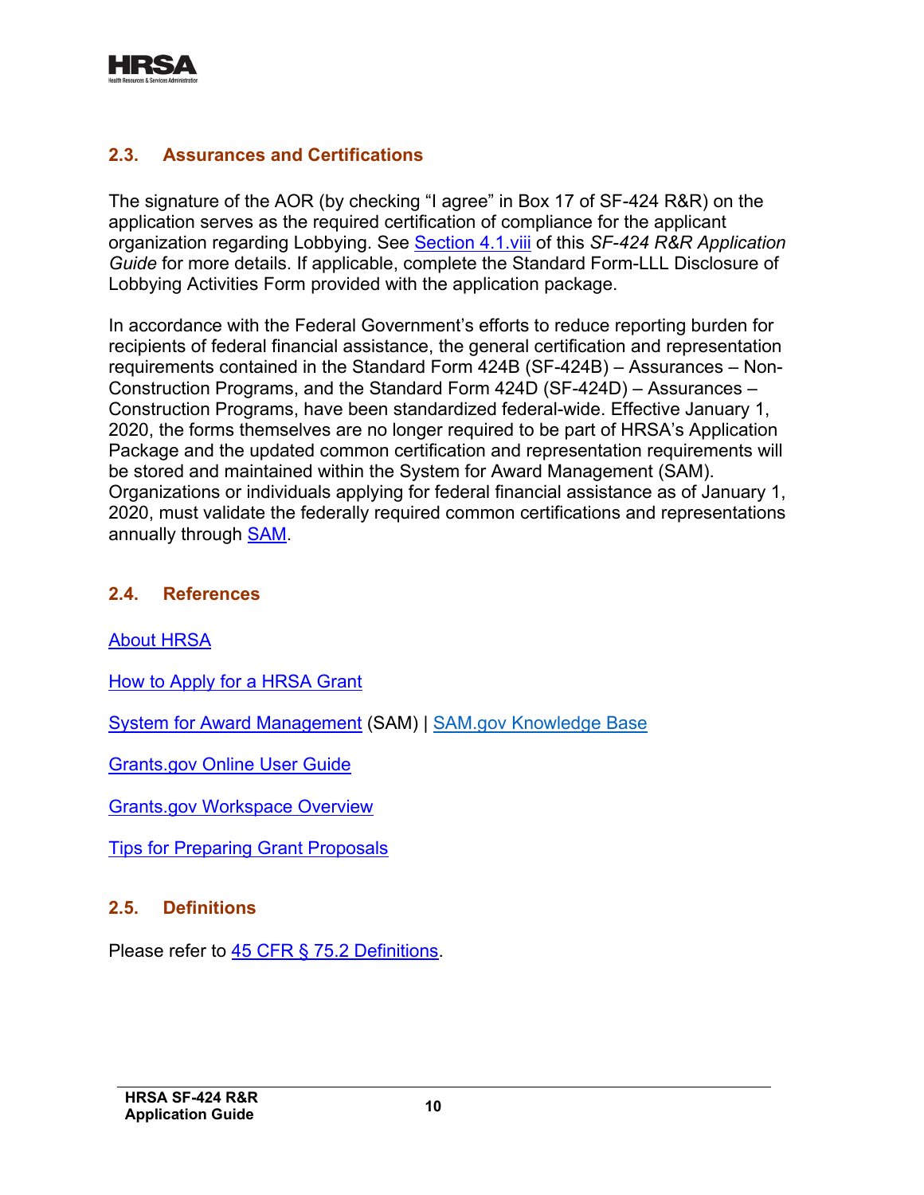## 2.3. Assurances and Certifications

The signature of the AOR (by checking "I agree" in Box 17 of SF-424 R&R) on the application serves as the required certification of compliance for the applicant organization regarding Lobbying. See Section 4.1.viii of this *SF-424 R&R Application Guide* for more details. If applicable, complete the Standard Form-LLL Disclosure of Lobbying Activities Form provided with the application package.

In accordance with the Federal Government's efforts to reduce reporting burden for recipients of federal financial assistance, the general certification and representation requirements contained in the Standard Form 424B (SF-424B) – Assurances – Non-Construction Programs, and the Standard Form 424D (SF-424D) – Assurances – Construction Programs, have been standardized federal-wide. Effective January 1, 2020, the forms themselves are no longer required to be part of HRSA's Application Package and the updated common certification and representation requirements will be stored and maintained within the System for Award Management (SAM). Organizations or individuals applying for federal financial assistance as of January 1, 2020, must validate the federally required common certifications and representations annually through SAM.

## 2.4. References

About HRSA

How to Apply for a HRSA Grant

System for Award Management (SAM) | SAM.gov Knowledge Base

Grants.gov Online User Guide

Grants.gov Workspace Overview

Tips for Preparing Grant Proposals

## 2.5. Definitions

Please refer to 45 CFR § 75.2 Definitions.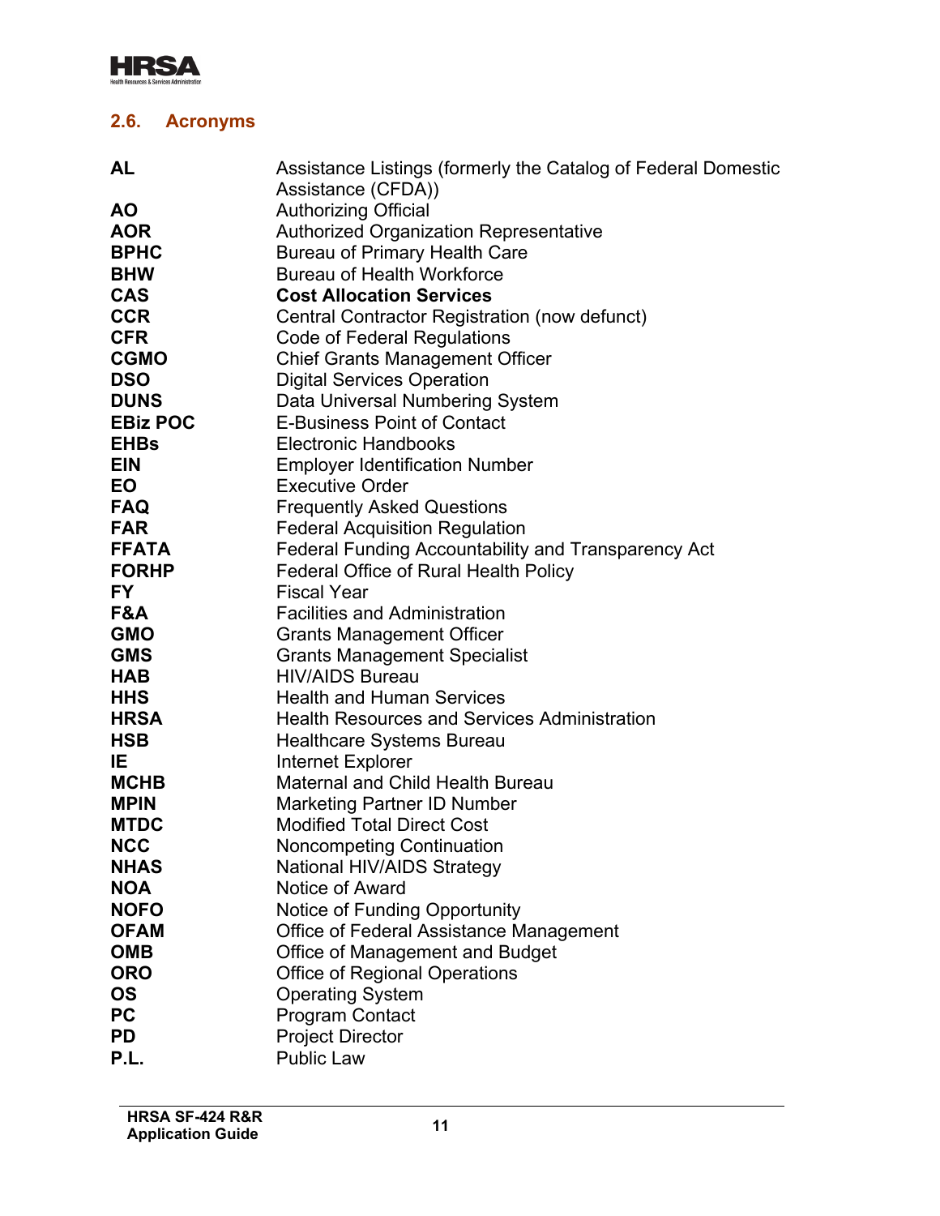## 2.6. Acronyms

| | |
|---|---|
| **AL** | Assistance Listings (formerly the Catalog of Federal Domestic Assistance (CFDA)) |
| **AO** | Authorizing Official |
| **AOR** | Authorized Organization Representative |
| **BPHC** | Bureau of Primary Health Care |
| **BHW** | Bureau of Health Workforce |
| **CAS** | **Cost Allocation Services** |
| **CCR** | Central Contractor Registration (now defunct) |
| **CFR** | Code of Federal Regulations |
| **CGMO** | Chief Grants Management Officer |
| **DSO** | Digital Services Operation |
| **DUNS** | Data Universal Numbering System |
| **EBiz POC** | E-Business Point of Contact |
| **EHBs** | Electronic Handbooks |
| **EIN** | Employer Identification Number |
| **EO** | Executive Order |
| **FAQ** | Frequently Asked Questions |
| **FAR** | Federal Acquisition Regulation |
| **FFATA** | Federal Funding Accountability and Transparency Act |
| **FORHP** | Federal Office of Rural Health Policy |
| **FY** | Fiscal Year |
| **F&A** | Facilities and Administration |
| **GMO** | Grants Management Officer |
| **GMS** | Grants Management Specialist |
| **HAB** | HIV/AIDS Bureau |
| **HHS** | Health and Human Services |
| **HRSA** | Health Resources and Services Administration |
| **HSB** | Healthcare Systems Bureau |
| **IE** | Internet Explorer |
| **MCHB** | Maternal and Child Health Bureau |
| **MPIN** | Marketing Partner ID Number |
| **MTDC** | Modified Total Direct Cost |
| **NCC** | Noncompeting Continuation |
| **NHAS** | National HIV/AIDS Strategy |
| **NOA** | Notice of Award |
| **NOFO** | Notice of Funding Opportunity |
| **OFAM** | Office of Federal Assistance Management |
| **OMB** | Office of Management and Budget |
| **ORO** | Office of Regional Operations |
| **OS** | Operating System |
| **PC** | Program Contact |
| **PD** | Project Director |
| **P.L.** | Public Law |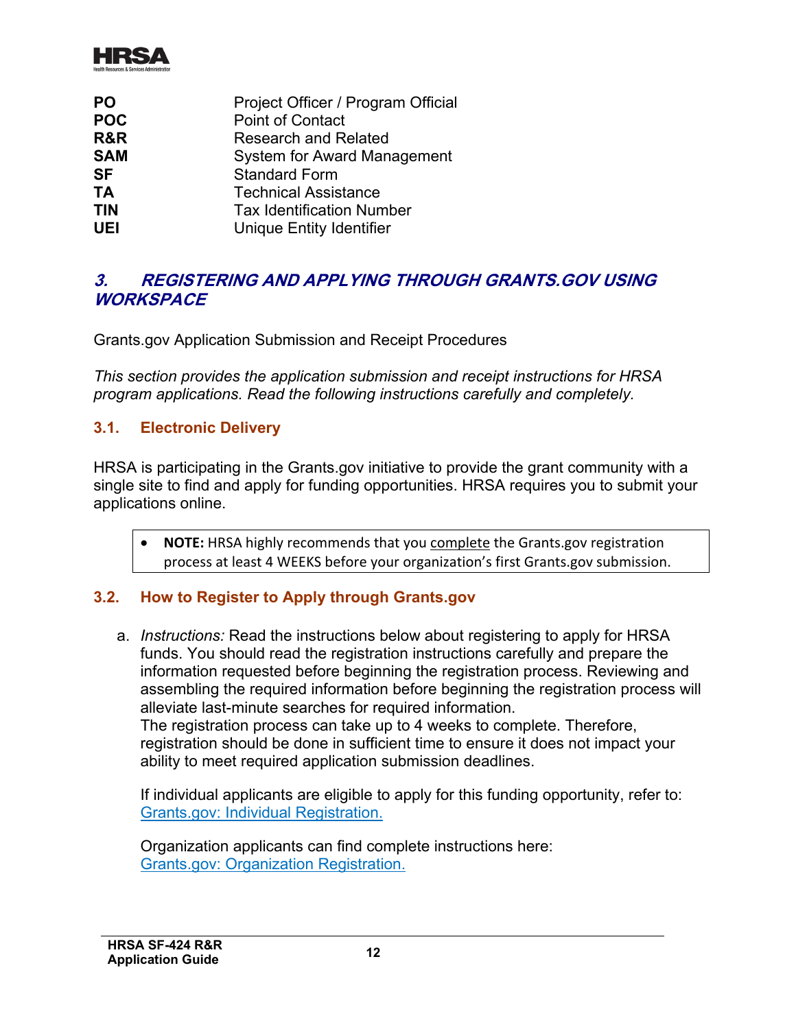| | |
|---|---|
| **PO** | Project Officer / Program Official |
| **POC** | Point of Contact |
| **R&R** | Research and Related |
| **SAM** | System for Award Management |
| **SF** | Standard Form |
| **TA** | Technical Assistance |
| **TIN** | Tax Identification Number |
| **UEI** | Unique Entity Identifier |

## *3. REGISTERING AND APPLYING THROUGH GRANTS.GOV USING WORKSPACE*

Grants.gov Application Submission and Receipt Procedures

*This section provides the application submission and receipt instructions for HRSA program applications. Read the following instructions carefully and completely.*

### 3.1. Electronic Delivery

HRSA is participating in the Grants.gov initiative to provide the grant community with a single site to find and apply for funding opportunities. HRSA requires you to submit your applications online.

- **NOTE:** HRSA highly recommends that you complete the Grants.gov registration process at least 4 WEEKS before your organization's first Grants.gov submission.

### 3.2. How to Register to Apply through Grants.gov

a. *Instructions:* Read the instructions below about registering to apply for HRSA funds. You should read the registration instructions carefully and prepare the information requested before beginning the registration process. Reviewing and assembling the required information before beginning the registration process will alleviate last-minute searches for required information.
The registration process can take up to 4 weeks to complete. Therefore, registration should be done in sufficient time to ensure it does not impact your ability to meet required application submission deadlines.

If individual applicants are eligible to apply for this funding opportunity, refer to: Grants.gov: Individual Registration.

Organization applicants can find complete instructions here: Grants.gov: Organization Registration.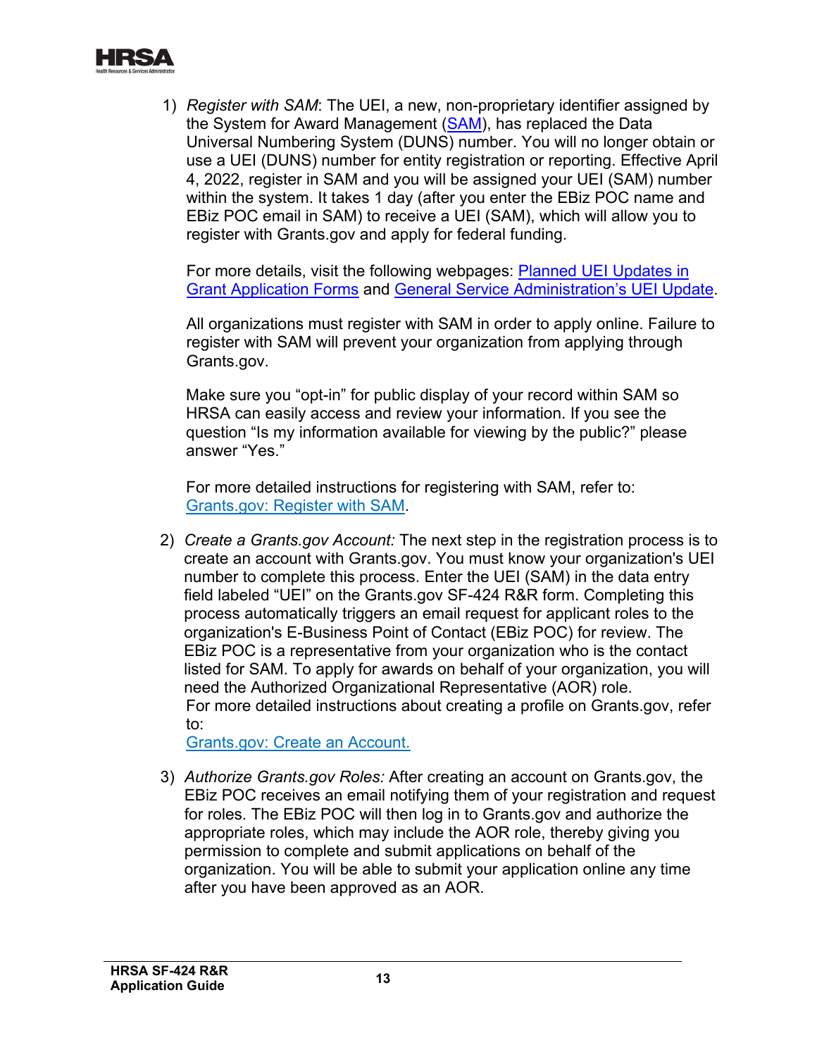1) *Register with SAM*: The UEI, a new, non-proprietary identifier assigned by the System for Award Management (SAM), has replaced the Data Universal Numbering System (DUNS) number. You will no longer obtain or use a UEI (DUNS) number for entity registration or reporting. Effective April 4, 2022, register in SAM and you will be assigned your UEI (SAM) number within the system. It takes 1 day (after you enter the EBiz POC name and EBiz POC email in SAM) to receive a UEI (SAM), which will allow you to register with Grants.gov and apply for federal funding.

   For more details, visit the following webpages: Planned UEI Updates in Grant Application Forms and General Service Administration's UEI Update.

   All organizations must register with SAM in order to apply online. Failure to register with SAM will prevent your organization from applying through Grants.gov.

   Make sure you "opt-in" for public display of your record within SAM so HRSA can easily access and review your information. If you see the question "Is my information available for viewing by the public?" please answer "Yes."

   For more detailed instructions for registering with SAM, refer to: Grants.gov: Register with SAM.

2) *Create a Grants.gov Account:* The next step in the registration process is to create an account with Grants.gov. You must know your organization's UEI number to complete this process. Enter the UEI (SAM) in the data entry field labeled "UEI" on the Grants.gov SF-424 R&R form. Completing this process automatically triggers an email request for applicant roles to the organization's E-Business Point of Contact (EBiz POC) for review. The EBiz POC is a representative from your organization who is the contact listed for SAM. To apply for awards on behalf of your organization, you will need the Authorized Organizational Representative (AOR) role.
   For more detailed instructions about creating a profile on Grants.gov, refer to:
   Grants.gov: Create an Account.

3) *Authorize Grants.gov Roles:* After creating an account on Grants.gov, the EBiz POC receives an email notifying them of your registration and request for roles. The EBiz POC will then log in to Grants.gov and authorize the appropriate roles, which may include the AOR role, thereby giving you permission to complete and submit applications on behalf of the organization. You will be able to submit your application online any time after you have been approved as an AOR.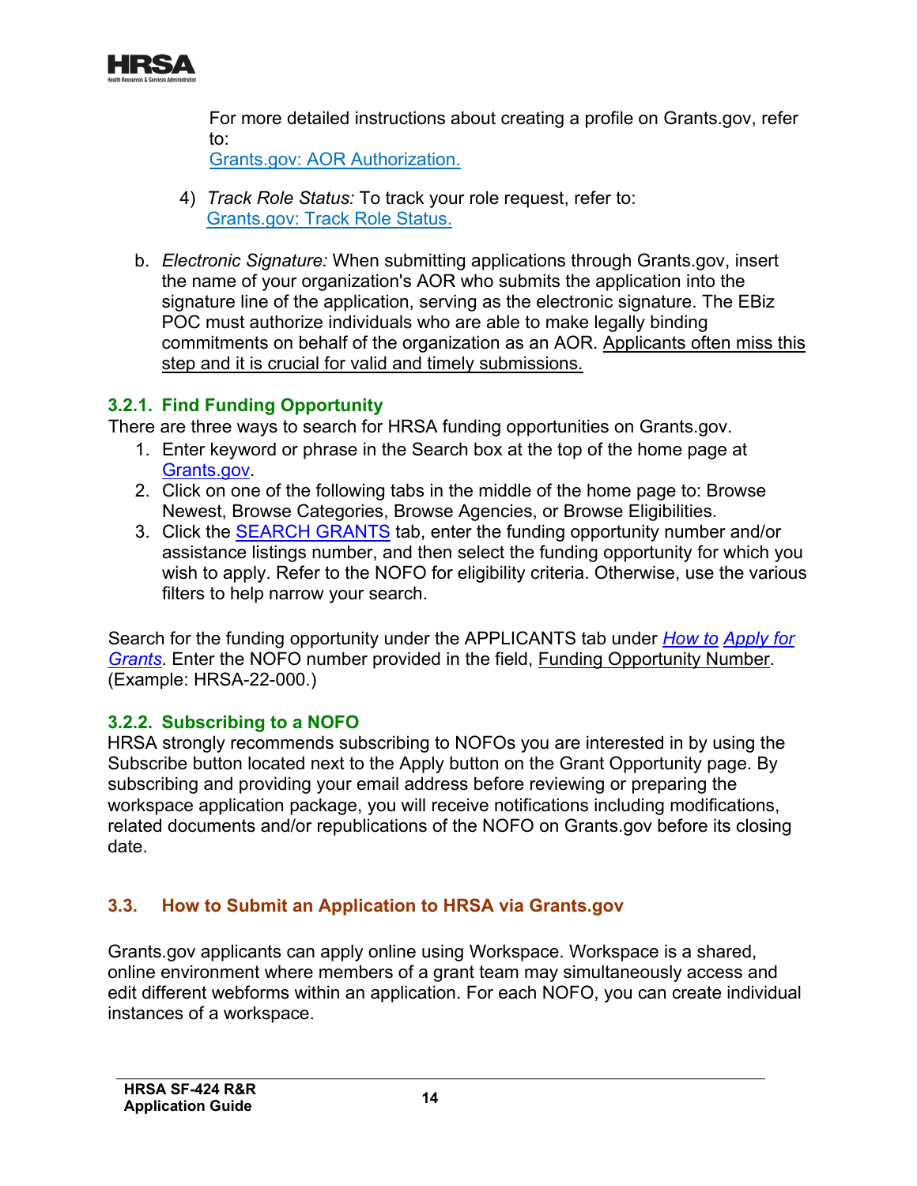For more detailed instructions about creating a profile on Grants.gov, refer to:
[Grants.gov: AOR Authorization.](#)

4) *Track Role Status:* To track your role request, refer to:
[Grants.gov: Track Role Status.](#)

b. *Electronic Signature:* When submitting applications through Grants.gov, insert the name of your organization's AOR who submits the application into the signature line of the application, serving as the electronic signature. The EBiz POC must authorize individuals who are able to make legally binding commitments on behalf of the organization as an AOR. Applicants often miss this step and it is crucial for valid and timely submissions.

### 3.2.1. Find Funding Opportunity

There are three ways to search for HRSA funding opportunities on Grants.gov.

1. Enter keyword or phrase in the Search box at the top of the home page at [Grants.gov](#).
2. Click on one of the following tabs in the middle of the home page to: Browse Newest, Browse Categories, Browse Agencies, or Browse Eligibilities.
3. Click the [SEARCH GRANTS](#) tab, enter the funding opportunity number and/or assistance listings number, and then select the funding opportunity for which you wish to apply. Refer to the NOFO for eligibility criteria. Otherwise, use the various filters to help narrow your search.

Search for the funding opportunity under the APPLICANTS tab under *[How to Apply for Grants](#)*. Enter the NOFO number provided in the field, Funding Opportunity Number. (Example: HRSA-22-000.)

### 3.2.2. Subscribing to a NOFO

HRSA strongly recommends subscribing to NOFOs you are interested in by using the Subscribe button located next to the Apply button on the Grant Opportunity page. By subscribing and providing your email address before reviewing or preparing the workspace application package, you will receive notifications including modifications, related documents and/or republications of the NOFO on Grants.gov before its closing date.

## 3.3. How to Submit an Application to HRSA via Grants.gov

Grants.gov applicants can apply online using Workspace. Workspace is a shared, online environment where members of a grant team may simultaneously access and edit different webforms within an application. For each NOFO, you can create individual instances of a workspace.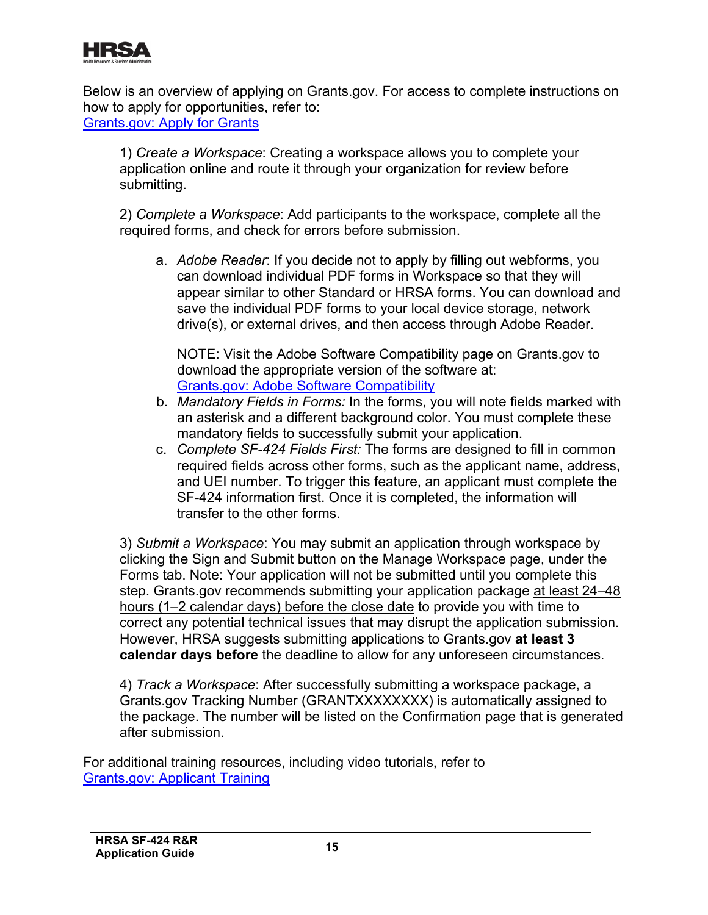Below is an overview of applying on Grants.gov. For access to complete instructions on how to apply for opportunities, refer to:
[Grants.gov: Apply for Grants]

1) *Create a Workspace*: Creating a workspace allows you to complete your application online and route it through your organization for review before submitting.

2) *Complete a Workspace*: Add participants to the workspace, complete all the required forms, and check for errors before submission.

   a. *Adobe Reader*: If you decide not to apply by filling out webforms, you can download individual PDF forms in Workspace so that they will appear similar to other Standard or HRSA forms. You can download and save the individual PDF forms to your local device storage, network drive(s), or external drives, and then access through Adobe Reader.

      NOTE: Visit the Adobe Software Compatibility page on Grants.gov to download the appropriate version of the software at:
      [Grants.gov: Adobe Software Compatibility]

   b. *Mandatory Fields in Forms:* In the forms, you will note fields marked with an asterisk and a different background color. You must complete these mandatory fields to successfully submit your application.

   c. *Complete SF-424 Fields First:* The forms are designed to fill in common required fields across other forms, such as the applicant name, address, and UEI number. To trigger this feature, an applicant must complete the SF-424 information first. Once it is completed, the information will transfer to the other forms.

3) *Submit a Workspace*: You may submit an application through workspace by clicking the Sign and Submit button on the Manage Workspace page, under the Forms tab. Note: Your application will not be submitted until you complete this step. Grants.gov recommends submitting your application package at least 24–48 hours (1–2 calendar days) before the close date to provide you with time to correct any potential technical issues that may disrupt the application submission. However, HRSA suggests submitting applications to Grants.gov **at least 3 calendar days before** the deadline to allow for any unforeseen circumstances.

4) *Track a Workspace*: After successfully submitting a workspace package, a Grants.gov Tracking Number (GRANTXXXXXXXX) is automatically assigned to the package. The number will be listed on the Confirmation page that is generated after submission.

For additional training resources, including video tutorials, refer to
[Grants.gov: Applicant Training]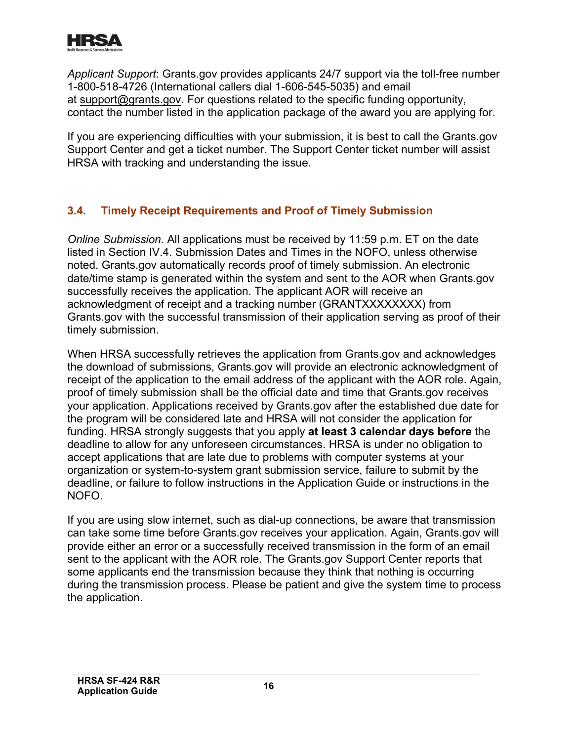*Applicant Support*: Grants.gov provides applicants 24/7 support via the toll-free number 1-800-518-4726 (International callers dial 1-606-545-5035) and email at support@grants.gov. For questions related to the specific funding opportunity, contact the number listed in the application package of the award you are applying for.

If you are experiencing difficulties with your submission, it is best to call the Grants.gov Support Center and get a ticket number. The Support Center ticket number will assist HRSA with tracking and understanding the issue.

### 3.4. Timely Receipt Requirements and Proof of Timely Submission

*Online Submission.* All applications must be received by 11:59 p.m. ET on the date listed in Section IV.4. Submission Dates and Times in the NOFO, unless otherwise noted. Grants.gov automatically records proof of timely submission. An electronic date/time stamp is generated within the system and sent to the AOR when Grants.gov successfully receives the application. The applicant AOR will receive an acknowledgment of receipt and a tracking number (GRANTXXXXXXXX) from Grants.gov with the successful transmission of their application serving as proof of their timely submission.

When HRSA successfully retrieves the application from Grants.gov and acknowledges the download of submissions, Grants.gov will provide an electronic acknowledgment of receipt of the application to the email address of the applicant with the AOR role. Again, proof of timely submission shall be the official date and time that Grants.gov receives your application. Applications received by Grants.gov after the established due date for the program will be considered late and HRSA will not consider the application for funding. HRSA strongly suggests that you apply **at least 3 calendar days before** the deadline to allow for any unforeseen circumstances. HRSA is under no obligation to accept applications that are late due to problems with computer systems at your organization or system-to-system grant submission service, failure to submit by the deadline, or failure to follow instructions in the Application Guide or instructions in the NOFO.

If you are using slow internet, such as dial-up connections, be aware that transmission can take some time before Grants.gov receives your application. Again, Grants.gov will provide either an error or a successfully received transmission in the form of an email sent to the applicant with the AOR role. The Grants.gov Support Center reports that some applicants end the transmission because they think that nothing is occurring during the transmission process. Please be patient and give the system time to process the application.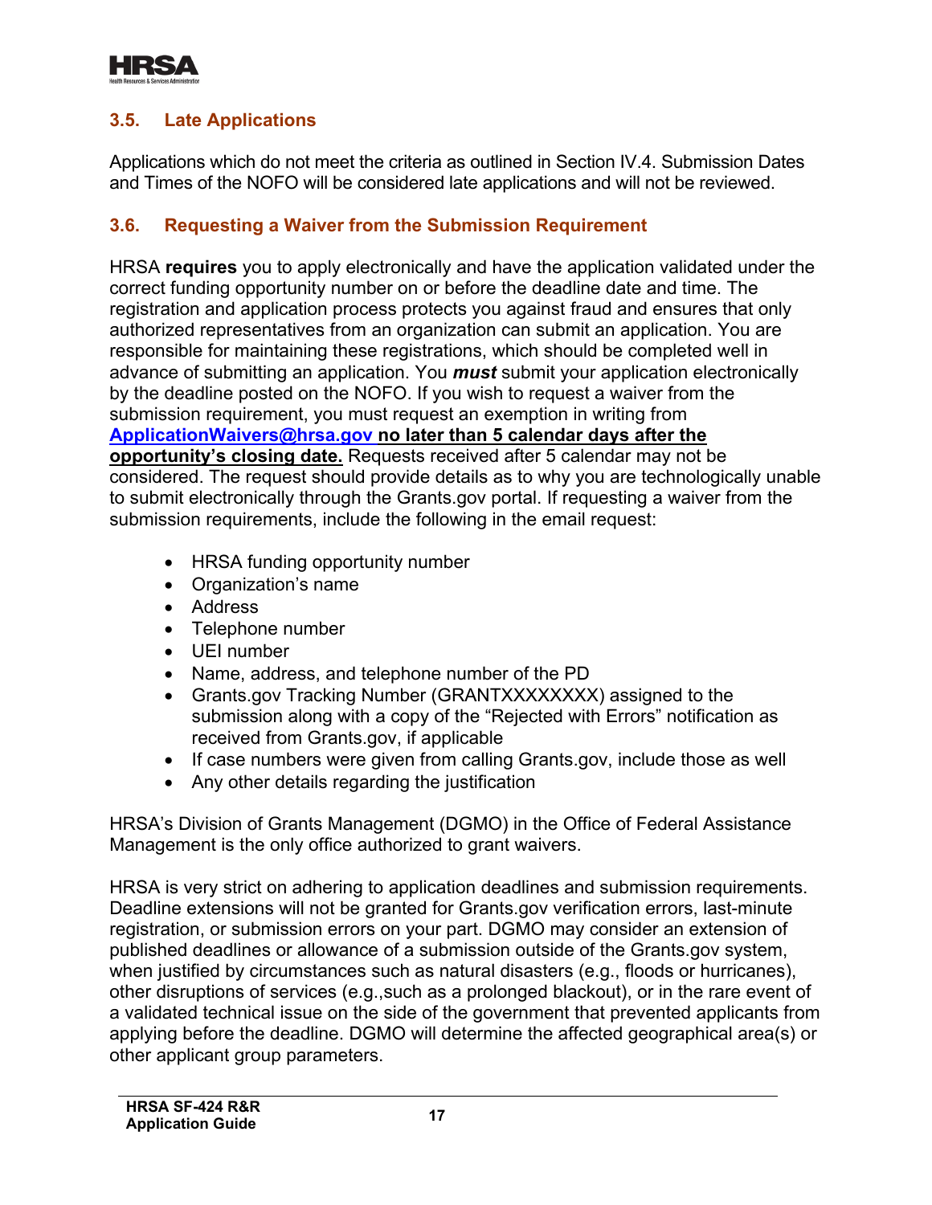### 3.5. Late Applications

Applications which do not meet the criteria as outlined in Section IV.4. Submission Dates and Times of the NOFO will be considered late applications and will not be reviewed.

### 3.6. Requesting a Waiver from the Submission Requirement

HRSA **requires** you to apply electronically and have the application validated under the correct funding opportunity number on or before the deadline date and time. The registration and application process protects you against fraud and ensures that only authorized representatives from an organization can submit an application. You are responsible for maintaining these registrations, which should be completed well in advance of submitting an application. You ***must*** submit your application electronically by the deadline posted on the NOFO. If you wish to request a waiver from the submission requirement, you must request an exemption in writing from ApplicationWaivers@hrsa.gov **no later than 5 calendar days after the opportunity's closing date.** Requests received after 5 calendar may not be considered. The request should provide details as to why you are technologically unable to submit electronically through the Grants.gov portal. If requesting a waiver from the submission requirements, include the following in the email request:

- HRSA funding opportunity number
- Organization's name
- Address
- Telephone number
- UEI number
- Name, address, and telephone number of the PD
- Grants.gov Tracking Number (GRANTXXXXXXXX) assigned to the submission along with a copy of the "Rejected with Errors" notification as received from Grants.gov, if applicable
- If case numbers were given from calling Grants.gov, include those as well
- Any other details regarding the justification

HRSA's Division of Grants Management (DGMO) in the Office of Federal Assistance Management is the only office authorized to grant waivers.

HRSA is very strict on adhering to application deadlines and submission requirements. Deadline extensions will not be granted for Grants.gov verification errors, last-minute registration, or submission errors on your part. DGMO may consider an extension of published deadlines or allowance of a submission outside of the Grants.gov system, when justified by circumstances such as natural disasters (e.g., floods or hurricanes), other disruptions of services (e.g.,such as a prolonged blackout), or in the rare event of a validated technical issue on the side of the government that prevented applicants from applying before the deadline. DGMO will determine the affected geographical area(s) or other applicant group parameters.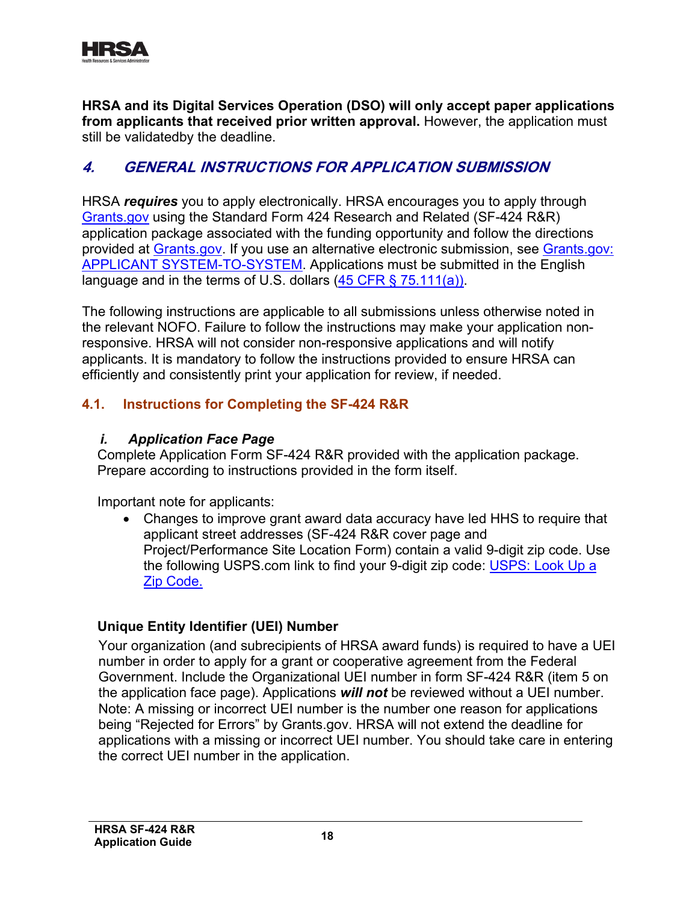**HRSA and its Digital Services Operation (DSO) will only accept paper applications from applicants that received prior written approval.** However, the application must still be validatedby the deadline.

## *4. GENERAL INSTRUCTIONS FOR APPLICATION SUBMISSION*

HRSA ***requires*** you to apply electronically. HRSA encourages you to apply through Grants.gov using the Standard Form 424 Research and Related (SF-424 R&R) application package associated with the funding opportunity and follow the directions provided at Grants.gov. If you use an alternative electronic submission, see Grants.gov: APPLICANT SYSTEM-TO-SYSTEM. Applications must be submitted in the English language and in the terms of U.S. dollars (45 CFR § 75.111(a)).

The following instructions are applicable to all submissions unless otherwise noted in the relevant NOFO. Failure to follow the instructions may make your application non-responsive. HRSA will not consider non-responsive applications and will notify applicants. It is mandatory to follow the instructions provided to ensure HRSA can efficiently and consistently print your application for review, if needed.

### 4.1. Instructions for Completing the SF-424 R&R

#### *i. Application Face Page*

Complete Application Form SF-424 R&R provided with the application package. Prepare according to instructions provided in the form itself.

Important note for applicants:

- Changes to improve grant award data accuracy have led HHS to require that applicant street addresses (SF-424 R&R cover page and Project/Performance Site Location Form) contain a valid 9-digit zip code. Use the following USPS.com link to find your 9-digit zip code: USPS: Look Up a Zip Code.

#### Unique Entity Identifier (UEI) Number

Your organization (and subrecipients of HRSA award funds) is required to have a UEI number in order to apply for a grant or cooperative agreement from the Federal Government. Include the Organizational UEI number in form SF-424 R&R (item 5 on the application face page). Applications ***will not*** be reviewed without a UEI number. Note: A missing or incorrect UEI number is the number one reason for applications being "Rejected for Errors" by Grants.gov. HRSA will not extend the deadline for applications with a missing or incorrect UEI number. You should take care in entering the correct UEI number in the application.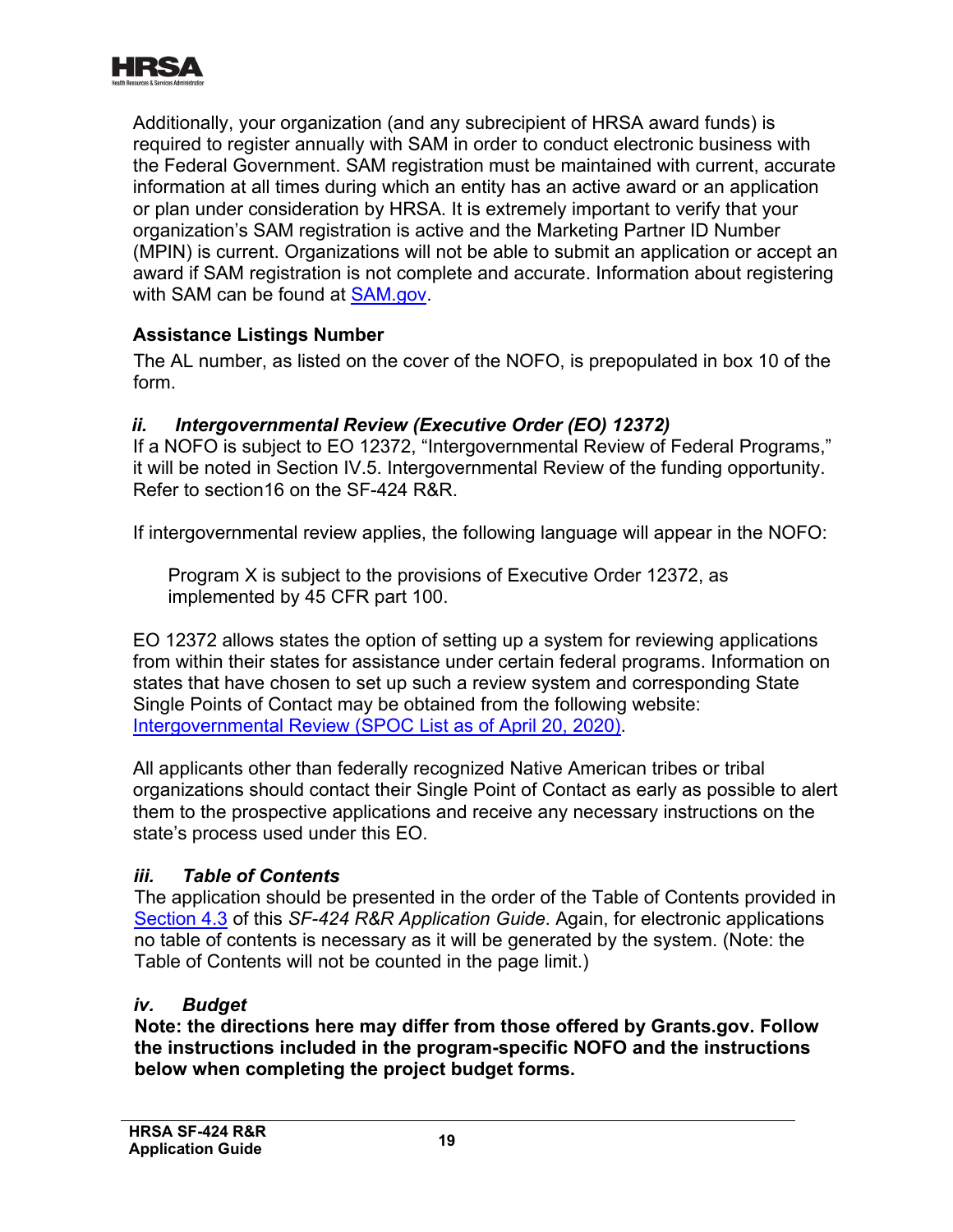Additionally, your organization (and any subrecipient of HRSA award funds) is required to register annually with SAM in order to conduct electronic business with the Federal Government. SAM registration must be maintained with current, accurate information at all times during which an entity has an active award or an application or plan under consideration by HRSA. It is extremely important to verify that your organization's SAM registration is active and the Marketing Partner ID Number (MPIN) is current. Organizations will not be able to submit an application or accept an award if SAM registration is not complete and accurate. Information about registering with SAM can be found at [SAM.gov](SAM.gov).

**Assistance Listings Number**

The AL number, as listed on the cover of the NOFO, is prepopulated in box 10 of the form.

### *ii. Intergovernmental Review (Executive Order (EO) 12372)*

If a NOFO is subject to EO 12372, "Intergovernmental Review of Federal Programs," it will be noted in Section IV.5. Intergovernmental Review of the funding opportunity. Refer to section16 on the SF-424 R&R.

If intergovernmental review applies, the following language will appear in the NOFO:

> Program X is subject to the provisions of Executive Order 12372, as implemented by 45 CFR part 100.

EO 12372 allows states the option of setting up a system for reviewing applications from within their states for assistance under certain federal programs. Information on states that have chosen to set up such a review system and corresponding State Single Points of Contact may be obtained from the following website: Intergovernmental Review (SPOC List as of April 20, 2020).

All applicants other than federally recognized Native American tribes or tribal organizations should contact their Single Point of Contact as early as possible to alert them to the prospective applications and receive any necessary instructions on the state's process used under this EO.

### *iii. Table of Contents*

The application should be presented in the order of the Table of Contents provided in Section 4.3 of this *SF-424 R&R Application Guide*. Again, for electronic applications no table of contents is necessary as it will be generated by the system. (Note: the Table of Contents will not be counted in the page limit.)

### *iv. Budget*

**Note: the directions here may differ from those offered by Grants.gov. Follow the instructions included in the program-specific NOFO and the instructions below when completing the project budget forms.**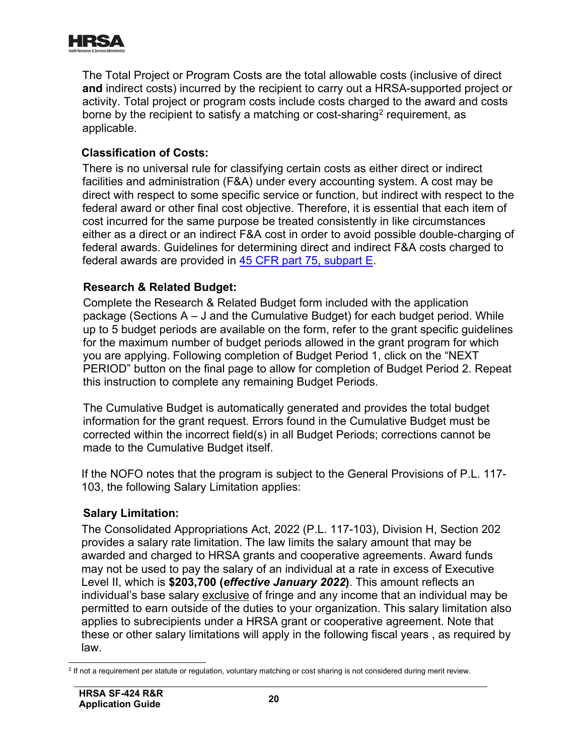The Total Project or Program Costs are the total allowable costs (inclusive of direct **and** indirect costs) incurred by the recipient to carry out a HRSA-supported project or activity. Total project or program costs include costs charged to the award and costs borne by the recipient to satisfy a matching or cost-sharing[2] requirement, as applicable.

**Classification of Costs:**

There is no universal rule for classifying certain costs as either direct or indirect facilities and administration (F&A) under every accounting system. A cost may be direct with respect to some specific service or function, but indirect with respect to the federal award or other final cost objective. Therefore, it is essential that each item of cost incurred for the same purpose be treated consistently in like circumstances either as a direct or an indirect F&A cost in order to avoid possible double-charging of federal awards. Guidelines for determining direct and indirect F&A costs charged to federal awards are provided in 45 CFR part 75, subpart E.

**Research & Related Budget:**

Complete the Research & Related Budget form included with the application package (Sections A – J and the Cumulative Budget) for each budget period. While up to 5 budget periods are available on the form, refer to the grant specific guidelines for the maximum number of budget periods allowed in the grant program for which you are applying. Following completion of Budget Period 1, click on the "NEXT PERIOD" button on the final page to allow for completion of Budget Period 2. Repeat this instruction to complete any remaining Budget Periods.

The Cumulative Budget is automatically generated and provides the total budget information for the grant request. Errors found in the Cumulative Budget must be corrected within the incorrect field(s) in all Budget Periods; corrections cannot be made to the Cumulative Budget itself.

If the NOFO notes that the program is subject to the General Provisions of P.L. 117-103, the following Salary Limitation applies:

**Salary Limitation:**

The Consolidated Appropriations Act, 2022 (P.L. 117-103), Division H, Section 202 provides a salary rate limitation. The law limits the salary amount that may be awarded and charged to HRSA grants and cooperative agreements. Award funds may not be used to pay the salary of an individual at a rate in excess of Executive Level II, which is **$203,700 (*effective January 2022*)**. This amount reflects an individual's base salary exclusive of fringe and any income that an individual may be permitted to earn outside of the duties to your organization. This salary limitation also applies to subrecipients under a HRSA grant or cooperative agreement. Note that these or other salary limitations will apply in the following fiscal years , as required by law.

---

[2] If not a requirement per statute or regulation, voluntary matching or cost sharing is not considered during merit review.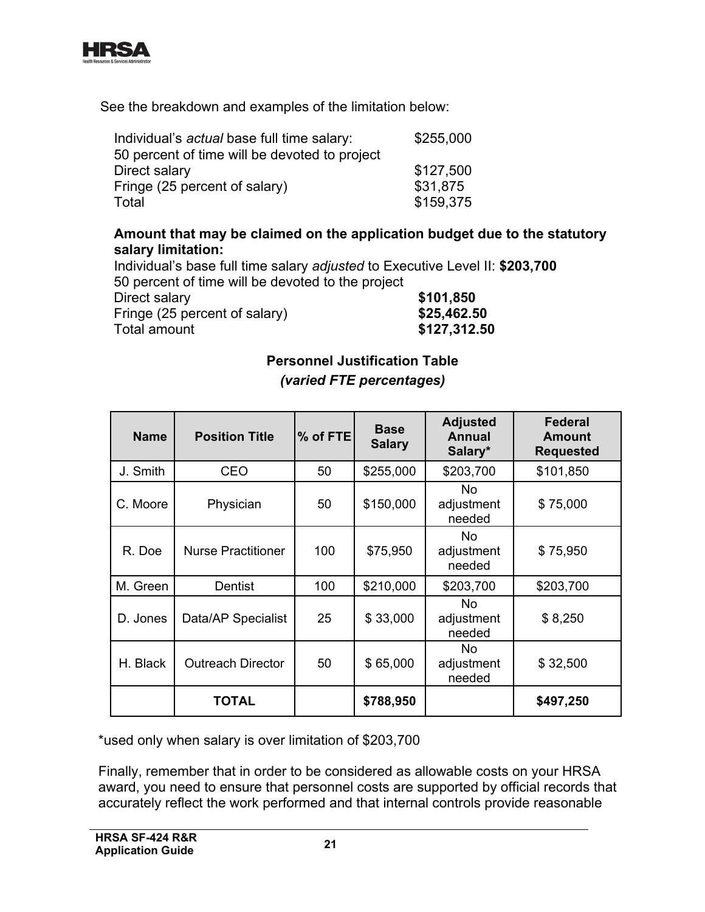See the breakdown and examples of the limitation below:

Individual's *actual* base full time salary: $255,000
50 percent of time will be devoted to project
Direct salary $127,500
Fringe (25 percent of salary) $31,875
Total $159,375

**Amount that may be claimed on the application budget due to the statutory salary limitation:**

Individual's base full time salary *adjusted* to Executive Level II: **$203,700**
50 percent of time will be devoted to the project
Direct salary **$101,850**
Fringe (25 percent of salary) **$25,462.50**
Total amount **$127,312.50**

**Personnel Justification Table**

***(varied FTE percentages)***

| Name | Position Title | % of FTE | Base Salary | Adjusted Annual Salary* | Federal Amount Requested |
|---|---|---|---|---|---|
| J. Smith | CEO | 50 | $255,000 | $203,700 | $101,850 |
| C. Moore | Physician | 50 | $150,000 | No adjustment needed | $ 75,000 |
| R. Doe | Nurse Practitioner | 100 | $75,950 | No adjustment needed | $ 75,950 |
| M. Green | Dentist | 100 | $210,000 | $203,700 | $203,700 |
| D. Jones | Data/AP Specialist | 25 | $ 33,000 | No adjustment needed | $ 8,250 |
| H. Black | Outreach Director | 50 | $ 65,000 | No adjustment needed | $ 32,500 |
| | **TOTAL** | | **$788,950** | | **$497,250** |

*used only when salary is over limitation of $203,700

Finally, remember that in order to be considered as allowable costs on your HRSA award, you need to ensure that personnel costs are supported by official records that accurately reflect the work performed and that internal controls provide reasonable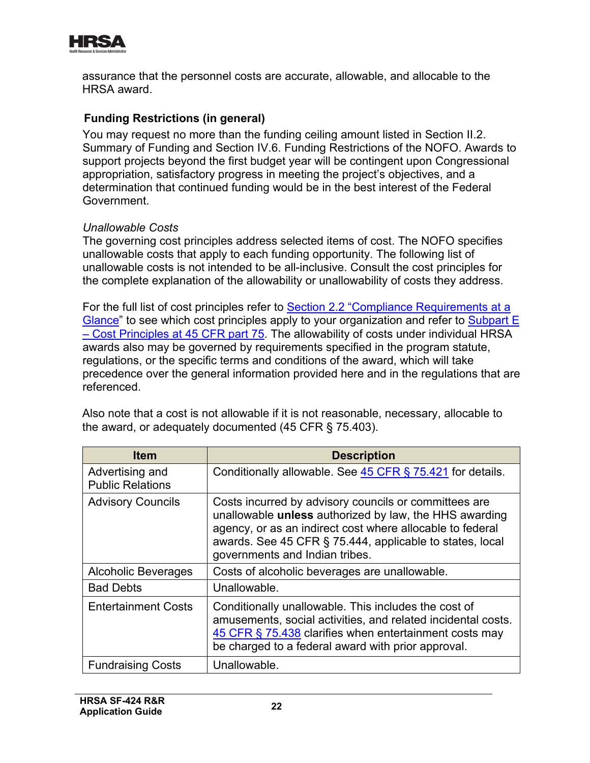assurance that the personnel costs are accurate, allowable, and allocable to the HRSA award.

### Funding Restrictions (in general)

You may request no more than the funding ceiling amount listed in Section II.2. Summary of Funding and Section IV.6. Funding Restrictions of the NOFO. Awards to support projects beyond the first budget year will be contingent upon Congressional appropriation, satisfactory progress in meeting the project's objectives, and a determination that continued funding would be in the best interest of the Federal Government.

*Unallowable Costs*

The governing cost principles address selected items of cost. The NOFO specifies unallowable costs that apply to each funding opportunity. The following list of unallowable costs is not intended to be all-inclusive. Consult the cost principles for the complete explanation of the allowability or unallowability of costs they address.

For the full list of cost principles refer to Section 2.2 "Compliance Requirements at a Glance" to see which cost principles apply to your organization and refer to Subpart E – Cost Principles at 45 CFR part 75. The allowability of costs under individual HRSA awards also may be governed by requirements specified in the program statute, regulations, or the specific terms and conditions of the award, which will take precedence over the general information provided here and in the regulations that are referenced.

Also note that a cost is not allowable if it is not reasonable, necessary, allocable to the award, or adequately documented (45 CFR § 75.403).

| Item | Description |
| --- | --- |
| Advertising and Public Relations | Conditionally allowable. See 45 CFR § 75.421 for details. |
| Advisory Councils | Costs incurred by advisory councils or committees are unallowable **unless** authorized by law, the HHS awarding agency, or as an indirect cost where allocable to federal awards. See 45 CFR § 75.444, applicable to states, local governments and Indian tribes. |
| Alcoholic Beverages | Costs of alcoholic beverages are unallowable. |
| Bad Debts | Unallowable. |
| Entertainment Costs | Conditionally unallowable. This includes the cost of amusements, social activities, and related incidental costs. 45 CFR § 75.438 clarifies when entertainment costs may be charged to a federal award with prior approval. |
| Fundraising Costs | Unallowable. |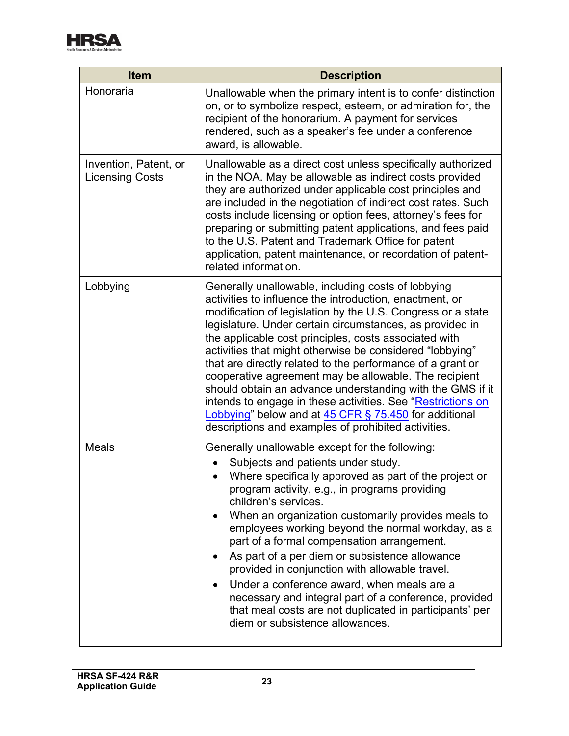| Item | Description |
|---|---|
| Honoraria | Unallowable when the primary intent is to confer distinction on, or to symbolize respect, esteem, or admiration for, the recipient of the honorarium. A payment for services rendered, such as a speaker's fee under a conference award, is allowable. |
| Invention, Patent, or Licensing Costs | Unallowable as a direct cost unless specifically authorized in the NOA. May be allowable as indirect costs provided they are authorized under applicable cost principles and are included in the negotiation of indirect cost rates. Such costs include licensing or option fees, attorney's fees for preparing or submitting patent applications, and fees paid to the U.S. Patent and Trademark Office for patent application, patent maintenance, or recordation of patent-related information. |
| Lobbying | Generally unallowable, including costs of lobbying activities to influence the introduction, enactment, or modification of legislation by the U.S. Congress or a state legislature. Under certain circumstances, as provided in the applicable cost principles, costs associated with activities that might otherwise be considered "lobbying" that are directly related to the performance of a grant or cooperative agreement may be allowable. The recipient should obtain an advance understanding with the GMS if it intends to engage in these activities. See "Restrictions on Lobbying" below and at 45 CFR § 75.450 for additional descriptions and examples of prohibited activities. |
| Meals | Generally unallowable except for the following: <br>• Subjects and patients under study. <br>• Where specifically approved as part of the project or program activity, e.g., in programs providing children's services. <br>• When an organization customarily provides meals to employees working beyond the normal workday, as a part of a formal compensation arrangement. <br>• As part of a per diem or subsistence allowance provided in conjunction with allowable travel. <br>• Under a conference award, when meals are a necessary and integral part of a conference, provided that meal costs are not duplicated in participants' per diem or subsistence allowances. |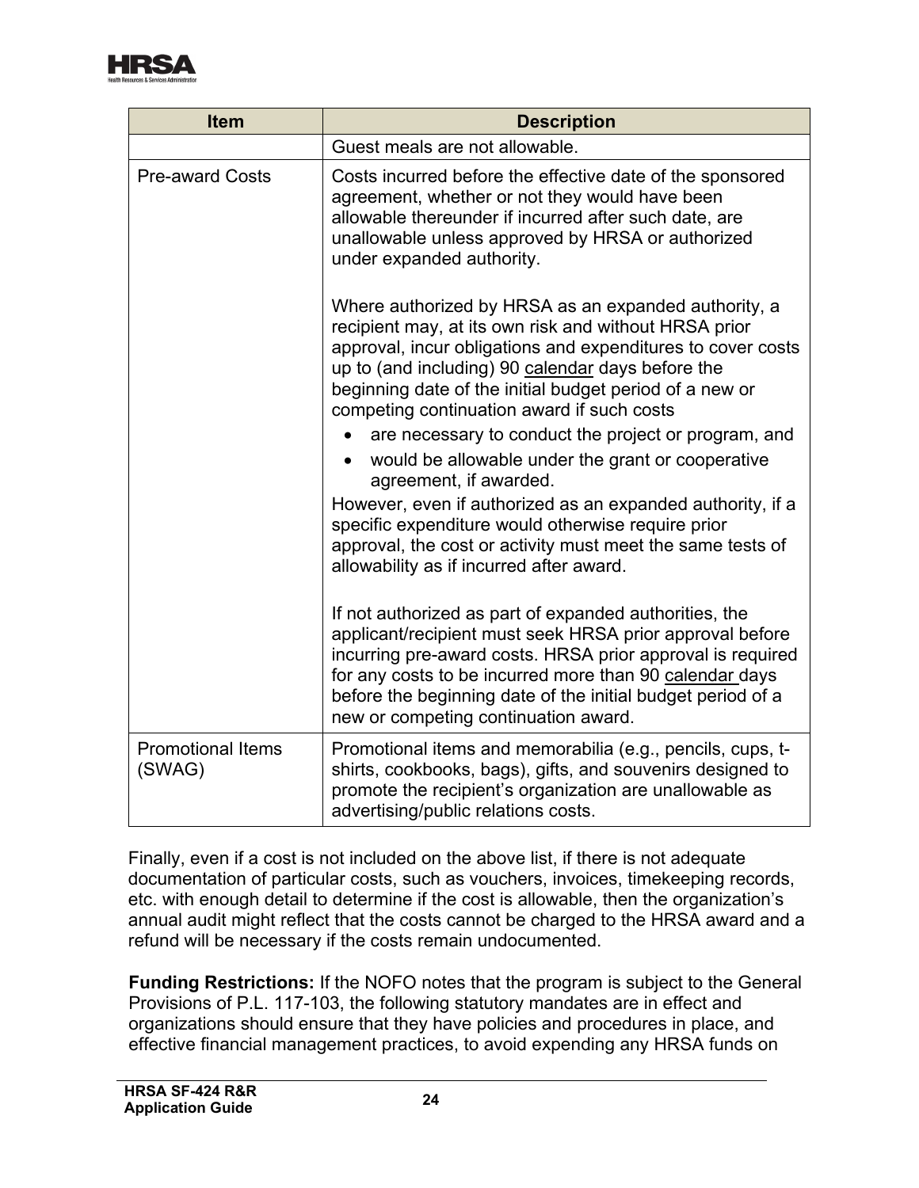| Item | Description |
| --- | --- |
| | Guest meals are not allowable. |
| Pre-award Costs | Costs incurred before the effective date of the sponsored agreement, whether or not they would have been allowable thereunder if incurred after such date, are unallowable unless approved by HRSA or authorized under expanded authority.<br><br>Where authorized by HRSA as an expanded authority, a recipient may, at its own risk and without HRSA prior approval, incur obligations and expenditures to cover costs up to (and including) 90 calendar days before the beginning date of the initial budget period of a new or competing continuation award if such costs<br>• are necessary to conduct the project or program, and<br>• would be allowable under the grant or cooperative agreement, if awarded.<br>However, even if authorized as an expanded authority, if a specific expenditure would otherwise require prior approval, the cost or activity must meet the same tests of allowability as if incurred after award.<br><br>If not authorized as part of expanded authorities, the applicant/recipient must seek HRSA prior approval before incurring pre-award costs. HRSA prior approval is required for any costs to be incurred more than 90 calendar days before the beginning date of the initial budget period of a new or competing continuation award. |
| Promotional Items (SWAG) | Promotional items and memorabilia (e.g., pencils, cups, t-shirts, cookbooks, bags), gifts, and souvenirs designed to promote the recipient's organization are unallowable as advertising/public relations costs. |

Finally, even if a cost is not included on the above list, if there is not adequate documentation of particular costs, such as vouchers, invoices, timekeeping records, etc. with enough detail to determine if the cost is allowable, then the organization's annual audit might reflect that the costs cannot be charged to the HRSA award and a refund will be necessary if the costs remain undocumented.

**Funding Restrictions:** If the NOFO notes that the program is subject to the General Provisions of P.L. 117-103, the following statutory mandates are in effect and organizations should ensure that they have policies and procedures in place, and effective financial management practices, to avoid expending any HRSA funds on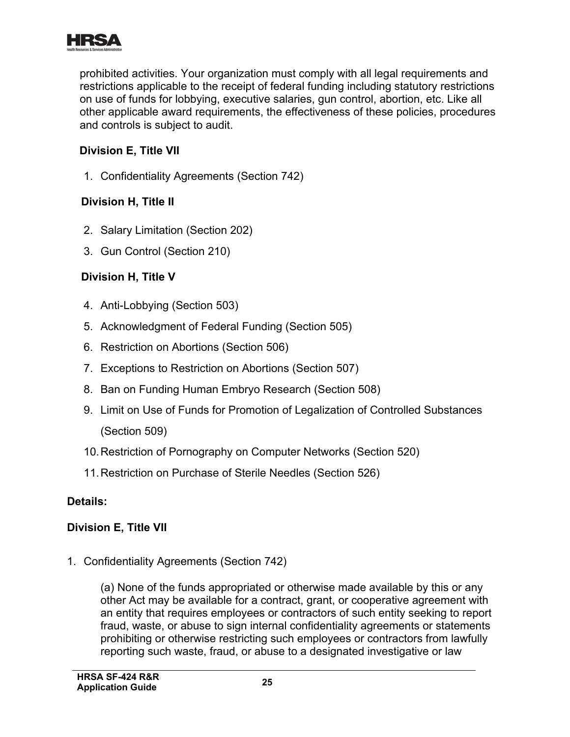prohibited activities. Your organization must comply with all legal requirements and restrictions applicable to the receipt of federal funding including statutory restrictions on use of funds for lobbying, executive salaries, gun control, abortion, etc. Like all other applicable award requirements, the effectiveness of these policies, procedures and controls is subject to audit.

**Division E, Title VII**

1. Confidentiality Agreements (Section 742)

**Division H, Title II**

2. Salary Limitation (Section 202)
3. Gun Control (Section 210)

**Division H, Title V**

4. Anti-Lobbying (Section 503)
5. Acknowledgment of Federal Funding (Section 505)
6. Restriction on Abortions (Section 506)
7. Exceptions to Restriction on Abortions (Section 507)
8. Ban on Funding Human Embryo Research (Section 508)
9. Limit on Use of Funds for Promotion of Legalization of Controlled Substances (Section 509)
10. Restriction of Pornography on Computer Networks (Section 520)
11. Restriction on Purchase of Sterile Needles (Section 526)

**Details:**

**Division E, Title VII**

1. Confidentiality Agreements (Section 742)

   (a) None of the funds appropriated or otherwise made available by this or any other Act may be available for a contract, grant, or cooperative agreement with an entity that requires employees or contractors of such entity seeking to report fraud, waste, or abuse to sign internal confidentiality agreements or statements prohibiting or otherwise restricting such employees or contractors from lawfully reporting such waste, fraud, or abuse to a designated investigative or law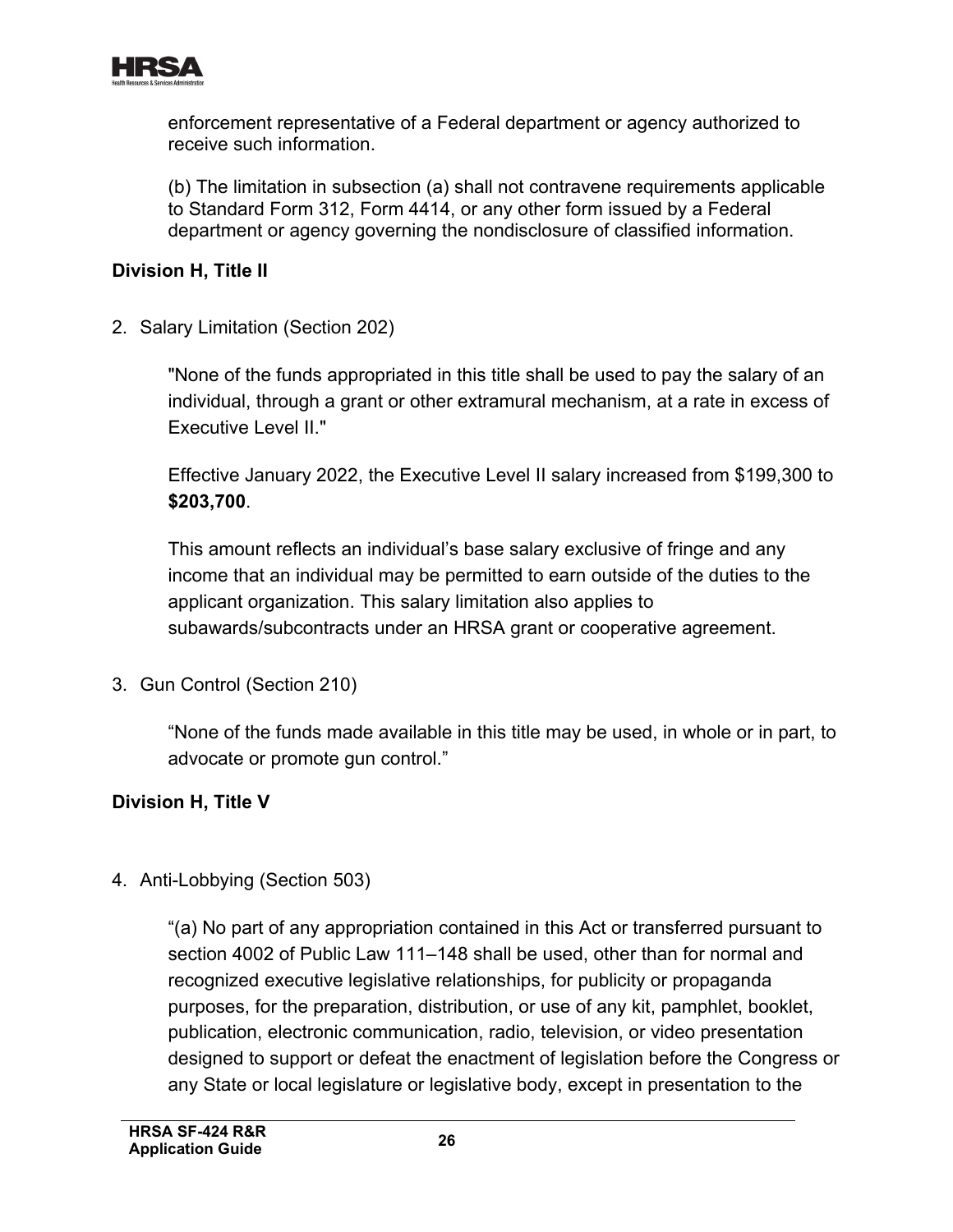enforcement representative of a Federal department or agency authorized to receive such information.

(b) The limitation in subsection (a) shall not contravene requirements applicable to Standard Form 312, Form 4414, or any other form issued by a Federal department or agency governing the nondisclosure of classified information.

**Division H, Title II**

2. Salary Limitation (Section 202)

   "None of the funds appropriated in this title shall be used to pay the salary of an individual, through a grant or other extramural mechanism, at a rate in excess of Executive Level II."

   Effective January 2022, the Executive Level II salary increased from $199,300 to **$203,700**.

   This amount reflects an individual's base salary exclusive of fringe and any income that an individual may be permitted to earn outside of the duties to the applicant organization. This salary limitation also applies to subawards/subcontracts under an HRSA grant or cooperative agreement.

3. Gun Control (Section 210)

   "None of the funds made available in this title may be used, in whole or in part, to advocate or promote gun control."

**Division H, Title V**

4. Anti-Lobbying (Section 503)

   "(a) No part of any appropriation contained in this Act or transferred pursuant to section 4002 of Public Law 111–148 shall be used, other than for normal and recognized executive legislative relationships, for publicity or propaganda purposes, for the preparation, distribution, or use of any kit, pamphlet, booklet, publication, electronic communication, radio, television, or video presentation designed to support or defeat the enactment of legislation before the Congress or any State or local legislature or legislative body, except in presentation to the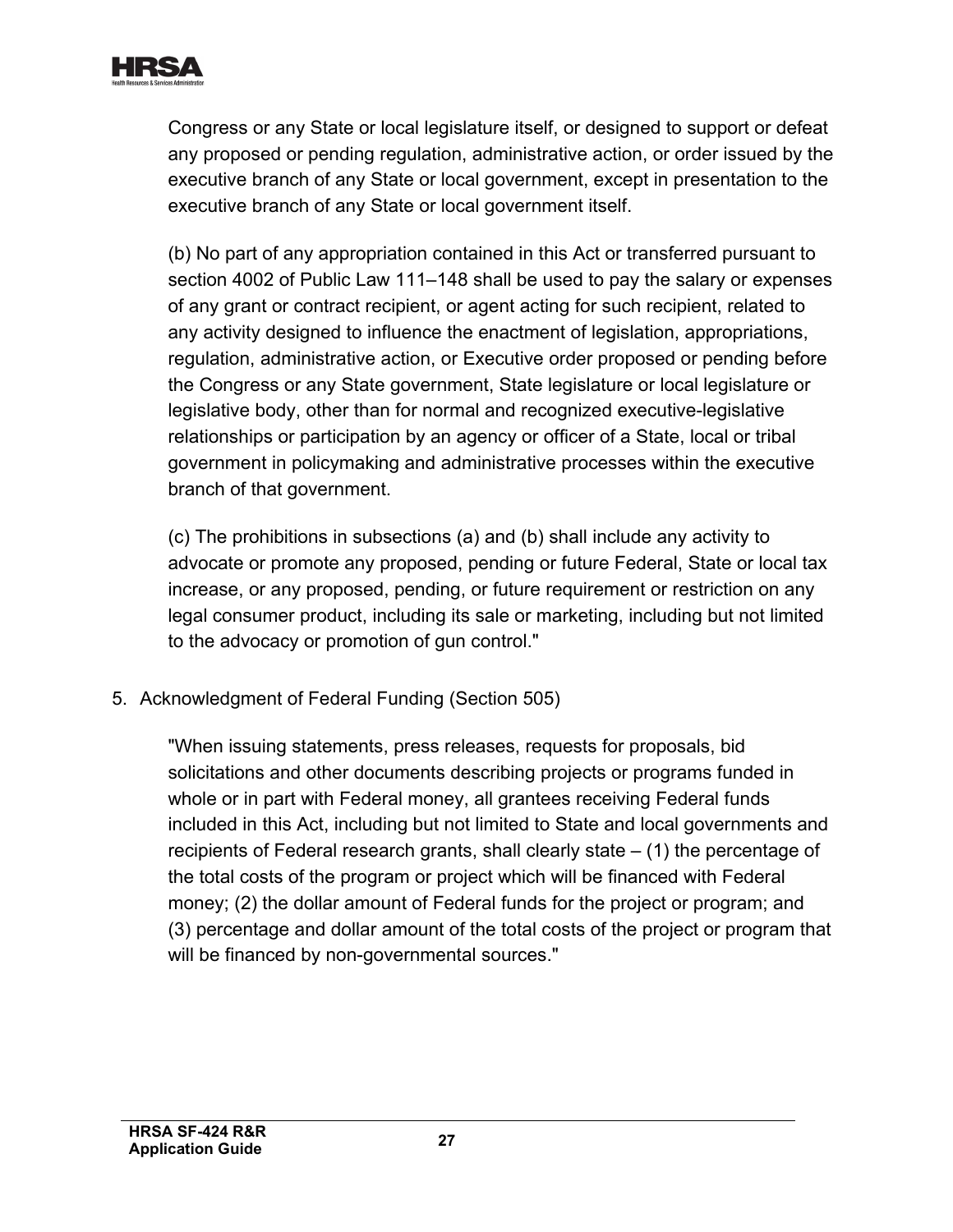Congress or any State or local legislature itself, or designed to support or defeat any proposed or pending regulation, administrative action, or order issued by the executive branch of any State or local government, except in presentation to the executive branch of any State or local government itself.

(b) No part of any appropriation contained in this Act or transferred pursuant to section 4002 of Public Law 111–148 shall be used to pay the salary or expenses of any grant or contract recipient, or agent acting for such recipient, related to any activity designed to influence the enactment of legislation, appropriations, regulation, administrative action, or Executive order proposed or pending before the Congress or any State government, State legislature or local legislature or legislative body, other than for normal and recognized executive-legislative relationships or participation by an agency or officer of a State, local or tribal government in policymaking and administrative processes within the executive branch of that government.

(c) The prohibitions in subsections (a) and (b) shall include any activity to advocate or promote any proposed, pending or future Federal, State or local tax increase, or any proposed, pending, or future requirement or restriction on any legal consumer product, including its sale or marketing, including but not limited to the advocacy or promotion of gun control."

5. Acknowledgment of Federal Funding (Section 505)

   "When issuing statements, press releases, requests for proposals, bid solicitations and other documents describing projects or programs funded in whole or in part with Federal money, all grantees receiving Federal funds included in this Act, including but not limited to State and local governments and recipients of Federal research grants, shall clearly state – (1) the percentage of the total costs of the program or project which will be financed with Federal money; (2) the dollar amount of Federal funds for the project or program; and (3) percentage and dollar amount of the total costs of the project or program that will be financed by non-governmental sources."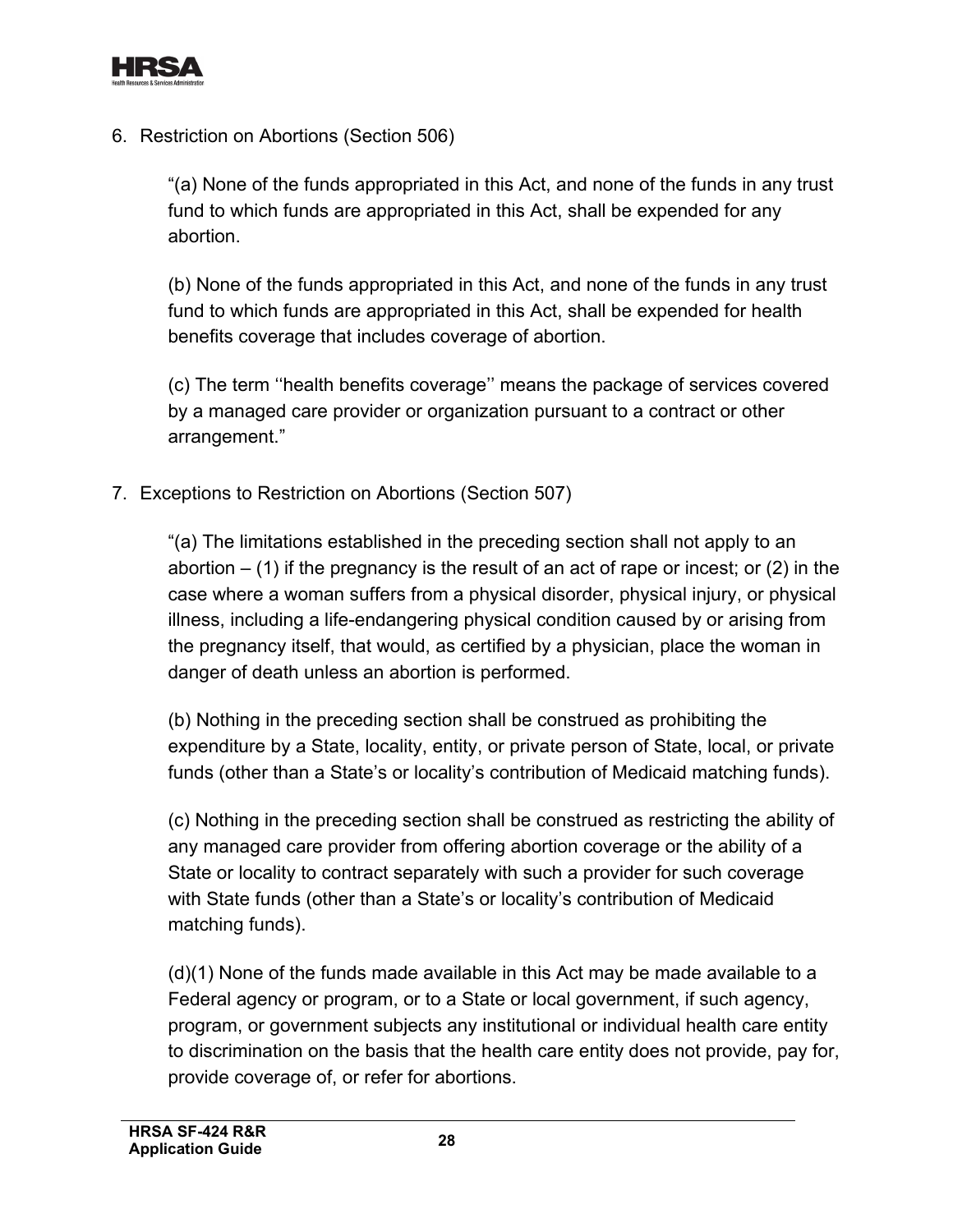6. Restriction on Abortions (Section 506)

   “(a) None of the funds appropriated in this Act, and none of the funds in any trust fund to which funds are appropriated in this Act, shall be expended for any abortion.

   (b) None of the funds appropriated in this Act, and none of the funds in any trust fund to which funds are appropriated in this Act, shall be expended for health benefits coverage that includes coverage of abortion.

   (c) The term ‘‘health benefits coverage’’ means the package of services covered by a managed care provider or organization pursuant to a contract or other arrangement.”

7. Exceptions to Restriction on Abortions (Section 507)

   “(a) The limitations established in the preceding section shall not apply to an abortion – (1) if the pregnancy is the result of an act of rape or incest; or (2) in the case where a woman suffers from a physical disorder, physical injury, or physical illness, including a life-endangering physical condition caused by or arising from the pregnancy itself, that would, as certified by a physician, place the woman in danger of death unless an abortion is performed.

   (b) Nothing in the preceding section shall be construed as prohibiting the expenditure by a State, locality, entity, or private person of State, local, or private funds (other than a State’s or locality’s contribution of Medicaid matching funds).

   (c) Nothing in the preceding section shall be construed as restricting the ability of any managed care provider from offering abortion coverage or the ability of a State or locality to contract separately with such a provider for such coverage with State funds (other than a State’s or locality’s contribution of Medicaid matching funds).

   (d)(1) None of the funds made available in this Act may be made available to a Federal agency or program, or to a State or local government, if such agency, program, or government subjects any institutional or individual health care entity to discrimination on the basis that the health care entity does not provide, pay for, provide coverage of, or refer for abortions.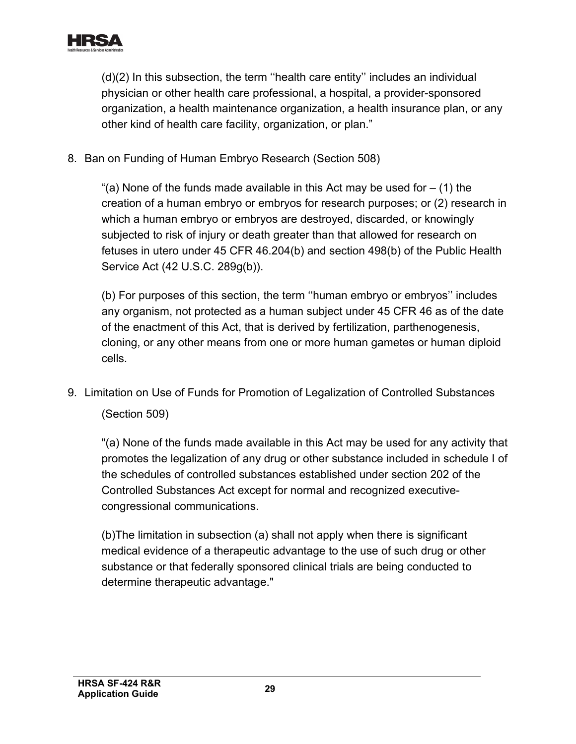(d)(2) In this subsection, the term ''health care entity'' includes an individual physician or other health care professional, a hospital, a provider-sponsored organization, a health maintenance organization, a health insurance plan, or any other kind of health care facility, organization, or plan."

8. Ban on Funding of Human Embryo Research (Section 508)

   "(a) None of the funds made available in this Act may be used for – (1) the creation of a human embryo or embryos for research purposes; or (2) research in which a human embryo or embryos are destroyed, discarded, or knowingly subjected to risk of injury or death greater than that allowed for research on fetuses in utero under 45 CFR 46.204(b) and section 498(b) of the Public Health Service Act (42 U.S.C. 289g(b)).

   (b) For purposes of this section, the term ''human embryo or embryos'' includes any organism, not protected as a human subject under 45 CFR 46 as of the date of the enactment of this Act, that is derived by fertilization, parthenogenesis, cloning, or any other means from one or more human gametes or human diploid cells.

9. Limitation on Use of Funds for Promotion of Legalization of Controlled Substances (Section 509)

   "(a) None of the funds made available in this Act may be used for any activity that promotes the legalization of any drug or other substance included in schedule I of the schedules of controlled substances established under section 202 of the Controlled Substances Act except for normal and recognized executive-congressional communications.

   (b)The limitation in subsection (a) shall not apply when there is significant medical evidence of a therapeutic advantage to the use of such drug or other substance or that federally sponsored clinical trials are being conducted to determine therapeutic advantage."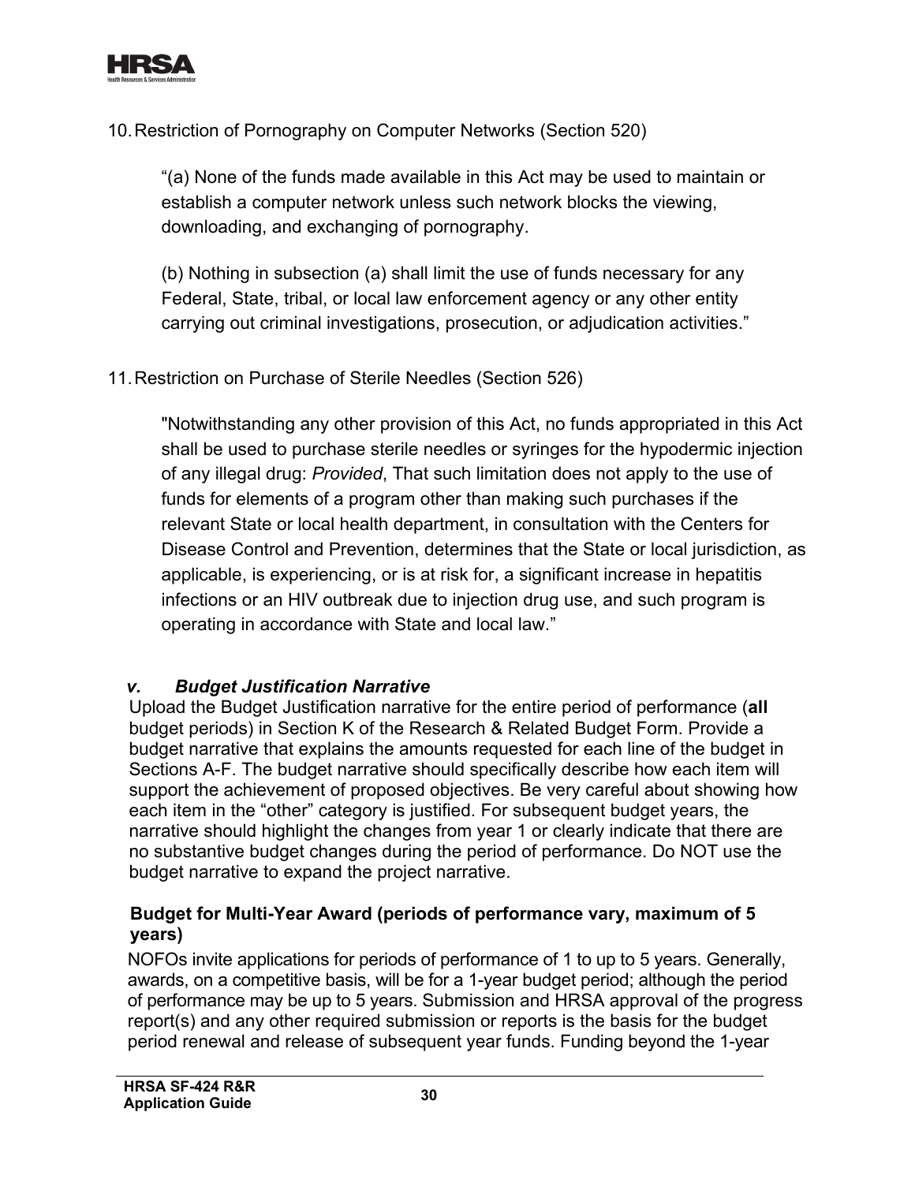10. Restriction of Pornography on Computer Networks (Section 520)

    "(a) None of the funds made available in this Act may be used to maintain or establish a computer network unless such network blocks the viewing, downloading, and exchanging of pornography.

    (b) Nothing in subsection (a) shall limit the use of funds necessary for any Federal, State, tribal, or local law enforcement agency or any other entity carrying out criminal investigations, prosecution, or adjudication activities."

11. Restriction on Purchase of Sterile Needles (Section 526)

    "Notwithstanding any other provision of this Act, no funds appropriated in this Act shall be used to purchase sterile needles or syringes for the hypodermic injection of any illegal drug: *Provided*, That such limitation does not apply to the use of funds for elements of a program other than making such purchases if the relevant State or local health department, in consultation with the Centers for Disease Control and Prevention, determines that the State or local jurisdiction, as applicable, is experiencing, or is at risk for, a significant increase in hepatitis infections or an HIV outbreak due to injection drug use, and such program is operating in accordance with State and local law."

### *v. Budget Justification Narrative*

Upload the Budget Justification narrative for the entire period of performance (**all** budget periods) in Section K of the Research & Related Budget Form. Provide a budget narrative that explains the amounts requested for each line of the budget in Sections A-F. The budget narrative should specifically describe how each item will support the achievement of proposed objectives. Be very careful about showing how each item in the "other" category is justified. For subsequent budget years, the narrative should highlight the changes from year 1 or clearly indicate that there are no substantive budget changes during the period of performance. Do NOT use the budget narrative to expand the project narrative.

**Budget for Multi-Year Award (periods of performance vary, maximum of 5 years)**

NOFOs invite applications for periods of performance of 1 to up to 5 years. Generally, awards, on a competitive basis, will be for a 1-year budget period; although the period of performance may be up to 5 years. Submission and HRSA approval of the progress report(s) and any other required submission or reports is the basis for the budget period renewal and release of subsequent year funds. Funding beyond the 1-year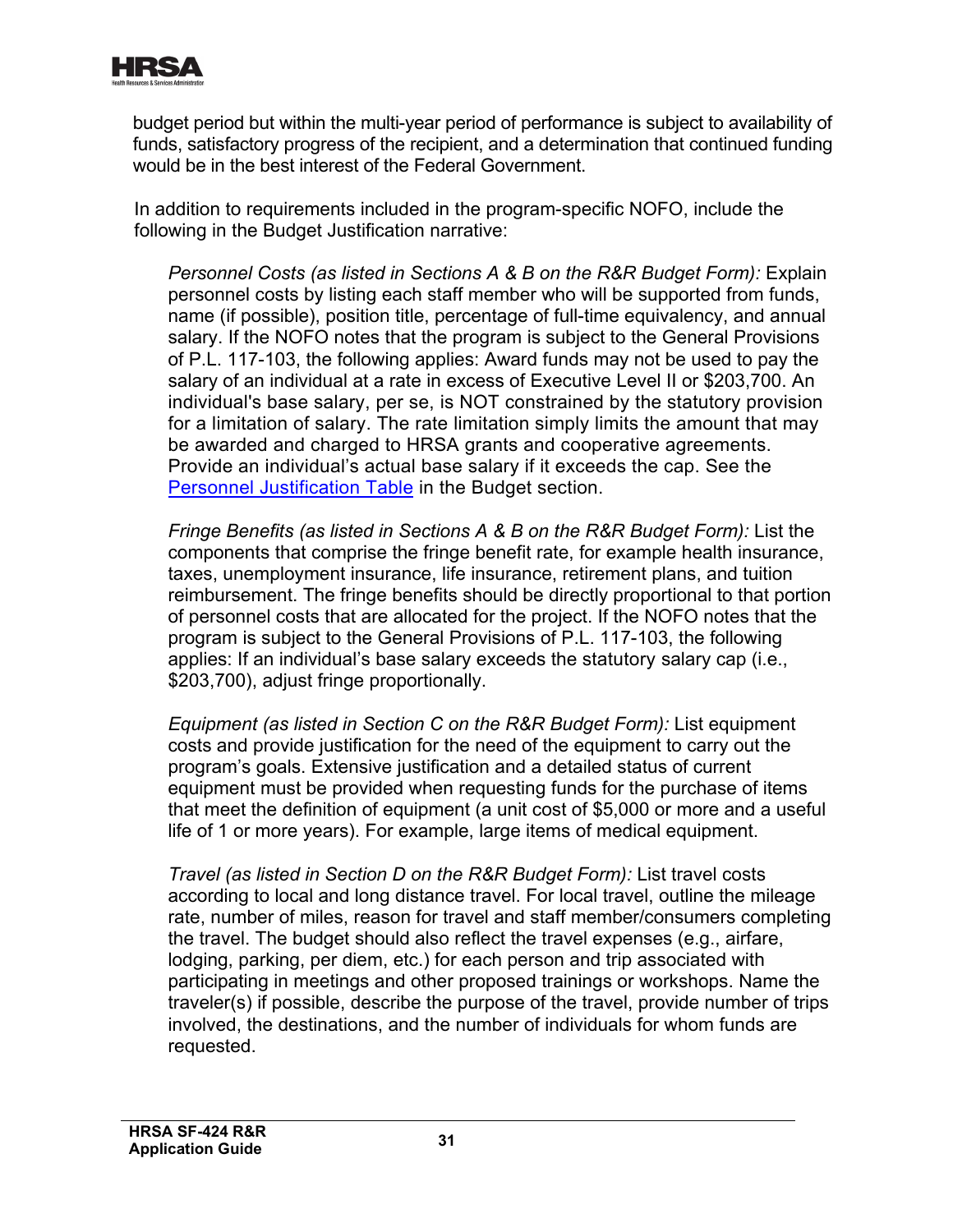budget period but within the multi-year period of performance is subject to availability of funds, satisfactory progress of the recipient, and a determination that continued funding would be in the best interest of the Federal Government.

In addition to requirements included in the program-specific NOFO, include the following in the Budget Justification narrative:

*Personnel Costs (as listed in Sections A & B on the R&R Budget Form):* Explain personnel costs by listing each staff member who will be supported from funds, name (if possible), position title, percentage of full-time equivalency, and annual salary. If the NOFO notes that the program is subject to the General Provisions of P.L. 117-103, the following applies: Award funds may not be used to pay the salary of an individual at a rate in excess of Executive Level II or $203,700. An individual's base salary, per se, is NOT constrained by the statutory provision for a limitation of salary. The rate limitation simply limits the amount that may be awarded and charged to HRSA grants and cooperative agreements. Provide an individual's actual base salary if it exceeds the cap. See the Personnel Justification Table in the Budget section.

*Fringe Benefits (as listed in Sections A & B on the R&R Budget Form):* List the components that comprise the fringe benefit rate, for example health insurance, taxes, unemployment insurance, life insurance, retirement plans, and tuition reimbursement. The fringe benefits should be directly proportional to that portion of personnel costs that are allocated for the project. If the NOFO notes that the program is subject to the General Provisions of P.L. 117-103, the following applies: If an individual's base salary exceeds the statutory salary cap (i.e., $203,700), adjust fringe proportionally.

*Equipment (as listed in Section C on the R&R Budget Form):* List equipment costs and provide justification for the need of the equipment to carry out the program's goals. Extensive justification and a detailed status of current equipment must be provided when requesting funds for the purchase of items that meet the definition of equipment (a unit cost of $5,000 or more and a useful life of 1 or more years). For example, large items of medical equipment.

*Travel (as listed in Section D on the R&R Budget Form):* List travel costs according to local and long distance travel. For local travel, outline the mileage rate, number of miles, reason for travel and staff member/consumers completing the travel. The budget should also reflect the travel expenses (e.g., airfare, lodging, parking, per diem, etc.) for each person and trip associated with participating in meetings and other proposed trainings or workshops. Name the traveler(s) if possible, describe the purpose of the travel, provide number of trips involved, the destinations, and the number of individuals for whom funds are requested.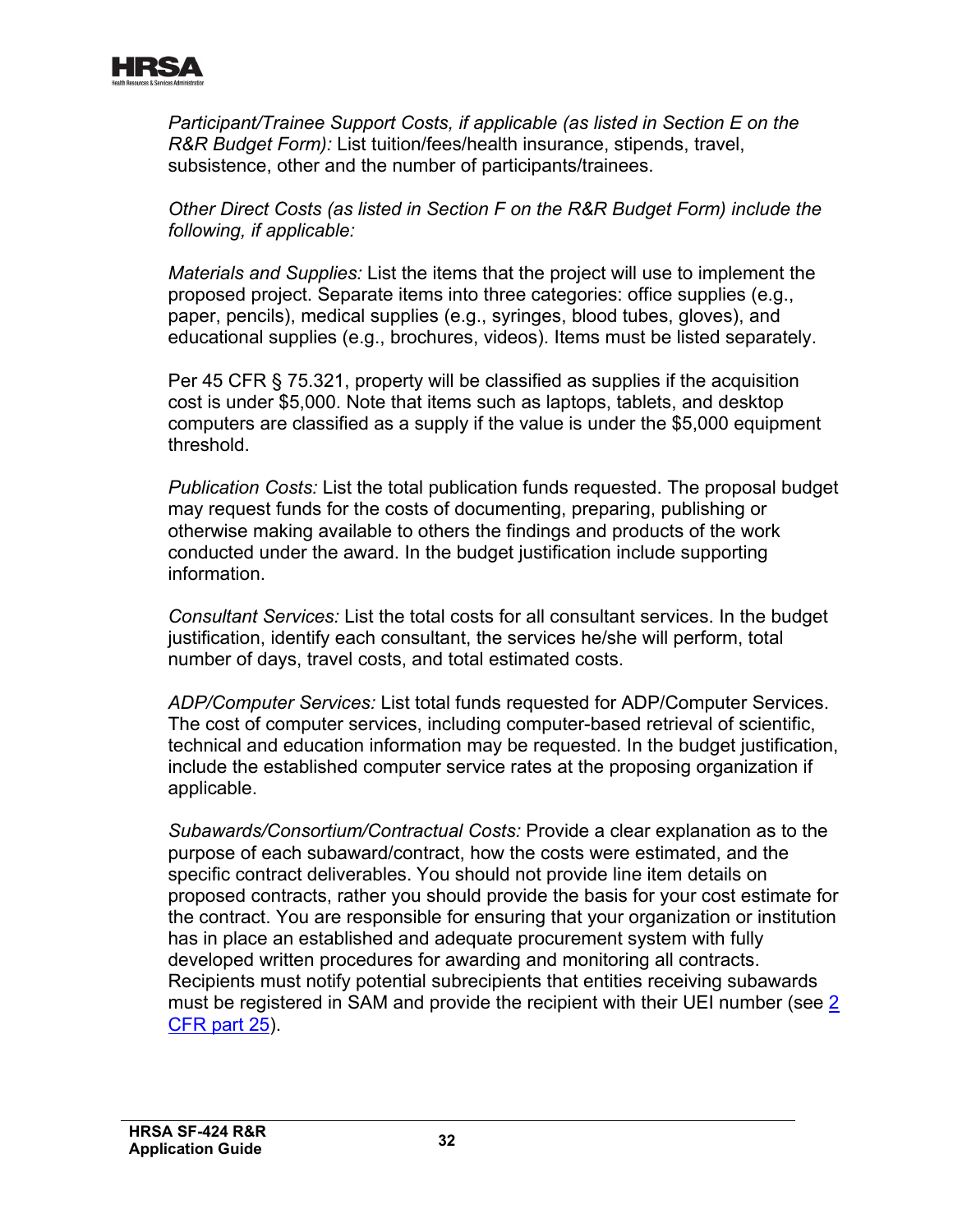*Participant/Trainee Support Costs, if applicable (as listed in Section E on the R&R Budget Form):* List tuition/fees/health insurance, stipends, travel, subsistence, other and the number of participants/trainees.

*Other Direct Costs (as listed in Section F on the R&R Budget Form) include the following, if applicable:*

*Materials and Supplies:* List the items that the project will use to implement the proposed project. Separate items into three categories: office supplies (e.g., paper, pencils), medical supplies (e.g., syringes, blood tubes, gloves), and educational supplies (e.g., brochures, videos). Items must be listed separately.

Per 45 CFR § 75.321, property will be classified as supplies if the acquisition cost is under $5,000. Note that items such as laptops, tablets, and desktop computers are classified as a supply if the value is under the $5,000 equipment threshold.

*Publication Costs:* List the total publication funds requested. The proposal budget may request funds for the costs of documenting, preparing, publishing or otherwise making available to others the findings and products of the work conducted under the award. In the budget justification include supporting information.

*Consultant Services:* List the total costs for all consultant services. In the budget justification, identify each consultant, the services he/she will perform, total number of days, travel costs, and total estimated costs.

*ADP/Computer Services:* List total funds requested for ADP/Computer Services. The cost of computer services, including computer-based retrieval of scientific, technical and education information may be requested. In the budget justification, include the established computer service rates at the proposing organization if applicable.

*Subawards/Consortium/Contractual Costs:* Provide a clear explanation as to the purpose of each subaward/contract, how the costs were estimated, and the specific contract deliverables. You should not provide line item details on proposed contracts, rather you should provide the basis for your cost estimate for the contract. You are responsible for ensuring that your organization or institution has in place an established and adequate procurement system with fully developed written procedures for awarding and monitoring all contracts. Recipients must notify potential subrecipients that entities receiving subawards must be registered in SAM and provide the recipient with their UEI number (see 2 CFR part 25).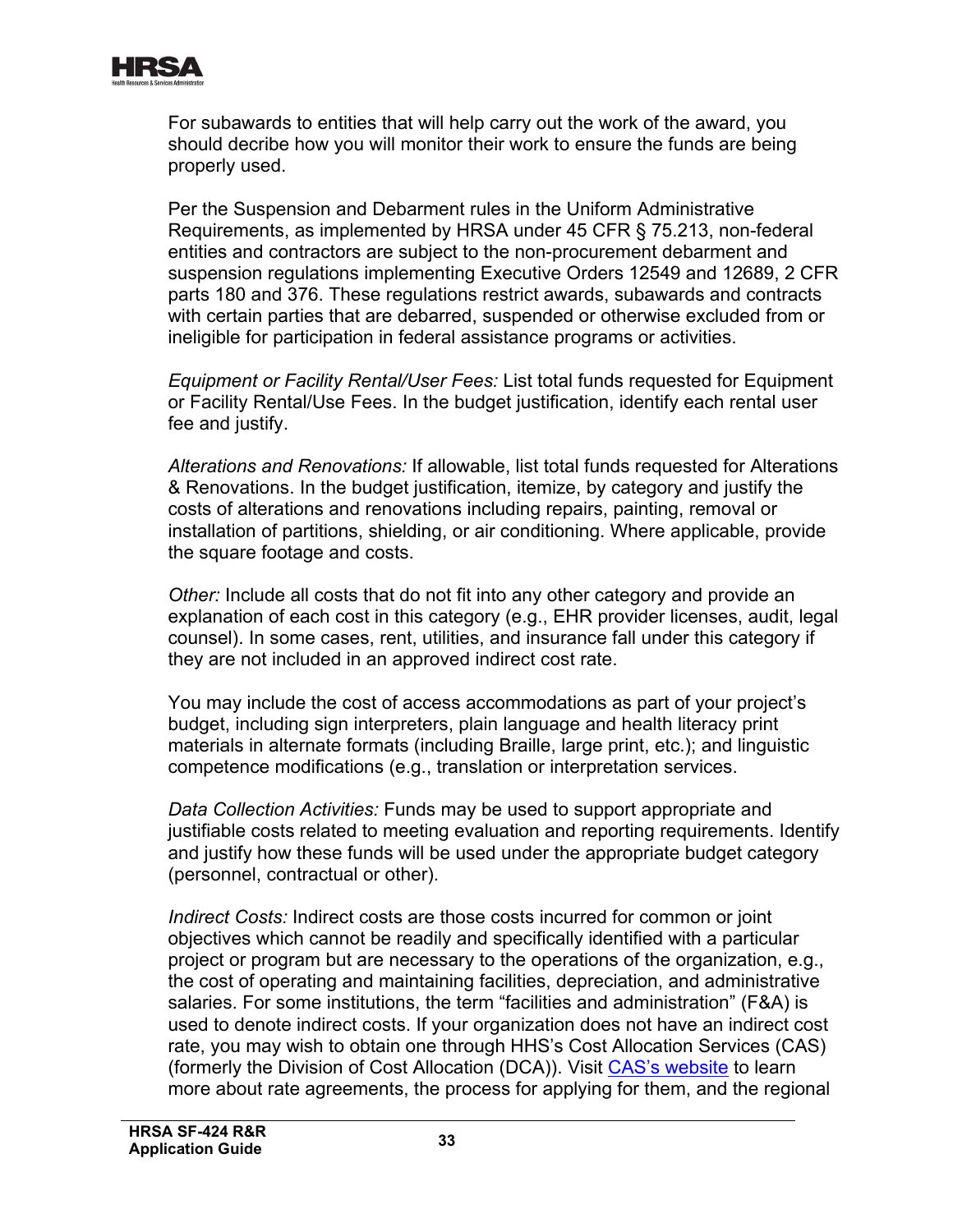For subawards to entities that will help carry out the work of the award, you should decribe how you will monitor their work to ensure the funds are being properly used.

Per the Suspension and Debarment rules in the Uniform Administrative Requirements, as implemented by HRSA under 45 CFR § 75.213, non-federal entities and contractors are subject to the non-procurement debarment and suspension regulations implementing Executive Orders 12549 and 12689, 2 CFR parts 180 and 376. These regulations restrict awards, subawards and contracts with certain parties that are debarred, suspended or otherwise excluded from or ineligible for participation in federal assistance programs or activities.

*Equipment or Facility Rental/User Fees:* List total funds requested for Equipment or Facility Rental/Use Fees. In the budget justification, identify each rental user fee and justify.

*Alterations and Renovations:* If allowable, list total funds requested for Alterations & Renovations. In the budget justification, itemize, by category and justify the costs of alterations and renovations including repairs, painting, removal or installation of partitions, shielding, or air conditioning. Where applicable, provide the square footage and costs.

*Other:* Include all costs that do not fit into any other category and provide an explanation of each cost in this category (e.g., EHR provider licenses, audit, legal counsel). In some cases, rent, utilities, and insurance fall under this category if they are not included in an approved indirect cost rate.

You may include the cost of access accommodations as part of your project's budget, including sign interpreters, plain language and health literacy print materials in alternate formats (including Braille, large print, etc.); and linguistic competence modifications (e.g., translation or interpretation services.

*Data Collection Activities:* Funds may be used to support appropriate and justifiable costs related to meeting evaluation and reporting requirements. Identify and justify how these funds will be used under the appropriate budget category (personnel, contractual or other).

*Indirect Costs:* Indirect costs are those costs incurred for common or joint objectives which cannot be readily and specifically identified with a particular project or program but are necessary to the operations of the organization, e.g., the cost of operating and maintaining facilities, depreciation, and administrative salaries. For some institutions, the term "facilities and administration" (F&A) is used to denote indirect costs. If your organization does not have an indirect cost rate, you may wish to obtain one through HHS's Cost Allocation Services (CAS) (formerly the Division of Cost Allocation (DCA)). Visit [CAS's website](CAS's website) to learn more about rate agreements, the process for applying for them, and the regional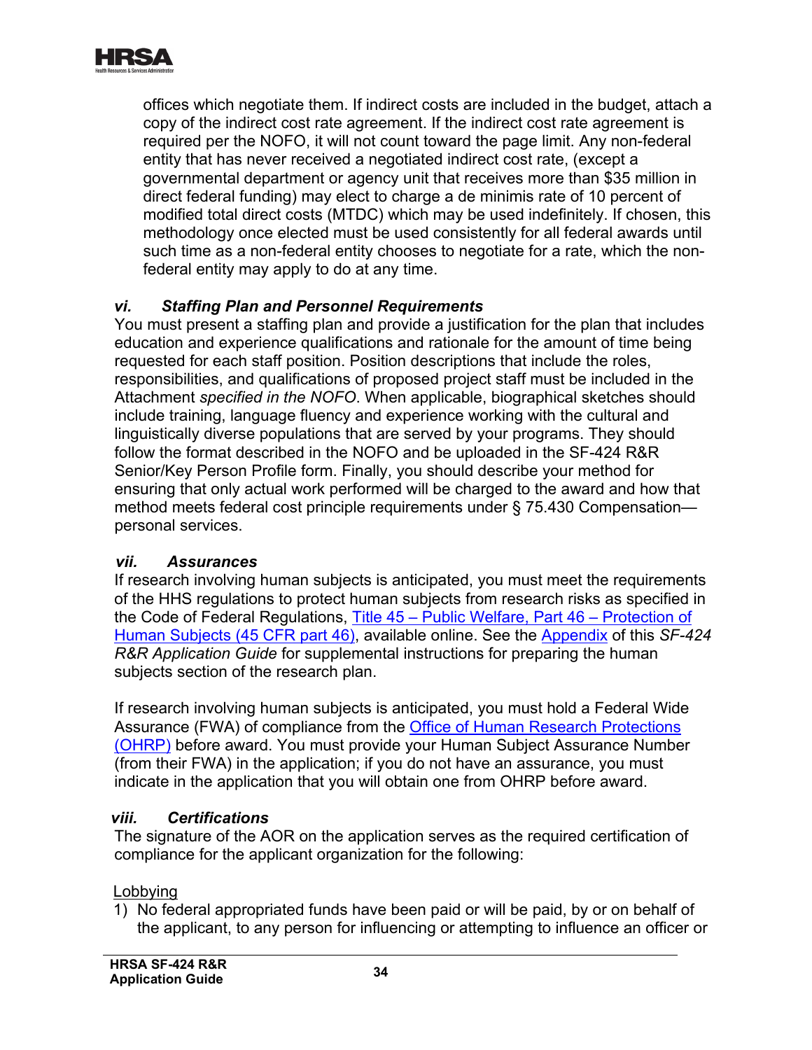offices which negotiate them. If indirect costs are included in the budget, attach a copy of the indirect cost rate agreement. If the indirect cost rate agreement is required per the NOFO, it will not count toward the page limit. Any non-federal entity that has never received a negotiated indirect cost rate, (except a governmental department or agency unit that receives more than $35 million in direct federal funding) may elect to charge a de minimis rate of 10 percent of modified total direct costs (MTDC) which may be used indefinitely. If chosen, this methodology once elected must be used consistently for all federal awards until such time as a non-federal entity chooses to negotiate for a rate, which the non-federal entity may apply to do at any time.

### *vi. Staffing Plan and Personnel Requirements*

You must present a staffing plan and provide a justification for the plan that includes education and experience qualifications and rationale for the amount of time being requested for each staff position. Position descriptions that include the roles, responsibilities, and qualifications of proposed project staff must be included in the Attachment *specified in the NOFO*. When applicable, biographical sketches should include training, language fluency and experience working with the cultural and linguistically diverse populations that are served by your programs. They should follow the format described in the NOFO and be uploaded in the SF-424 R&R Senior/Key Person Profile form. Finally, you should describe your method for ensuring that only actual work performed will be charged to the award and how that method meets federal cost principle requirements under § 75.430 Compensation—personal services.

### *vii. Assurances*

If research involving human subjects is anticipated, you must meet the requirements of the HHS regulations to protect human subjects from research risks as specified in the Code of Federal Regulations, Title 45 – Public Welfare, Part 46 – Protection of Human Subjects (45 CFR part 46), available online. See the Appendix of this *SF-424 R&R Application Guide* for supplemental instructions for preparing the human subjects section of the research plan.

If research involving human subjects is anticipated, you must hold a Federal Wide Assurance (FWA) of compliance from the Office of Human Research Protections (OHRP) before award. You must provide your Human Subject Assurance Number (from their FWA) in the application; if you do not have an assurance, you must indicate in the application that you will obtain one from OHRP before award.

### *viii. Certifications*

The signature of the AOR on the application serves as the required certification of compliance for the applicant organization for the following:

Lobbying

1) No federal appropriated funds have been paid or will be paid, by or on behalf of the applicant, to any person for influencing or attempting to influence an officer or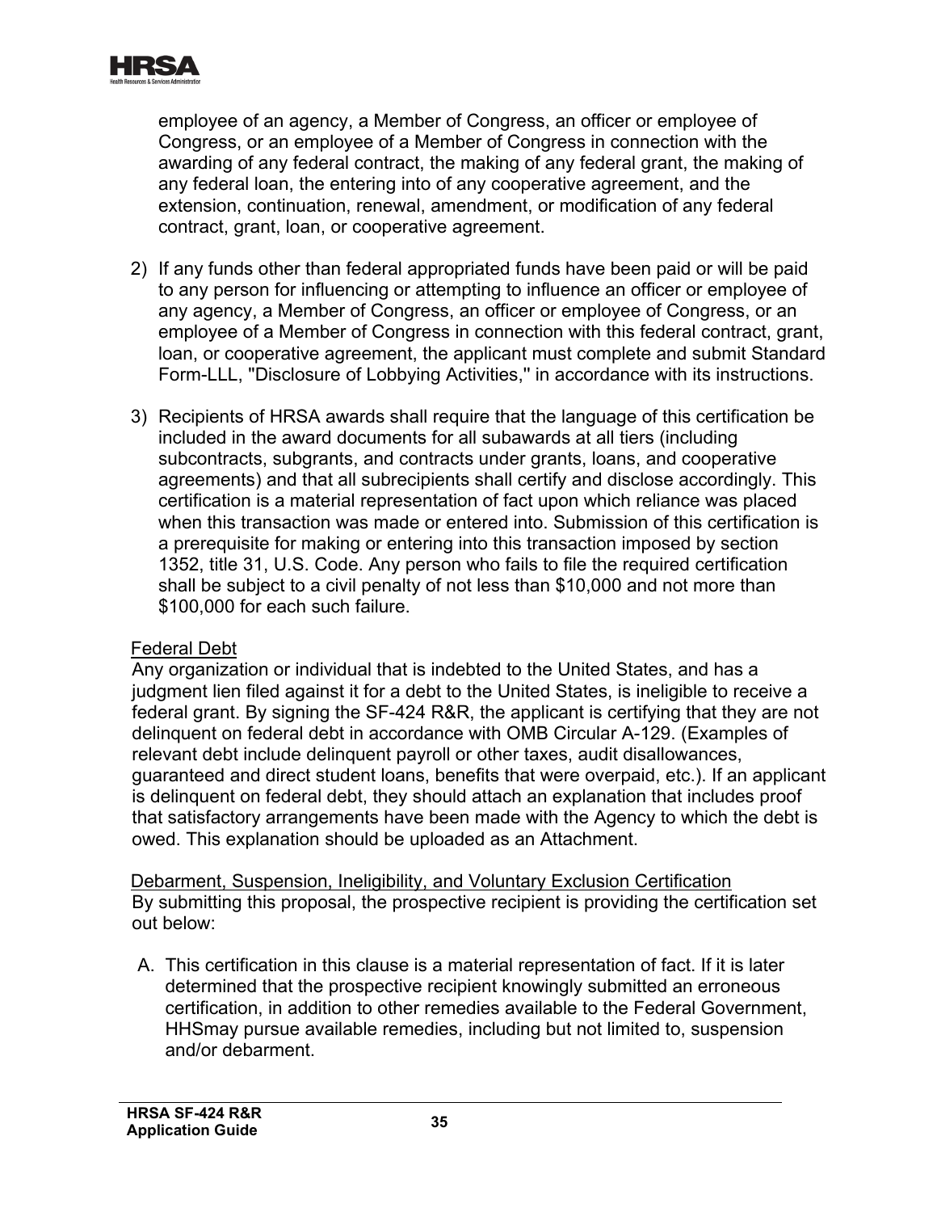employee of an agency, a Member of Congress, an officer or employee of Congress, or an employee of a Member of Congress in connection with the awarding of any federal contract, the making of any federal grant, the making of any federal loan, the entering into of any cooperative agreement, and the extension, continuation, renewal, amendment, or modification of any federal contract, grant, loan, or cooperative agreement.

2) If any funds other than federal appropriated funds have been paid or will be paid to any person for influencing or attempting to influence an officer or employee of any agency, a Member of Congress, an officer or employee of Congress, or an employee of a Member of Congress in connection with this federal contract, grant, loan, or cooperative agreement, the applicant must complete and submit Standard Form-LLL, "Disclosure of Lobbying Activities," in accordance with its instructions.

3) Recipients of HRSA awards shall require that the language of this certification be included in the award documents for all subawards at all tiers (including subcontracts, subgrants, and contracts under grants, loans, and cooperative agreements) and that all subrecipients shall certify and disclose accordingly. This certification is a material representation of fact upon which reliance was placed when this transaction was made or entered into. Submission of this certification is a prerequisite for making or entering into this transaction imposed by section 1352, title 31, U.S. Code. Any person who fails to file the required certification shall be subject to a civil penalty of not less than $10,000 and not more than $100,000 for each such failure.

<u>Federal Debt</u>

Any organization or individual that is indebted to the United States, and has a judgment lien filed against it for a debt to the United States, is ineligible to receive a federal grant. By signing the SF-424 R&R, the applicant is certifying that they are not delinquent on federal debt in accordance with OMB Circular A-129. (Examples of relevant debt include delinquent payroll or other taxes, audit disallowances, guaranteed and direct student loans, benefits that were overpaid, etc.). If an applicant is delinquent on federal debt, they should attach an explanation that includes proof that satisfactory arrangements have been made with the Agency to which the debt is owed. This explanation should be uploaded as an Attachment.

<u>Debarment, Suspension, Ineligibility, and Voluntary Exclusion Certification</u>

By submitting this proposal, the prospective recipient is providing the certification set out below:

A. This certification in this clause is a material representation of fact. If it is later determined that the prospective recipient knowingly submitted an erroneous certification, in addition to other remedies available to the Federal Government, HHSmay pursue available remedies, including but not limited to, suspension and/or debarment.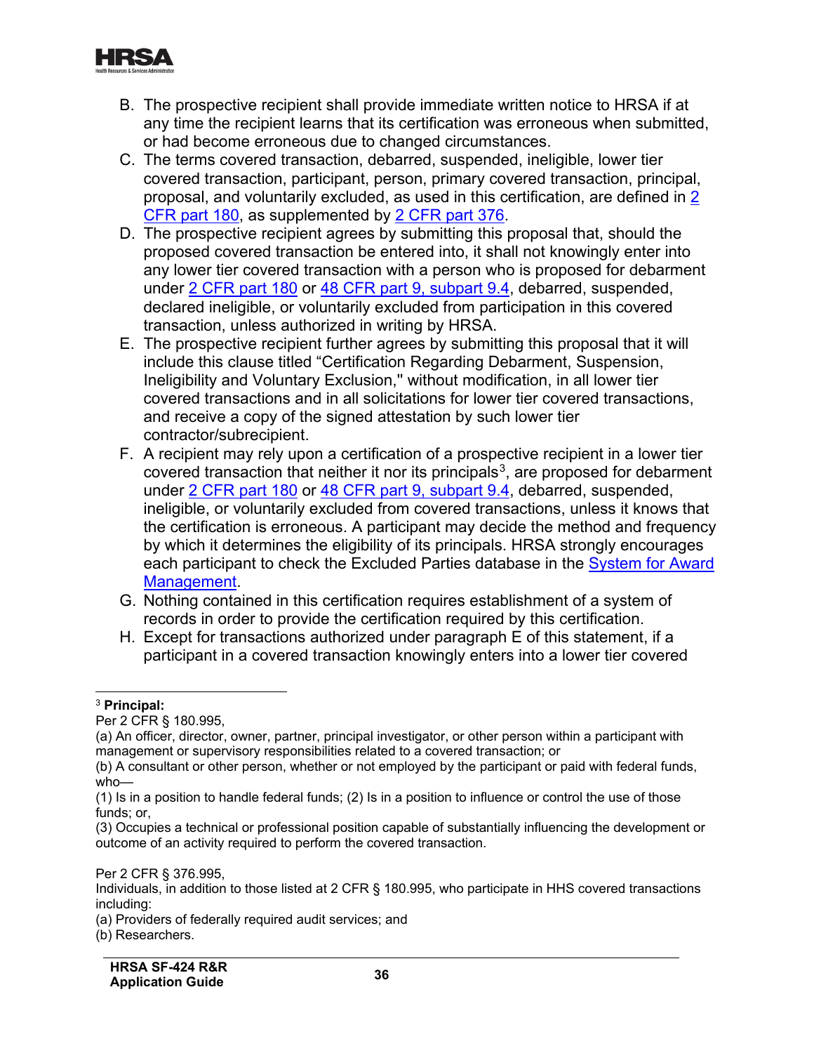B. The prospective recipient shall provide immediate written notice to HRSA if at any time the recipient learns that its certification was erroneous when submitted, or had become erroneous due to changed circumstances.

C. The terms covered transaction, debarred, suspended, ineligible, lower tier covered transaction, participant, person, primary covered transaction, principal, proposal, and voluntarily excluded, as used in this certification, are defined in 2 CFR part 180, as supplemented by 2 CFR part 376.

D. The prospective recipient agrees by submitting this proposal that, should the proposed covered transaction be entered into, it shall not knowingly enter into any lower tier covered transaction with a person who is proposed for debarment under 2 CFR part 180 or 48 CFR part 9, subpart 9.4, debarred, suspended, declared ineligible, or voluntarily excluded from participation in this covered transaction, unless authorized in writing by HRSA.

E. The prospective recipient further agrees by submitting this proposal that it will include this clause titled "Certification Regarding Debarment, Suspension, Ineligibility and Voluntary Exclusion," without modification, in all lower tier covered transactions and in all solicitations for lower tier covered transactions, and receive a copy of the signed attestation by such lower tier contractor/subrecipient.

F. A recipient may rely upon a certification of a prospective recipient in a lower tier covered transaction that neither it nor its principals[3], are proposed for debarment under 2 CFR part 180 or 48 CFR part 9, subpart 9.4, debarred, suspended, ineligible, or voluntarily excluded from covered transactions, unless it knows that the certification is erroneous. A participant may decide the method and frequency by which it determines the eligibility of its principals. HRSA strongly encourages each participant to check the Excluded Parties database in the System for Award Management.

G. Nothing contained in this certification requires establishment of a system of records in order to provide the certification required by this certification.

H. Except for transactions authorized under paragraph E of this statement, if a participant in a covered transaction knowingly enters into a lower tier covered

---

[3] **Principal:**

Per 2 CFR § 180.995,

(a) An officer, director, owner, partner, principal investigator, or other person within a participant with management or supervisory responsibilities related to a covered transaction; or

(b) A consultant or other person, whether or not employed by the participant or paid with federal funds, who—

(1) Is in a position to handle federal funds; (2) Is in a position to influence or control the use of those funds; or,

(3) Occupies a technical or professional position capable of substantially influencing the development or outcome of an activity required to perform the covered transaction.

Per 2 CFR § 376.995,

Individuals, in addition to those listed at 2 CFR § 180.995, who participate in HHS covered transactions including:

(a) Providers of federally required audit services; and

(b) Researchers.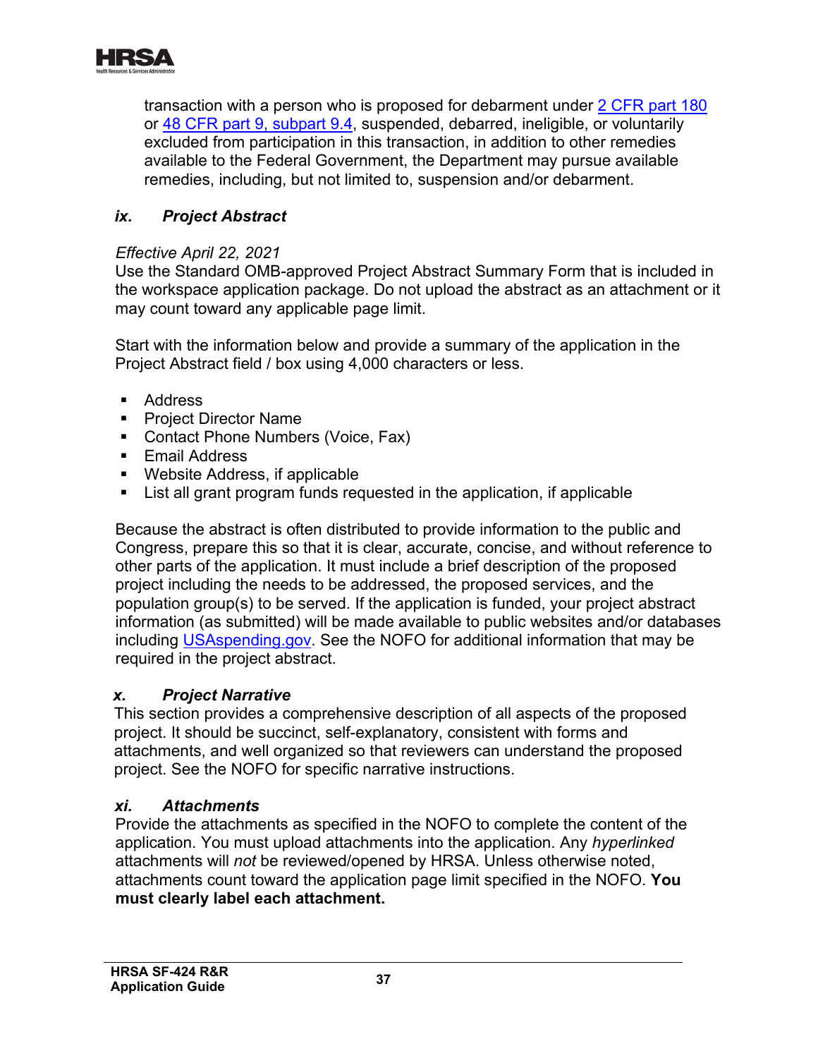transaction with a person who is proposed for debarment under 2 CFR part 180 or 48 CFR part 9, subpart 9.4, suspended, debarred, ineligible, or voluntarily excluded from participation in this transaction, in addition to other remedies available to the Federal Government, the Department may pursue available remedies, including, but not limited to, suspension and/or debarment.

### *ix. Project Abstract*

*Effective April 22, 2021*

Use the Standard OMB-approved Project Abstract Summary Form that is included in the workspace application package. Do not upload the abstract as an attachment or it may count toward any applicable page limit.

Start with the information below and provide a summary of the application in the Project Abstract field / box using 4,000 characters or less.

- Address
- Project Director Name
- Contact Phone Numbers (Voice, Fax)
- Email Address
- Website Address, if applicable
- List all grant program funds requested in the application, if applicable

Because the abstract is often distributed to provide information to the public and Congress, prepare this so that it is clear, accurate, concise, and without reference to other parts of the application. It must include a brief description of the proposed project including the needs to be addressed, the proposed services, and the population group(s) to be served. If the application is funded, your project abstract information (as submitted) will be made available to public websites and/or databases including USAspending.gov. See the NOFO for additional information that may be required in the project abstract.

### *x. Project Narrative*

This section provides a comprehensive description of all aspects of the proposed project. It should be succinct, self-explanatory, consistent with forms and attachments, and well organized so that reviewers can understand the proposed project. See the NOFO for specific narrative instructions.

### *xi. Attachments*

Provide the attachments as specified in the NOFO to complete the content of the application. You must upload attachments into the application. Any *hyperlinked* attachments will *not* be reviewed/opened by HRSA. Unless otherwise noted, attachments count toward the application page limit specified in the NOFO. **You must clearly label each attachment.**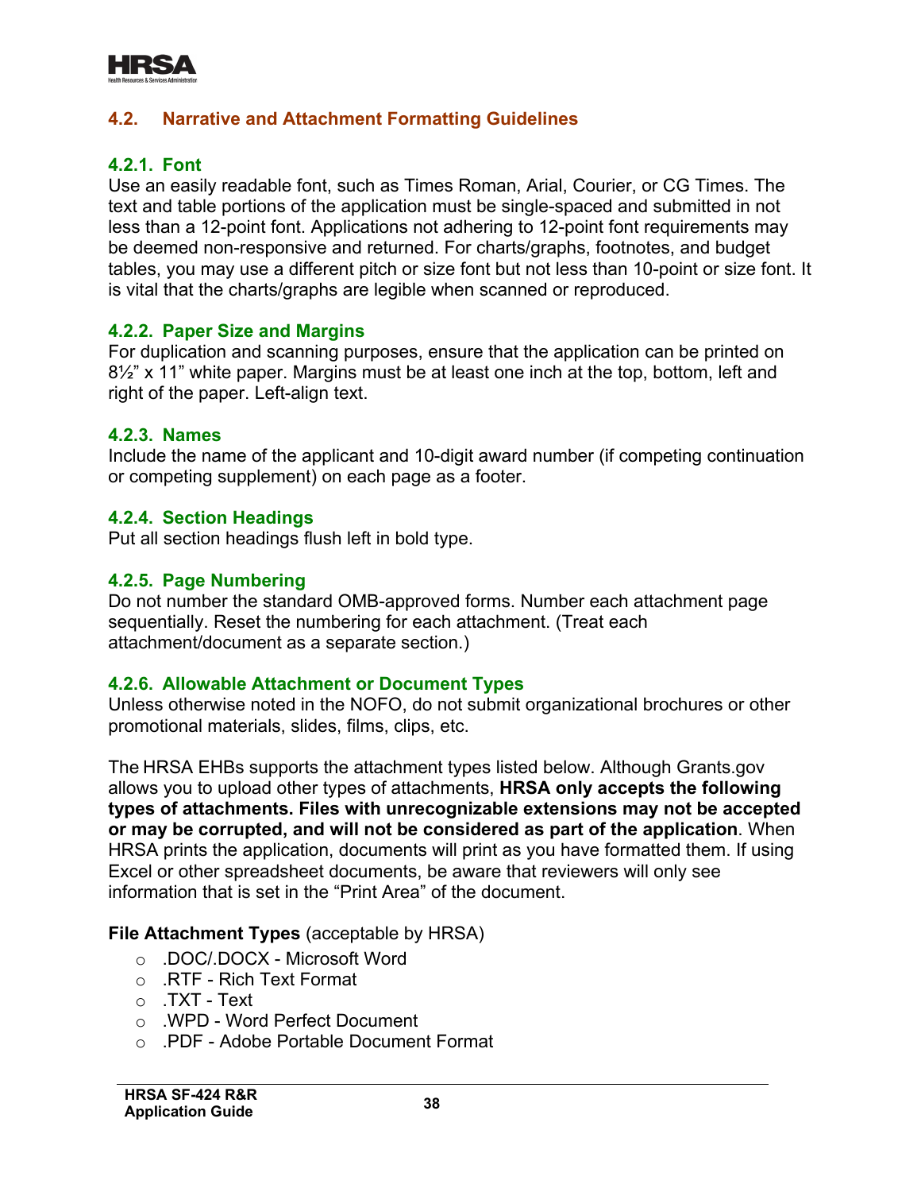## 4.2. Narrative and Attachment Formatting Guidelines

### 4.2.1. Font

Use an easily readable font, such as Times Roman, Arial, Courier, or CG Times. The text and table portions of the application must be single-spaced and submitted in not less than a 12-point font. Applications not adhering to 12-point font requirements may be deemed non-responsive and returned. For charts/graphs, footnotes, and budget tables, you may use a different pitch or size font but not less than 10-point or size font. It is vital that the charts/graphs are legible when scanned or reproduced.

### 4.2.2. Paper Size and Margins

For duplication and scanning purposes, ensure that the application can be printed on 8½" x 11" white paper. Margins must be at least one inch at the top, bottom, left and right of the paper. Left-align text.

### 4.2.3. Names

Include the name of the applicant and 10-digit award number (if competing continuation or competing supplement) on each page as a footer.

### 4.2.4. Section Headings

Put all section headings flush left in bold type.

### 4.2.5. Page Numbering

Do not number the standard OMB-approved forms. Number each attachment page sequentially. Reset the numbering for each attachment. (Treat each attachment/document as a separate section.)

### 4.2.6. Allowable Attachment or Document Types

Unless otherwise noted in the NOFO, do not submit organizational brochures or other promotional materials, slides, films, clips, etc.

The HRSA EHBs supports the attachment types listed below. Although Grants.gov allows you to upload other types of attachments, **HRSA only accepts the following types of attachments. Files with unrecognizable extensions may not be accepted or may be corrupted, and will not be considered as part of the application**. When HRSA prints the application, documents will print as you have formatted them. If using Excel or other spreadsheet documents, be aware that reviewers will only see information that is set in the "Print Area" of the document.

**File Attachment Types** (acceptable by HRSA)

- .DOC/.DOCX - Microsoft Word
- .RTF - Rich Text Format
- .TXT - Text
- .WPD - Word Perfect Document
- .PDF - Adobe Portable Document Format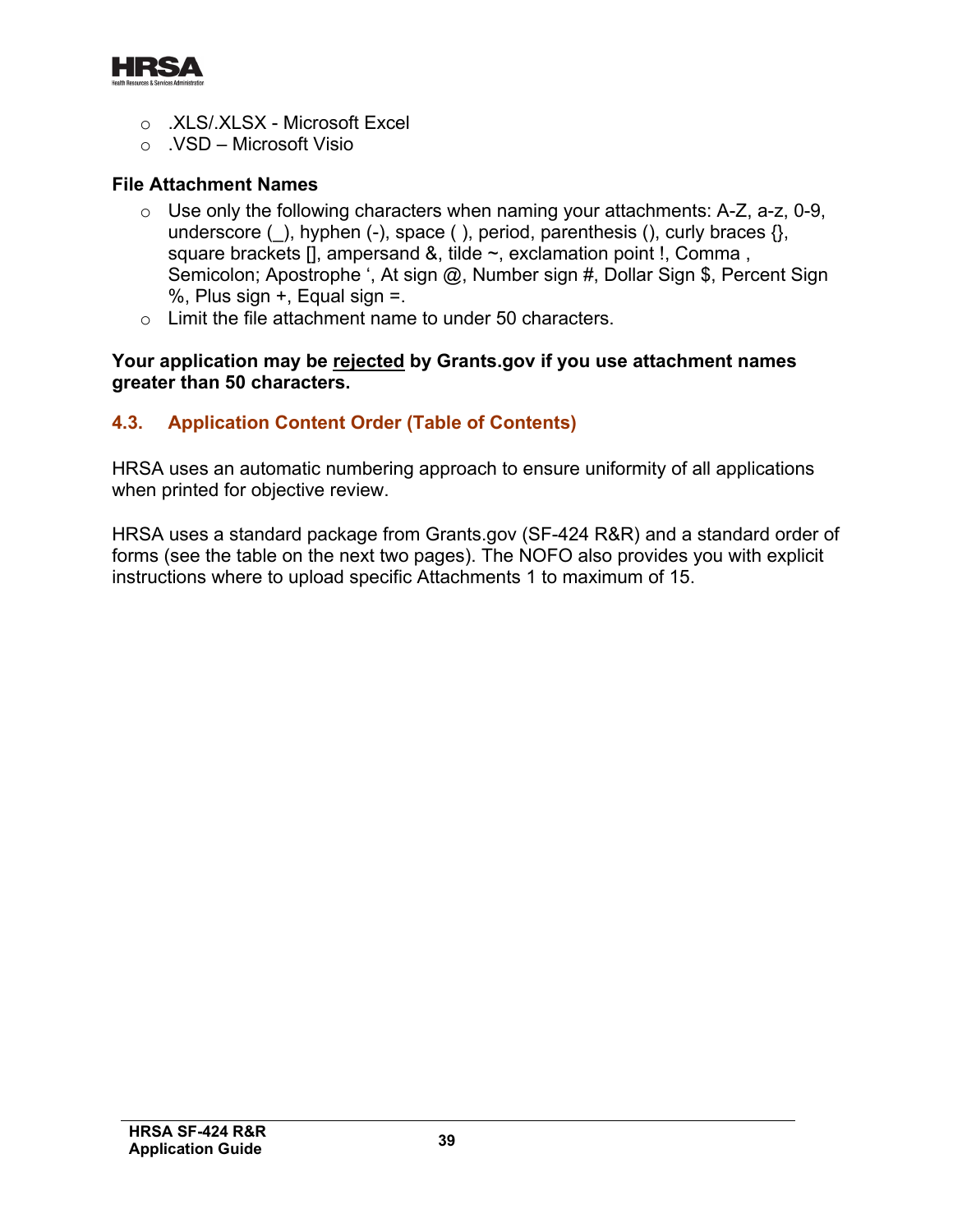- .XLS/.XLSX - Microsoft Excel
- .VSD – Microsoft Visio

**File Attachment Names**

- Use only the following characters when naming your attachments: A-Z, a-z, 0-9, underscore (_), hyphen (-), space ( ), period, parenthesis (), curly braces {}, square brackets [], ampersand &, tilde ~, exclamation point !, Comma , Semicolon; Apostrophe ‘, At sign @, Number sign #, Dollar Sign $, Percent Sign %, Plus sign +, Equal sign =.
- Limit the file attachment name to under 50 characters.

**Your application may be <u>rejected</u> by Grants.gov if you use attachment names greater than 50 characters.**

### 4.3. Application Content Order (Table of Contents)

HRSA uses an automatic numbering approach to ensure uniformity of all applications when printed for objective review.

HRSA uses a standard package from Grants.gov (SF-424 R&R) and a standard order of forms (see the table on the next two pages). The NOFO also provides you with explicit instructions where to upload specific Attachments 1 to maximum of 15.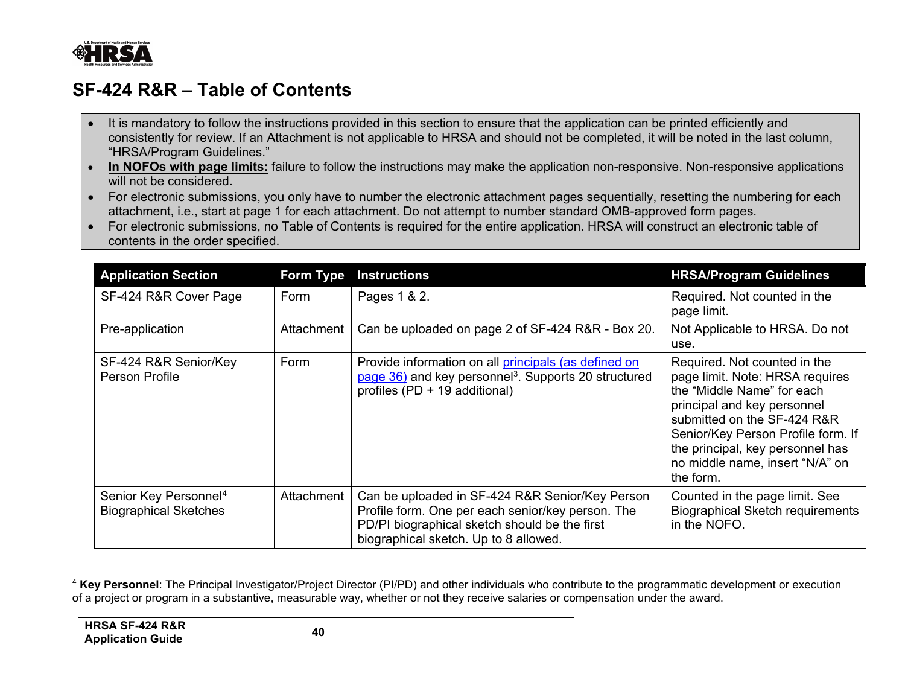# SF-424 R&R – Table of Contents

- It is mandatory to follow the instructions provided in this section to ensure that the application can be printed efficiently and consistently for review. If an Attachment is not applicable to HRSA and should not be completed, it will be noted in the last column, "HRSA/Program Guidelines."
- **In NOFOs with page limits:** failure to follow the instructions may make the application non-responsive. Non-responsive applications will not be considered.
- For electronic submissions, you only have to number the electronic attachment pages sequentially, resetting the numbering for each attachment, i.e., start at page 1 for each attachment. Do not attempt to number standard OMB-approved form pages.
- For electronic submissions, no Table of Contents is required for the entire application. HRSA will construct an electronic table of contents in the order specified.

| Application Section | Form Type | Instructions | HRSA/Program Guidelines |
|---|---|---|---|
| SF-424 R&R Cover Page | Form | Pages 1 & 2. | Required. Not counted in the page limit. |
| Pre-application | Attachment | Can be uploaded on page 2 of SF-424 R&R - Box 20. | Not Applicable to HRSA. Do not use. |
| SF-424 R&R Senior/Key Person Profile | Form | Provide information on all principals (as defined on page 36) and key personnel[3]. Supports 20 structured profiles (PD + 19 additional) | Required. Not counted in the page limit. Note: HRSA requires the "Middle Name" for each principal and key personnel submitted on the SF-424 R&R Senior/Key Person Profile form. If the principal, key personnel has no middle name, insert "N/A" on the form. |
| Senior Key Personnel[4] Biographical Sketches | Attachment | Can be uploaded in SF-424 R&R Senior/Key Person Profile form. One per each senior/key person. The PD/PI biographical sketch should be the first biographical sketch. Up to 8 allowed. | Counted in the page limit. See Biographical Sketch requirements in the NOFO. |

[4] **Key Personnel**: The Principal Investigator/Project Director (PI/PD) and other individuals who contribute to the programmatic development or execution of a project or program in a substantive, measurable way, whether or not they receive salaries or compensation under the award.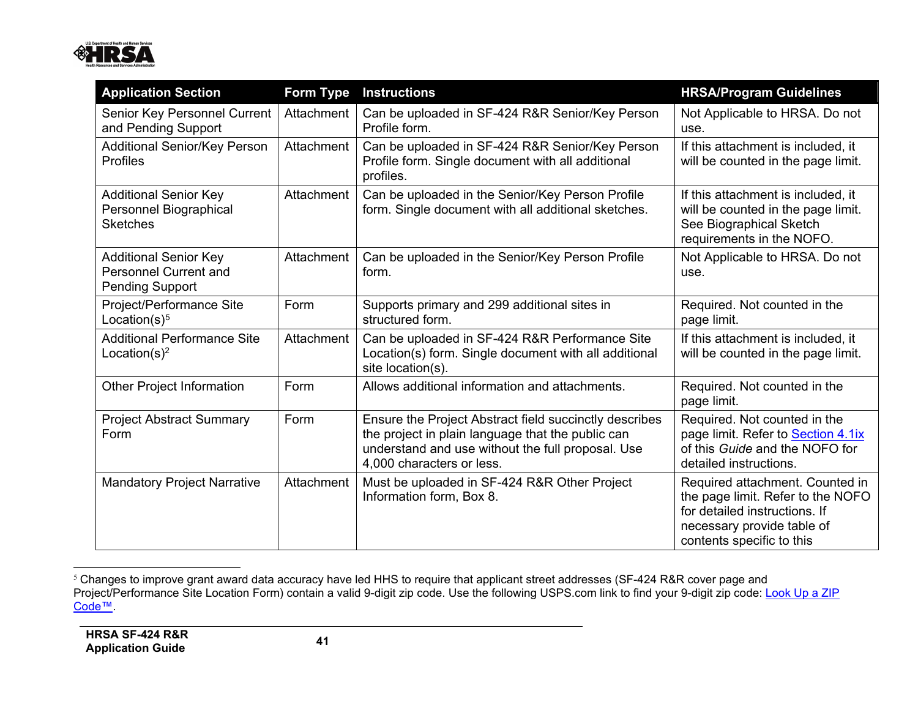| Application Section | Form Type | Instructions | HRSA/Program Guidelines |
|---|---|---|---|
| Senior Key Personnel Current and Pending Support | Attachment | Can be uploaded in SF-424 R&R Senior/Key Person Profile form. | Not Applicable to HRSA. Do not use. |
| Additional Senior/Key Person Profiles | Attachment | Can be uploaded in SF-424 R&R Senior/Key Person Profile form. Single document with all additional profiles. | If this attachment is included, it will be counted in the page limit. |
| Additional Senior Key Personnel Biographical Sketches | Attachment | Can be uploaded in the Senior/Key Person Profile form. Single document with all additional sketches. | If this attachment is included, it will be counted in the page limit. See Biographical Sketch requirements in the NOFO. |
| Additional Senior Key Personnel Current and Pending Support | Attachment | Can be uploaded in the Senior/Key Person Profile form. | Not Applicable to HRSA. Do not use. |
| Project/Performance Site Location(s)[5] | Form | Supports primary and 299 additional sites in structured form. | Required. Not counted in the page limit. |
| Additional Performance Site Location(s)[2] | Attachment | Can be uploaded in SF-424 R&R Performance Site Location(s) form. Single document with all additional site location(s). | If this attachment is included, it will be counted in the page limit. |
| Other Project Information | Form | Allows additional information and attachments. | Required. Not counted in the page limit. |
| Project Abstract Summary Form | Form | Ensure the Project Abstract field succinctly describes the project in plain language that the public can understand and use without the full proposal. Use 4,000 characters or less. | Required. Not counted in the page limit. Refer to Section 4.1ix of this *Guide* and the NOFO for detailed instructions. |
| Mandatory Project Narrative | Attachment | Must be uploaded in SF-424 R&R Other Project Information form, Box 8. | Required attachment. Counted in the page limit. Refer to the NOFO for detailed instructions. If necessary provide table of contents specific to this |

[5] Changes to improve grant award data accuracy have led HHS to require that applicant street addresses (SF-424 R&R cover page and Project/Performance Site Location Form) contain a valid 9-digit zip code. Use the following USPS.com link to find your 9-digit zip code: Look Up a ZIP Code™.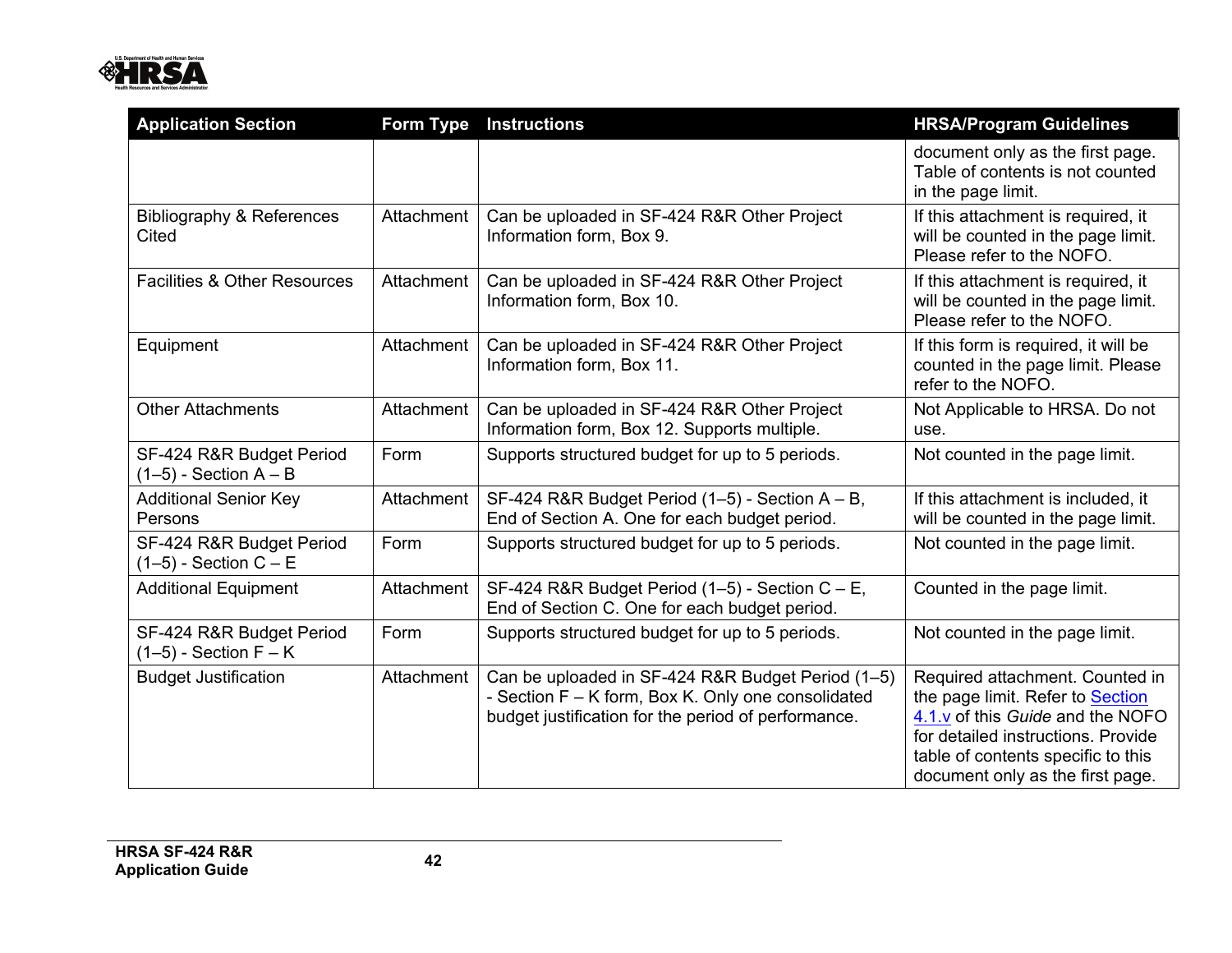| Application Section | Form Type | Instructions | HRSA/Program Guidelines |
|---|---|---|---|
| | | | document only as the first page. Table of contents is not counted in the page limit. |
| Bibliography & References Cited | Attachment | Can be uploaded in SF-424 R&R Other Project Information form, Box 9. | If this attachment is required, it will be counted in the page limit. Please refer to the NOFO. |
| Facilities & Other Resources | Attachment | Can be uploaded in SF-424 R&R Other Project Information form, Box 10. | If this attachment is required, it will be counted in the page limit. Please refer to the NOFO. |
| Equipment | Attachment | Can be uploaded in SF-424 R&R Other Project Information form, Box 11. | If this form is required, it will be counted in the page limit. Please refer to the NOFO. |
| Other Attachments | Attachment | Can be uploaded in SF-424 R&R Other Project Information form, Box 12. Supports multiple. | Not Applicable to HRSA. Do not use. |
| SF-424 R&R Budget Period (1–5) - Section A – B | Form | Supports structured budget for up to 5 periods. | Not counted in the page limit. |
| Additional Senior Key Persons | Attachment | SF-424 R&R Budget Period (1–5) - Section A – B, End of Section A. One for each budget period. | If this attachment is included, it will be counted in the page limit. |
| SF-424 R&R Budget Period (1–5) - Section C – E | Form | Supports structured budget for up to 5 periods. | Not counted in the page limit. |
| Additional Equipment | Attachment | SF-424 R&R Budget Period (1–5) - Section C – E, End of Section C. One for each budget period. | Counted in the page limit. |
| SF-424 R&R Budget Period (1–5) - Section F – K | Form | Supports structured budget for up to 5 periods. | Not counted in the page limit. |
| Budget Justification | Attachment | Can be uploaded in SF-424 R&R Budget Period (1–5) - Section F – K form, Box K. Only one consolidated budget justification for the period of performance. | Required attachment. Counted in the page limit. Refer to Section 4.1.v of this *Guide* and the NOFO for detailed instructions. Provide table of contents specific to this document only as the first page. |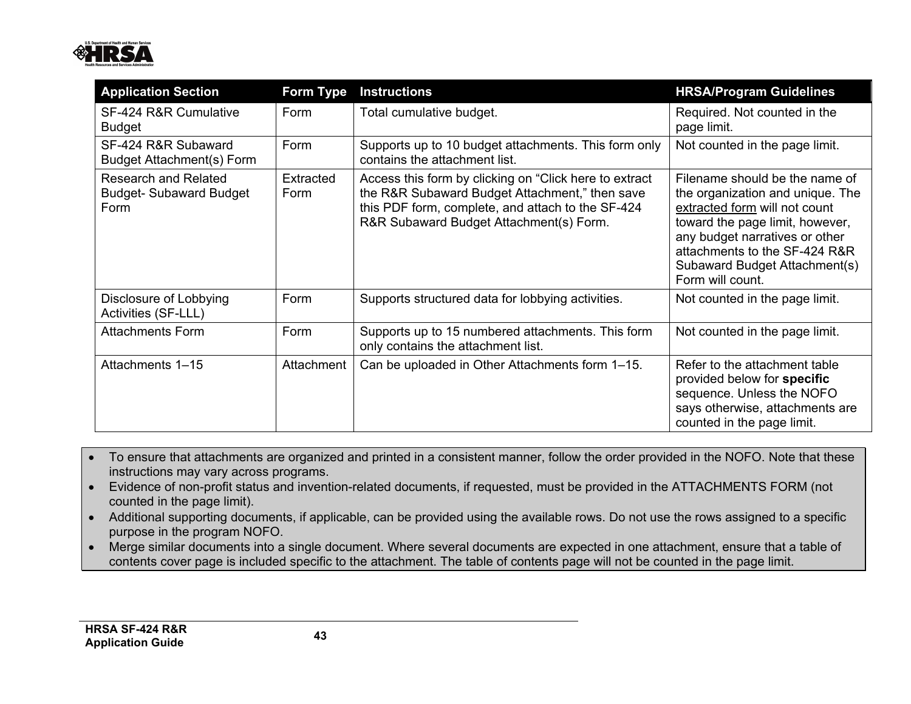| Application Section | Form Type | Instructions | HRSA/Program Guidelines |
|---|---|---|---|
| SF-424 R&R Cumulative Budget | Form | Total cumulative budget. | Required. Not counted in the page limit. |
| SF-424 R&R Subaward Budget Attachment(s) Form | Form | Supports up to 10 budget attachments. This form only contains the attachment list. | Not counted in the page limit. |
| Research and Related Budget- Subaward Budget Form | Extracted Form | Access this form by clicking on "Click here to extract the R&R Subaward Budget Attachment," then save this PDF form, complete, and attach to the SF-424 R&R Subaward Budget Attachment(s) Form. | Filename should be the name of the organization and unique. The extracted form will not count toward the page limit, however, any budget narratives or other attachments to the SF-424 R&R Subaward Budget Attachment(s) Form will count. |
| Disclosure of Lobbying Activities (SF-LLL) | Form | Supports structured data for lobbying activities. | Not counted in the page limit. |
| Attachments Form | Form | Supports up to 15 numbered attachments. This form only contains the attachment list. | Not counted in the page limit. |
| Attachments 1–15 | Attachment | Can be uploaded in Other Attachments form 1–15. | Refer to the attachment table provided below for **specific** sequence. Unless the NOFO says otherwise, attachments are counted in the page limit. |

- To ensure that attachments are organized and printed in a consistent manner, follow the order provided in the NOFO. Note that these instructions may vary across programs.
- Evidence of non-profit status and invention-related documents, if requested, must be provided in the ATTACHMENTS FORM (not counted in the page limit).
- Additional supporting documents, if applicable, can be provided using the available rows. Do not use the rows assigned to a specific purpose in the program NOFO.
- Merge similar documents into a single document. Where several documents are expected in one attachment, ensure that a table of contents cover page is included specific to the attachment. The table of contents page will not be counted in the page limit.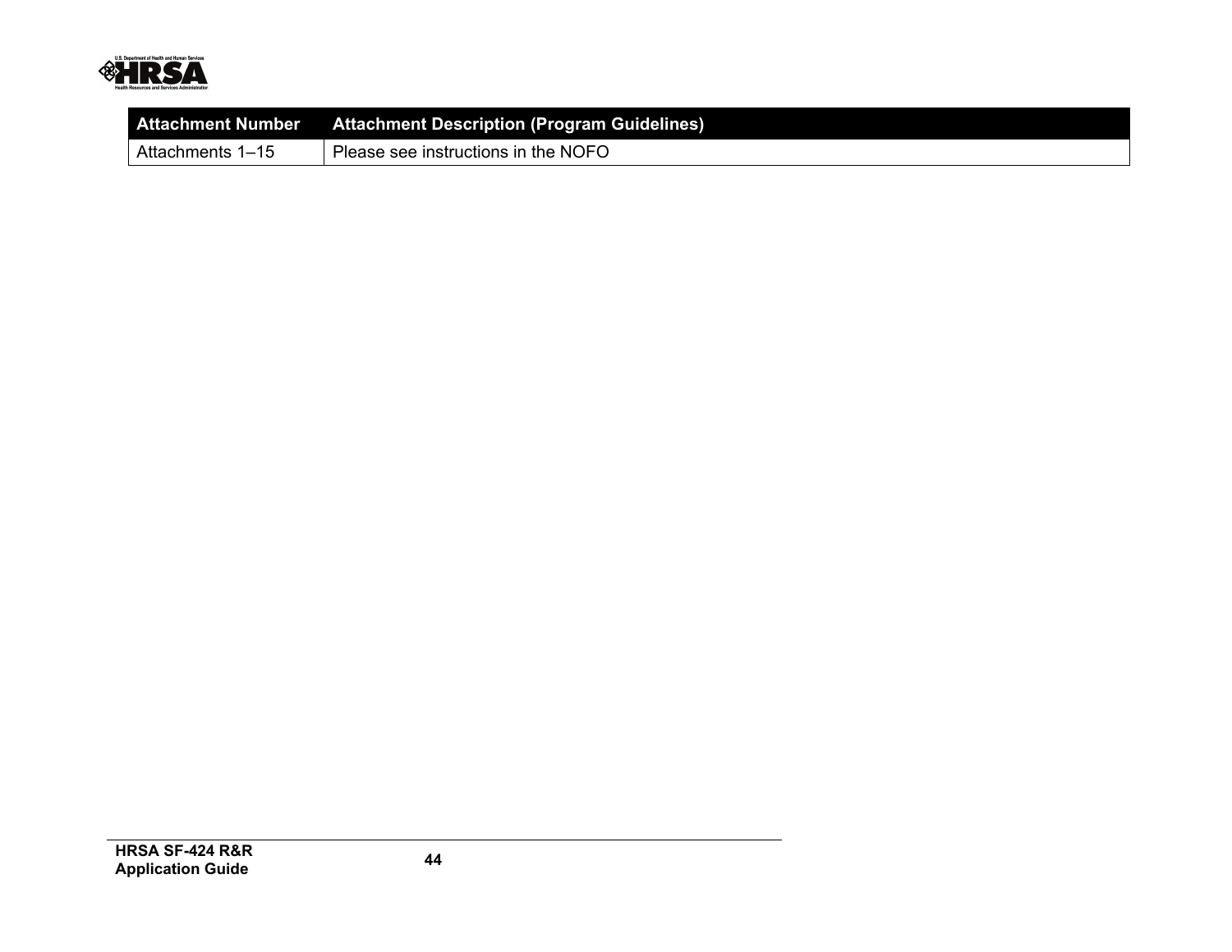| Attachment Number | Attachment Description (Program Guidelines) |
| --- | --- |
| Attachments 1–15 | Please see instructions in the NOFO |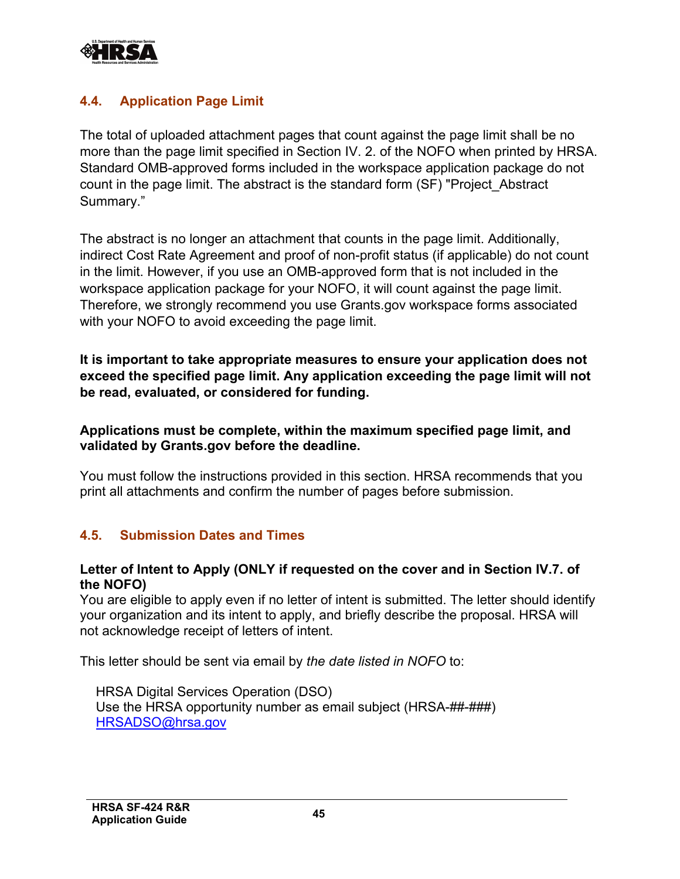### 4.4. Application Page Limit

The total of uploaded attachment pages that count against the page limit shall be no more than the page limit specified in Section IV. 2. of the NOFO when printed by HRSA. Standard OMB-approved forms included in the workspace application package do not count in the page limit. The abstract is the standard form (SF) "Project_Abstract Summary."

The abstract is no longer an attachment that counts in the page limit. Additionally, indirect Cost Rate Agreement and proof of non-profit status (if applicable) do not count in the limit. However, if you use an OMB-approved form that is not included in the workspace application package for your NOFO, it will count against the page limit. Therefore, we strongly recommend you use Grants.gov workspace forms associated with your NOFO to avoid exceeding the page limit.

**It is important to take appropriate measures to ensure your application does not exceed the specified page limit. Any application exceeding the page limit will not be read, evaluated, or considered for funding.**

**Applications must be complete, within the maximum specified page limit, and validated by Grants.gov before the deadline.**

You must follow the instructions provided in this section. HRSA recommends that you print all attachments and confirm the number of pages before submission.

### 4.5. Submission Dates and Times

**Letter of Intent to Apply (ONLY if requested on the cover and in Section IV.7. of the NOFO)**
You are eligible to apply even if no letter of intent is submitted. The letter should identify your organization and its intent to apply, and briefly describe the proposal. HRSA will not acknowledge receipt of letters of intent.

This letter should be sent via email by *the date listed in NOFO* to:

HRSA Digital Services Operation (DSO)
Use the HRSA opportunity number as email subject (HRSA-##-###)
HRSADSO@hrsa.gov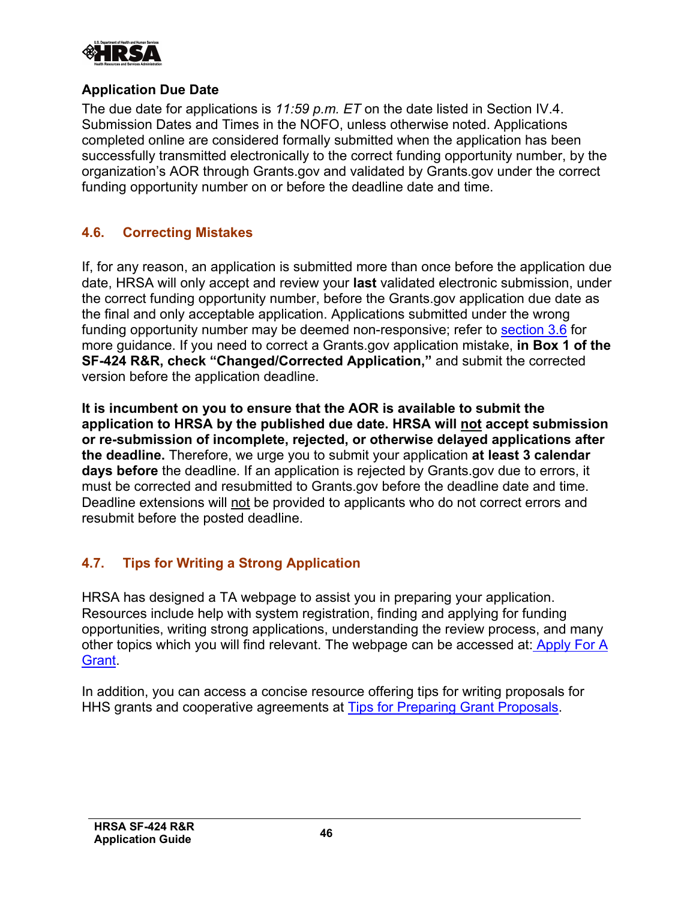**Application Due Date**

The due date for applications is *11:59 p.m. ET* on the date listed in Section IV.4. Submission Dates and Times in the NOFO, unless otherwise noted. Applications completed online are considered formally submitted when the application has been successfully transmitted electronically to the correct funding opportunity number, by the organization's AOR through Grants.gov and validated by Grants.gov under the correct funding opportunity number on or before the deadline date and time.

## 4.6. Correcting Mistakes

If, for any reason, an application is submitted more than once before the application due date, HRSA will only accept and review your **last** validated electronic submission, under the correct funding opportunity number, before the Grants.gov application due date as the final and only acceptable application. Applications submitted under the wrong funding opportunity number may be deemed non-responsive; refer to [section 3.6]() for more guidance. If you need to correct a Grants.gov application mistake, **in Box 1 of the SF-424 R&R, check "Changed/Corrected Application,"** and submit the corrected version before the application deadline.

**It is incumbent on you to ensure that the AOR is available to submit the application to HRSA by the published due date. HRSA will not accept submission or re-submission of incomplete, rejected, or otherwise delayed applications after the deadline.** Therefore, we urge you to submit your application **at least 3 calendar days before** the deadline. If an application is rejected by Grants.gov due to errors, it must be corrected and resubmitted to Grants.gov before the deadline date and time. Deadline extensions will not be provided to applicants who do not correct errors and resubmit before the posted deadline.

## 4.7. Tips for Writing a Strong Application

HRSA has designed a TA webpage to assist you in preparing your application. Resources include help with system registration, finding and applying for funding opportunities, writing strong applications, understanding the review process, and many other topics which you will find relevant. The webpage can be accessed at: [Apply For A Grant]().

In addition, you can access a concise resource offering tips for writing proposals for HHS grants and cooperative agreements at [Tips for Preparing Grant Proposals]().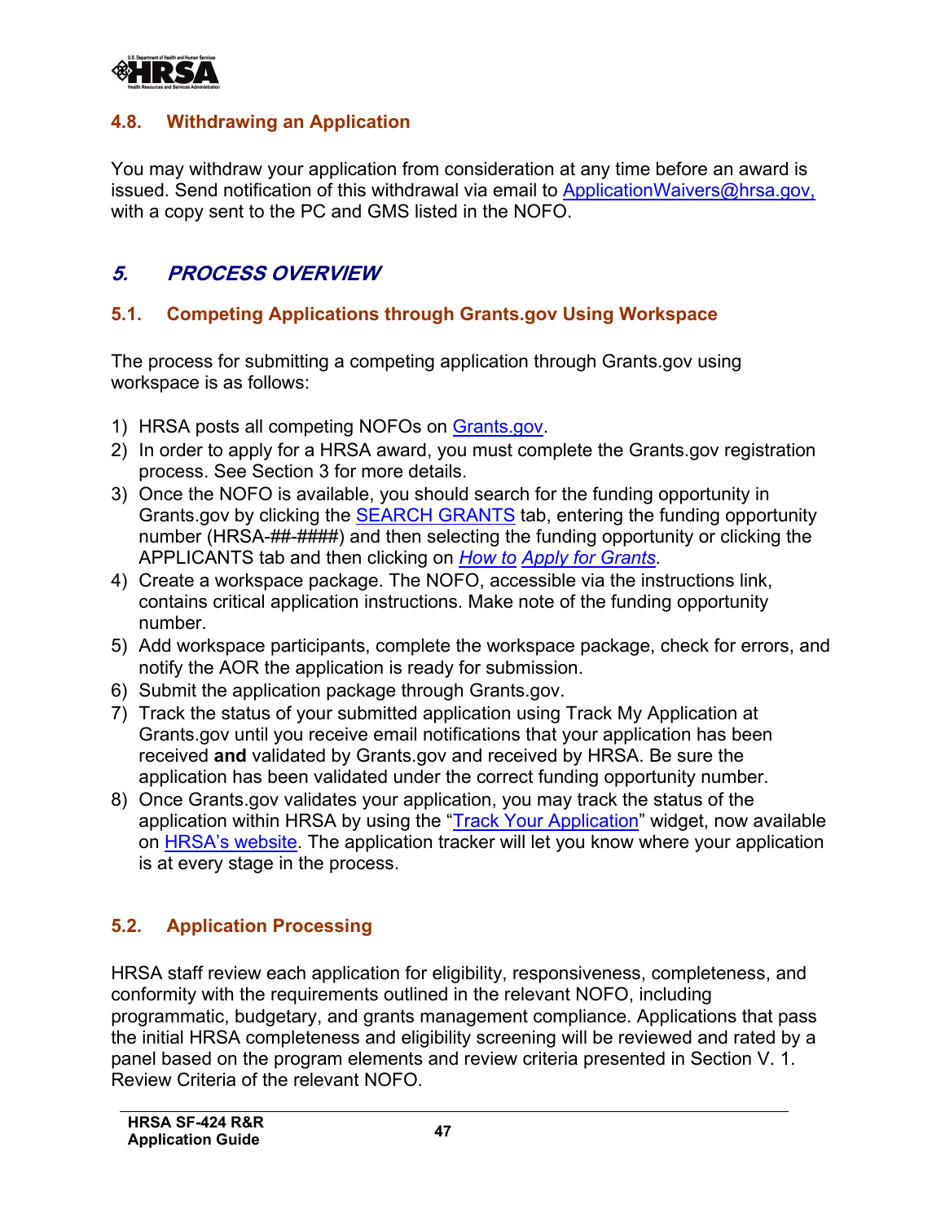### 4.8. Withdrawing an Application

You may withdraw your application from consideration at any time before an award is issued. Send notification of this withdrawal via email to ApplicationWaivers@hrsa.gov, with a copy sent to the PC and GMS listed in the NOFO.

## *5. PROCESS OVERVIEW*

### 5.1. Competing Applications through Grants.gov Using Workspace

The process for submitting a competing application through Grants.gov using workspace is as follows:

1) HRSA posts all competing NOFOs on Grants.gov.
2) In order to apply for a HRSA award, you must complete the Grants.gov registration process. See Section 3 for more details.
3) Once the NOFO is available, you should search for the funding opportunity in Grants.gov by clicking the SEARCH GRANTS tab, entering the funding opportunity number (HRSA-##-####) and then selecting the funding opportunity or clicking the APPLICANTS tab and then clicking on *How to Apply for Grants*.
4) Create a workspace package. The NOFO, accessible via the instructions link, contains critical application instructions. Make note of the funding opportunity number.
5) Add workspace participants, complete the workspace package, check for errors, and notify the AOR the application is ready for submission.
6) Submit the application package through Grants.gov.
7) Track the status of your submitted application using Track My Application at Grants.gov until you receive email notifications that your application has been received **and** validated by Grants.gov and received by HRSA. Be sure the application has been validated under the correct funding opportunity number.
8) Once Grants.gov validates your application, you may track the status of the application within HRSA by using the "Track Your Application" widget, now available on HRSA's website. The application tracker will let you know where your application is at every stage in the process.

### 5.2. Application Processing

HRSA staff review each application for eligibility, responsiveness, completeness, and conformity with the requirements outlined in the relevant NOFO, including programmatic, budgetary, and grants management compliance. Applications that pass the initial HRSA completeness and eligibility screening will be reviewed and rated by a panel based on the program elements and review criteria presented in Section V. 1. Review Criteria of the relevant NOFO.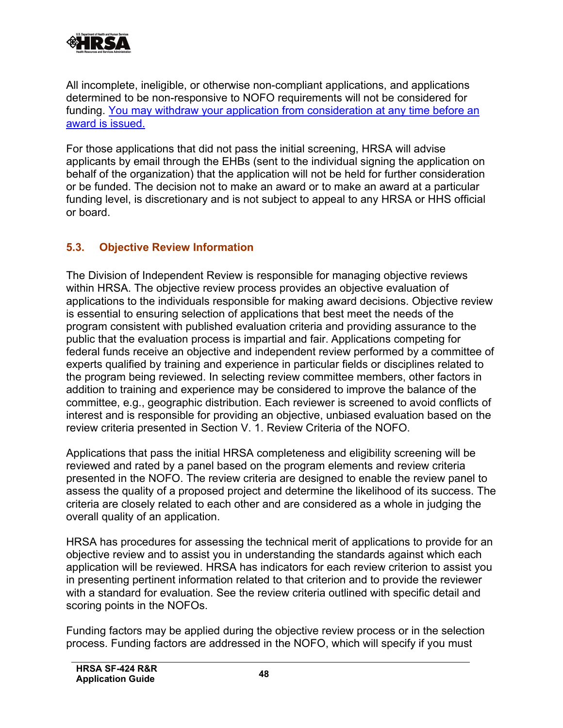All incomplete, ineligible, or otherwise non-compliant applications, and applications determined to be non-responsive to NOFO requirements will not be considered for funding. You may withdraw your application from consideration at any time before an award is issued.

For those applications that did not pass the initial screening, HRSA will advise applicants by email through the EHBs (sent to the individual signing the application on behalf of the organization) that the application will not be held for further consideration or be funded. The decision not to make an award or to make an award at a particular funding level, is discretionary and is not subject to appeal to any HRSA or HHS official or board.

## 5.3. Objective Review Information

The Division of Independent Review is responsible for managing objective reviews within HRSA. The objective review process provides an objective evaluation of applications to the individuals responsible for making award decisions. Objective review is essential to ensuring selection of applications that best meet the needs of the program consistent with published evaluation criteria and providing assurance to the public that the evaluation process is impartial and fair. Applications competing for federal funds receive an objective and independent review performed by a committee of experts qualified by training and experience in particular fields or disciplines related to the program being reviewed. In selecting review committee members, other factors in addition to training and experience may be considered to improve the balance of the committee, e.g., geographic distribution. Each reviewer is screened to avoid conflicts of interest and is responsible for providing an objective, unbiased evaluation based on the review criteria presented in Section V. 1. Review Criteria of the NOFO.

Applications that pass the initial HRSA completeness and eligibility screening will be reviewed and rated by a panel based on the program elements and review criteria presented in the NOFO. The review criteria are designed to enable the review panel to assess the quality of a proposed project and determine the likelihood of its success. The criteria are closely related to each other and are considered as a whole in judging the overall quality of an application.

HRSA has procedures for assessing the technical merit of applications to provide for an objective review and to assist you in understanding the standards against which each application will be reviewed. HRSA has indicators for each review criterion to assist you in presenting pertinent information related to that criterion and to provide the reviewer with a standard for evaluation. See the review criteria outlined with specific detail and scoring points in the NOFOs.

Funding factors may be applied during the objective review process or in the selection process. Funding factors are addressed in the NOFO, which will specify if you must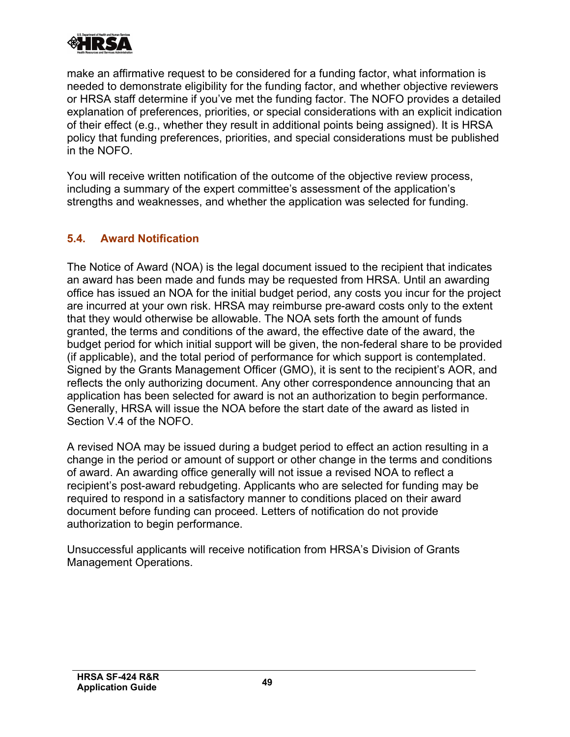make an affirmative request to be considered for a funding factor, what information is needed to demonstrate eligibility for the funding factor, and whether objective reviewers or HRSA staff determine if you've met the funding factor. The NOFO provides a detailed explanation of preferences, priorities, or special considerations with an explicit indication of their effect (e.g., whether they result in additional points being assigned). It is HRSA policy that funding preferences, priorities, and special considerations must be published in the NOFO.

You will receive written notification of the outcome of the objective review process, including a summary of the expert committee's assessment of the application's strengths and weaknesses, and whether the application was selected for funding.

### 5.4. Award Notification

The Notice of Award (NOA) is the legal document issued to the recipient that indicates an award has been made and funds may be requested from HRSA. Until an awarding office has issued an NOA for the initial budget period, any costs you incur for the project are incurred at your own risk. HRSA may reimburse pre-award costs only to the extent that they would otherwise be allowable. The NOA sets forth the amount of funds granted, the terms and conditions of the award, the effective date of the award, the budget period for which initial support will be given, the non-federal share to be provided (if applicable), and the total period of performance for which support is contemplated. Signed by the Grants Management Officer (GMO), it is sent to the recipient's AOR, and reflects the only authorizing document. Any other correspondence announcing that an application has been selected for award is not an authorization to begin performance. Generally, HRSA will issue the NOA before the start date of the award as listed in Section V.4 of the NOFO.

A revised NOA may be issued during a budget period to effect an action resulting in a change in the period or amount of support or other change in the terms and conditions of award. An awarding office generally will not issue a revised NOA to reflect a recipient's post-award rebudgeting. Applicants who are selected for funding may be required to respond in a satisfactory manner to conditions placed on their award document before funding can proceed. Letters of notification do not provide authorization to begin performance.

Unsuccessful applicants will receive notification from HRSA's Division of Grants Management Operations.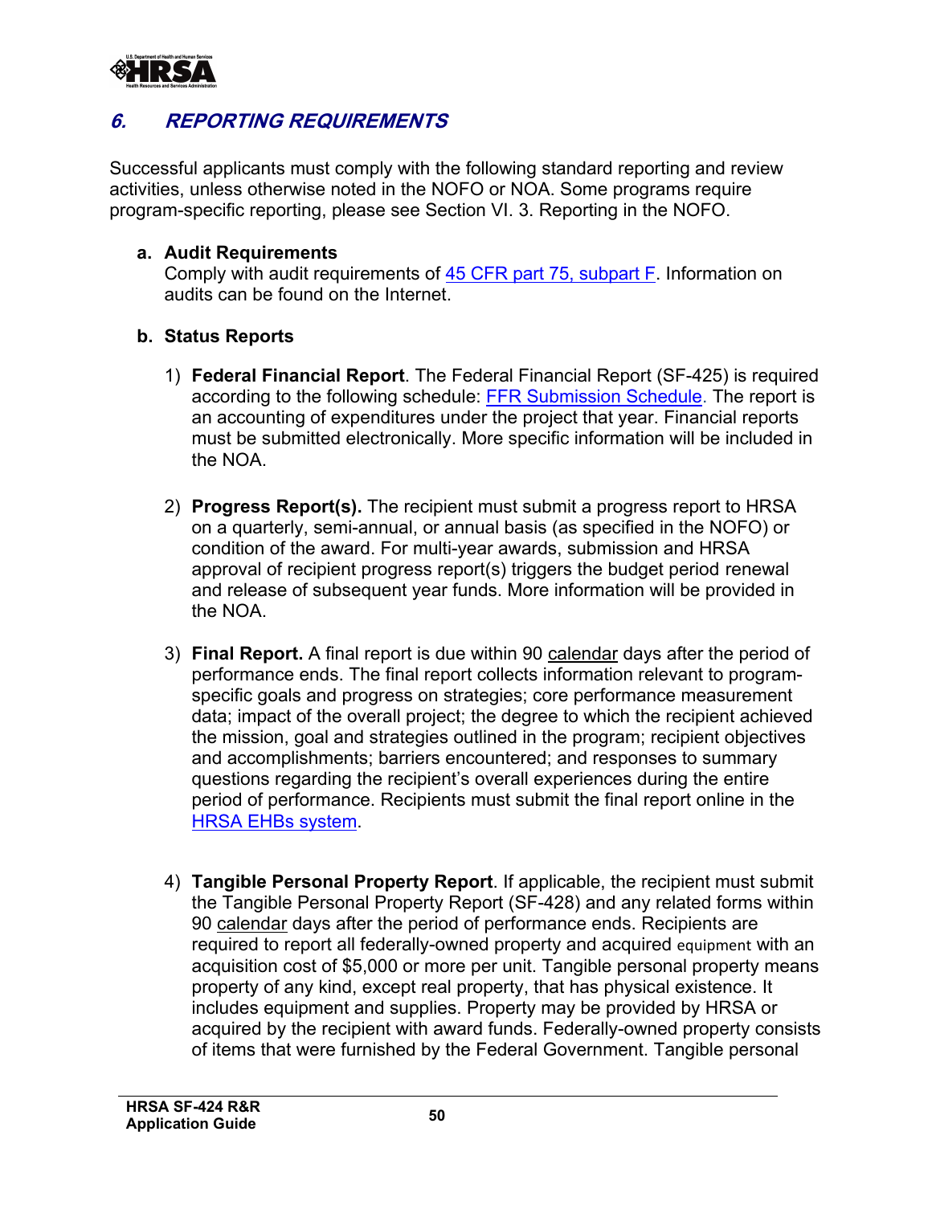## *6. REPORTING REQUIREMENTS*

Successful applicants must comply with the following standard reporting and review activities, unless otherwise noted in the NOFO or NOA. Some programs require program-specific reporting, please see Section VI. 3. Reporting in the NOFO.

**a. Audit Requirements**

Comply with audit requirements of [45 CFR part 75, subpart F](). Information on audits can be found on the Internet.

**b. Status Reports**

1) **Federal Financial Report**. The Federal Financial Report (SF-425) is required according to the following schedule: [FFR Submission Schedule](). The report is an accounting of expenditures under the project that year. Financial reports must be submitted electronically. More specific information will be included in the NOA.

2) **Progress Report(s).** The recipient must submit a progress report to HRSA on a quarterly, semi-annual, or annual basis (as specified in the NOFO) or condition of the award. For multi-year awards, submission and HRSA approval of recipient progress report(s) triggers the budget period renewal and release of subsequent year funds. More information will be provided in the NOA.

3) **Final Report.** A final report is due within 90 calendar days after the period of performance ends. The final report collects information relevant to program-specific goals and progress on strategies; core performance measurement data; impact of the overall project; the degree to which the recipient achieved the mission, goal and strategies outlined in the program; recipient objectives and accomplishments; barriers encountered; and responses to summary questions regarding the recipient's overall experiences during the entire period of performance. Recipients must submit the final report online in the [HRSA EHBs system]().

4) **Tangible Personal Property Report**. If applicable, the recipient must submit the Tangible Personal Property Report (SF-428) and any related forms within 90 calendar days after the period of performance ends. Recipients are required to report all federally-owned property and acquired equipment with an acquisition cost of $5,000 or more per unit. Tangible personal property means property of any kind, except real property, that has physical existence. It includes equipment and supplies. Property may be provided by HRSA or acquired by the recipient with award funds. Federally-owned property consists of items that were furnished by the Federal Government. Tangible personal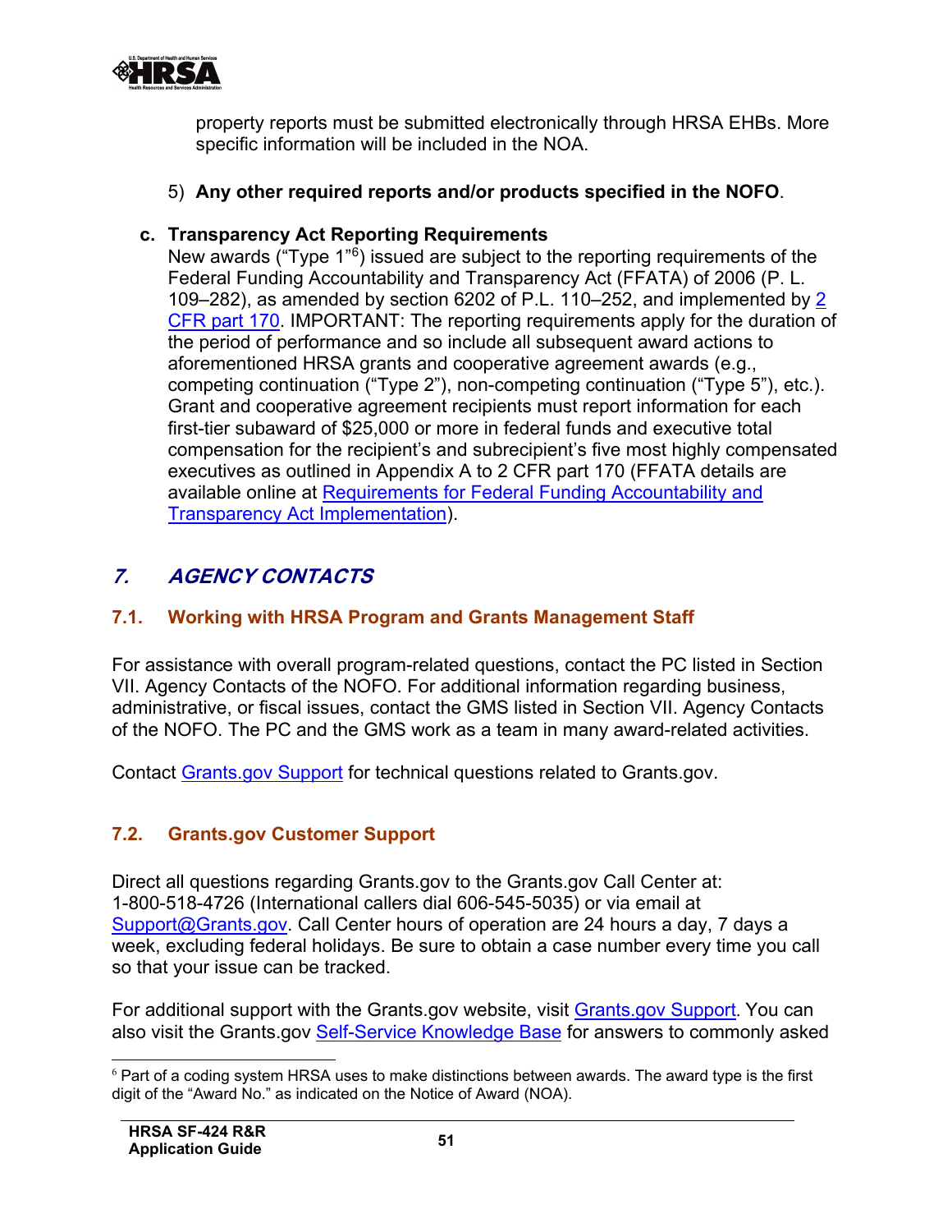property reports must be submitted electronically through HRSA EHBs. More specific information will be included in the NOA.

5) **Any other required reports and/or products specified in the NOFO**.

**c. Transparency Act Reporting Requirements**

New awards ("Type 1"[6]) issued are subject to the reporting requirements of the Federal Funding Accountability and Transparency Act (FFATA) of 2006 (P. L. 109–282), as amended by section 6202 of P.L. 110–252, and implemented by 2 CFR part 170. IMPORTANT: The reporting requirements apply for the duration of the period of performance and so include all subsequent award actions to aforementioned HRSA grants and cooperative agreement awards (e.g., competing continuation ("Type 2"), non-competing continuation ("Type 5"), etc.). Grant and cooperative agreement recipients must report information for each first-tier subaward of $25,000 or more in federal funds and executive total compensation for the recipient's and subrecipient's five most highly compensated executives as outlined in Appendix A to 2 CFR part 170 (FFATA details are available online at Requirements for Federal Funding Accountability and Transparency Act Implementation).

## *7. AGENCY CONTACTS*

### 7.1. Working with HRSA Program and Grants Management Staff

For assistance with overall program-related questions, contact the PC listed in Section VII. Agency Contacts of the NOFO. For additional information regarding business, administrative, or fiscal issues, contact the GMS listed in Section VII. Agency Contacts of the NOFO. The PC and the GMS work as a team in many award-related activities.

Contact Grants.gov Support for technical questions related to Grants.gov.

### 7.2. Grants.gov Customer Support

Direct all questions regarding Grants.gov to the Grants.gov Call Center at: 1-800-518-4726 (International callers dial 606-545-5035) or via email at Support@Grants.gov. Call Center hours of operation are 24 hours a day, 7 days a week, excluding federal holidays. Be sure to obtain a case number every time you call so that your issue can be tracked.

For additional support with the Grants.gov website, visit Grants.gov Support. You can also visit the Grants.gov Self-Service Knowledge Base for answers to commonly asked

[6] Part of a coding system HRSA uses to make distinctions between awards. The award type is the first digit of the "Award No." as indicated on the Notice of Award (NOA).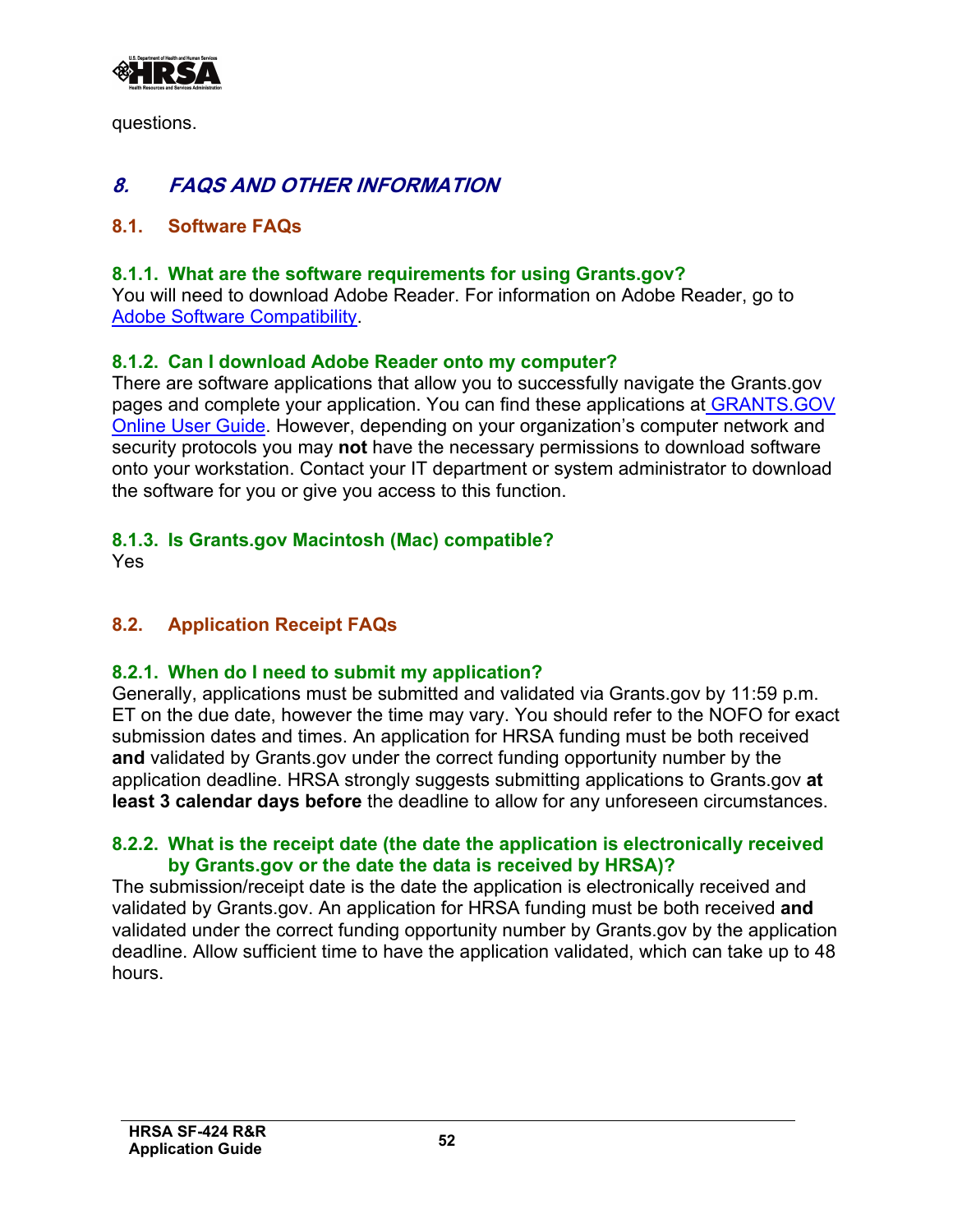questions.

## 8. FAQS AND OTHER INFORMATION

### 8.1. Software FAQs

#### 8.1.1. What are the software requirements for using Grants.gov?

You will need to download Adobe Reader. For information on Adobe Reader, go to Adobe Software Compatibility.

#### 8.1.2. Can I download Adobe Reader onto my computer?

There are software applications that allow you to successfully navigate the Grants.gov pages and complete your application. You can find these applications at GRANTS.GOV Online User Guide. However, depending on your organization's computer network and security protocols you may **not** have the necessary permissions to download software onto your workstation. Contact your IT department or system administrator to download the software for you or give you access to this function.

#### 8.1.3. Is Grants.gov Macintosh (Mac) compatible?

Yes

### 8.2. Application Receipt FAQs

#### 8.2.1. When do I need to submit my application?

Generally, applications must be submitted and validated via Grants.gov by 11:59 p.m. ET on the due date, however the time may vary. You should refer to the NOFO for exact submission dates and times. An application for HRSA funding must be both received **and** validated by Grants.gov under the correct funding opportunity number by the application deadline. HRSA strongly suggests submitting applications to Grants.gov **at least 3 calendar days before** the deadline to allow for any unforeseen circumstances.

#### 8.2.2. What is the receipt date (the date the application is electronically received by Grants.gov or the date the data is received by HRSA)?

The submission/receipt date is the date the application is electronically received and validated by Grants.gov. An application for HRSA funding must be both received **and** validated under the correct funding opportunity number by Grants.gov by the application deadline. Allow sufficient time to have the application validated, which can take up to 48 hours.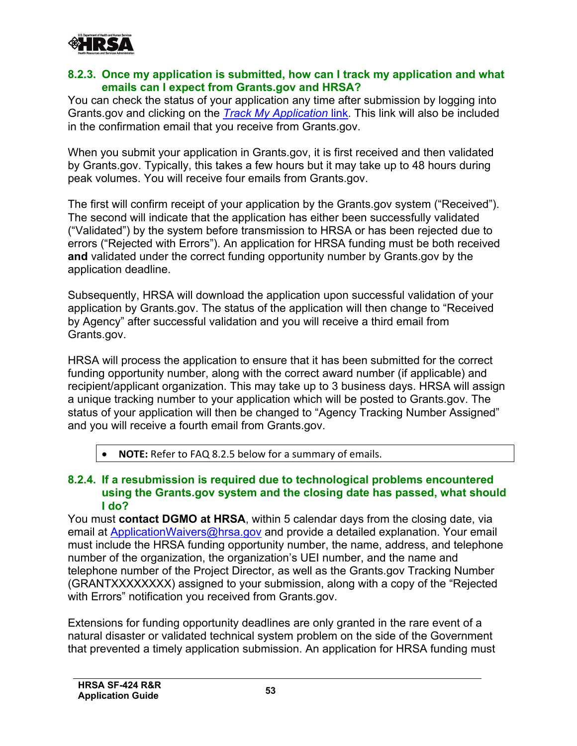### 8.2.3. Once my application is submitted, how can I track my application and what emails can I expect from Grants.gov and HRSA?

You can check the status of your application any time after submission by logging into Grants.gov and clicking on the *Track My Application* link. This link will also be included in the confirmation email that you receive from Grants.gov.

When you submit your application in Grants.gov, it is first received and then validated by Grants.gov. Typically, this takes a few hours but it may take up to 48 hours during peak volumes. You will receive four emails from Grants.gov.

The first will confirm receipt of your application by the Grants.gov system ("Received"). The second will indicate that the application has either been successfully validated ("Validated") by the system before transmission to HRSA or has been rejected due to errors ("Rejected with Errors"). An application for HRSA funding must be both received **and** validated under the correct funding opportunity number by Grants.gov by the application deadline.

Subsequently, HRSA will download the application upon successful validation of your application by Grants.gov. The status of the application will then change to "Received by Agency" after successful validation and you will receive a third email from Grants.gov.

HRSA will process the application to ensure that it has been submitted for the correct funding opportunity number, along with the correct award number (if applicable) and recipient/applicant organization. This may take up to 3 business days. HRSA will assign a unique tracking number to your application which will be posted to Grants.gov. The status of your application will then be changed to "Agency Tracking Number Assigned" and you will receive a fourth email from Grants.gov.

- **NOTE:** Refer to FAQ 8.2.5 below for a summary of emails.

### 8.2.4. If a resubmission is required due to technological problems encountered using the Grants.gov system and the closing date has passed, what should I do?

You must **contact DGMO at HRSA**, within 5 calendar days from the closing date, via email at ApplicationWaivers@hrsa.gov and provide a detailed explanation. Your email must include the HRSA funding opportunity number, the name, address, and telephone number of the organization, the organization's UEI number, and the name and telephone number of the Project Director, as well as the Grants.gov Tracking Number (GRANTXXXXXXXX) assigned to your submission, along with a copy of the "Rejected with Errors" notification you received from Grants.gov.

Extensions for funding opportunity deadlines are only granted in the rare event of a natural disaster or validated technical system problem on the side of the Government that prevented a timely application submission. An application for HRSA funding must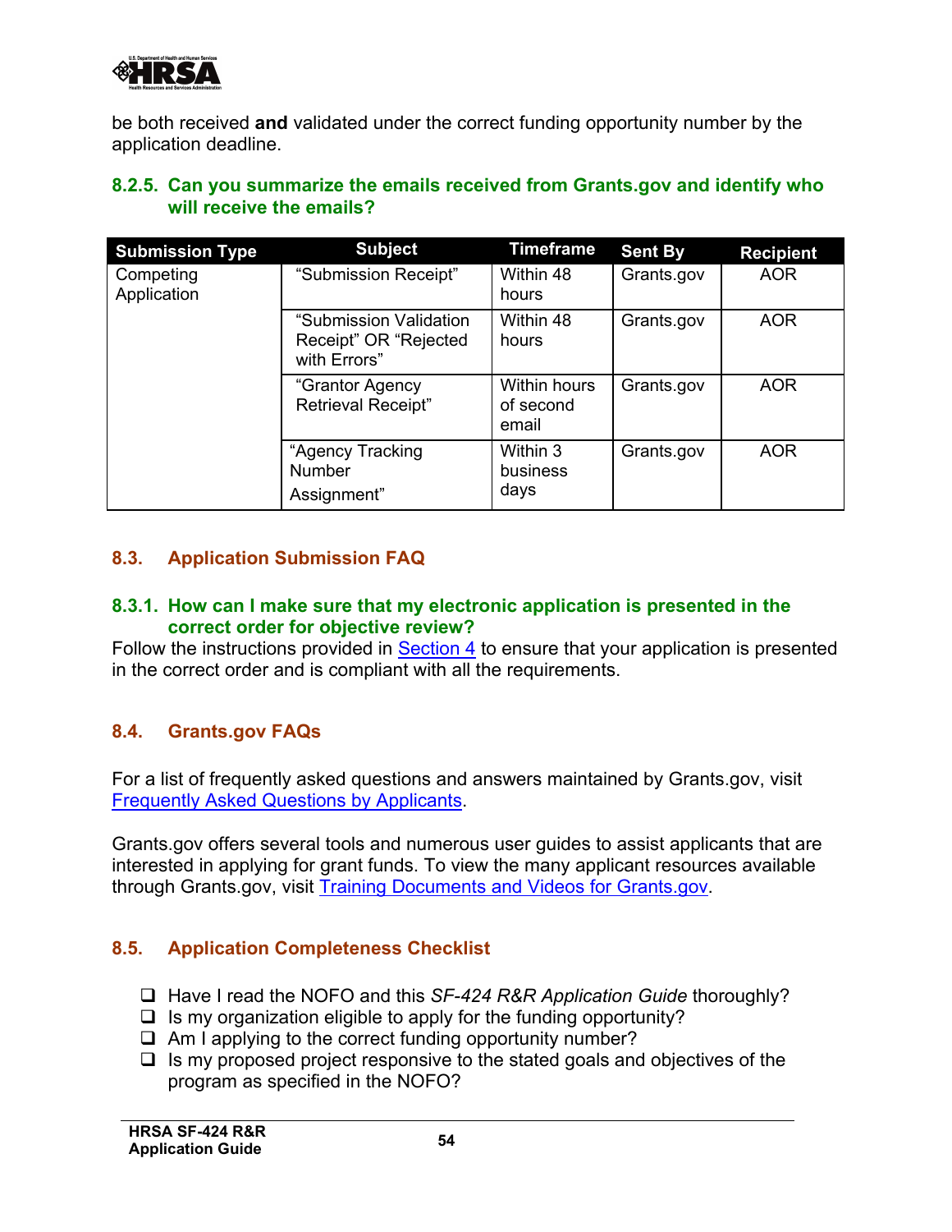be both received **and** validated under the correct funding opportunity number by the application deadline.

### 8.2.5. Can you summarize the emails received from Grants.gov and identify who will receive the emails?

| Submission Type | Subject | Timeframe | Sent By | Recipient |
|---|---|---|---|---|
| Competing Application | "Submission Receipt" | Within 48 hours | Grants.gov | AOR |
| | "Submission Validation Receipt" OR "Rejected with Errors" | Within 48 hours | Grants.gov | AOR |
| | "Grantor Agency Retrieval Receipt" | Within hours of second email | Grants.gov | AOR |
| | "Agency Tracking Number Assignment" | Within 3 business days | Grants.gov | AOR |

## 8.3. Application Submission FAQ

### 8.3.1. How can I make sure that my electronic application is presented in the correct order for objective review?

Follow the instructions provided in Section 4 to ensure that your application is presented in the correct order and is compliant with all the requirements.

## 8.4. Grants.gov FAQs

For a list of frequently asked questions and answers maintained by Grants.gov, visit Frequently Asked Questions by Applicants.

Grants.gov offers several tools and numerous user guides to assist applicants that are interested in applying for grant funds. To view the many applicant resources available through Grants.gov, visit Training Documents and Videos for Grants.gov.

## 8.5. Application Completeness Checklist

- ❑ Have I read the NOFO and this *SF-424 R&R Application Guide* thoroughly?
- ❑ Is my organization eligible to apply for the funding opportunity?
- ❑ Am I applying to the correct funding opportunity number?
- ❑ Is my proposed project responsive to the stated goals and objectives of the program as specified in the NOFO?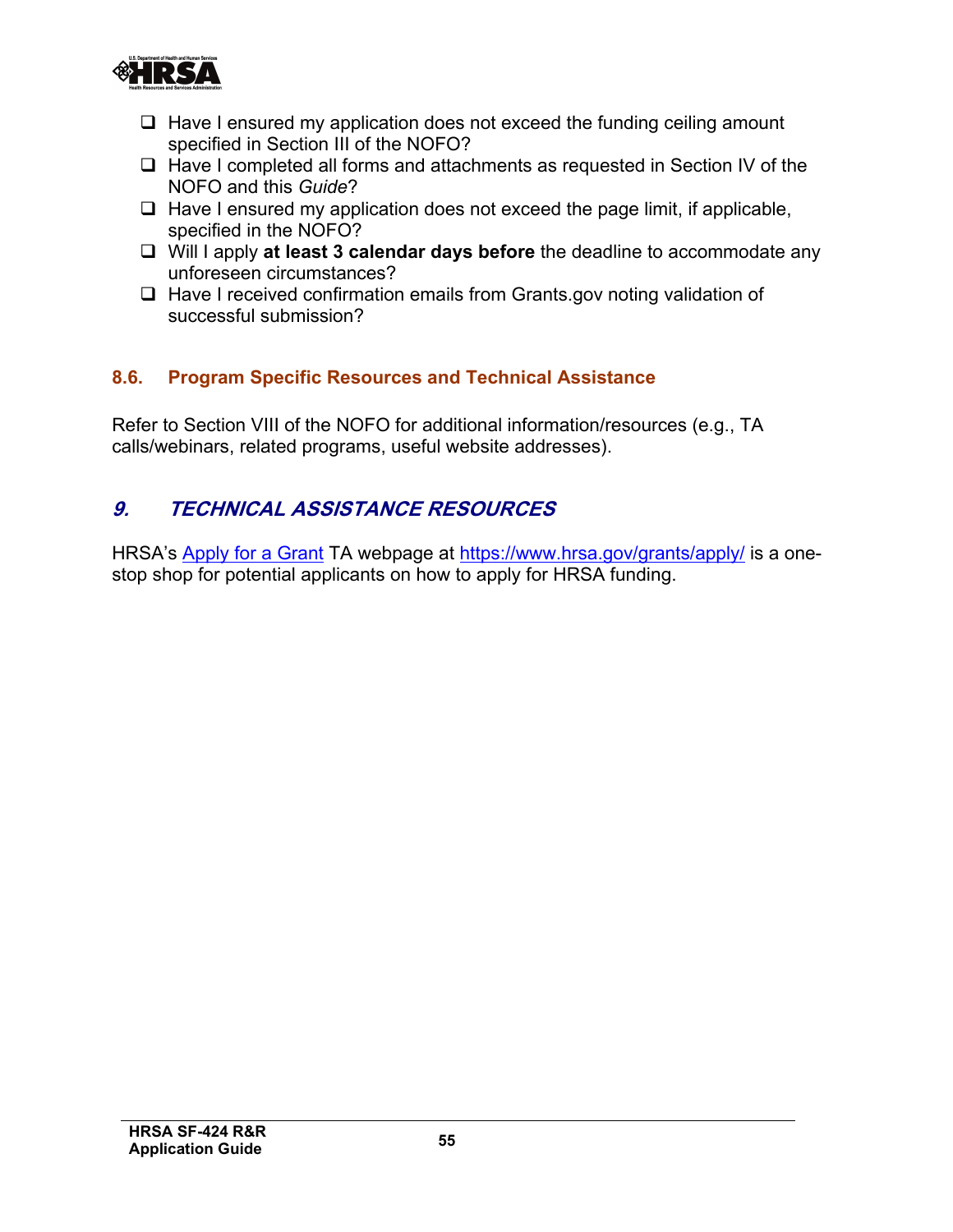- [ ] Have I ensured my application does not exceed the funding ceiling amount specified in Section III of the NOFO?
- [ ] Have I completed all forms and attachments as requested in Section IV of the NOFO and this *Guide*?
- [ ] Have I ensured my application does not exceed the page limit, if applicable, specified in the NOFO?
- [ ] Will I apply **at least 3 calendar days before** the deadline to accommodate any unforeseen circumstances?
- [ ] Have I received confirmation emails from Grants.gov noting validation of successful submission?

### 8.6. Program Specific Resources and Technical Assistance

Refer to Section VIII of the NOFO for additional information/resources (e.g., TA calls/webinars, related programs, useful website addresses).

## *9. TECHNICAL ASSISTANCE RESOURCES*

HRSA's [Apply for a Grant](https://www.hrsa.gov/grants/apply/) TA webpage at [https://www.hrsa.gov/grants/apply/](https://www.hrsa.gov/grants/apply/) is a one-stop shop for potential applicants on how to apply for HRSA funding.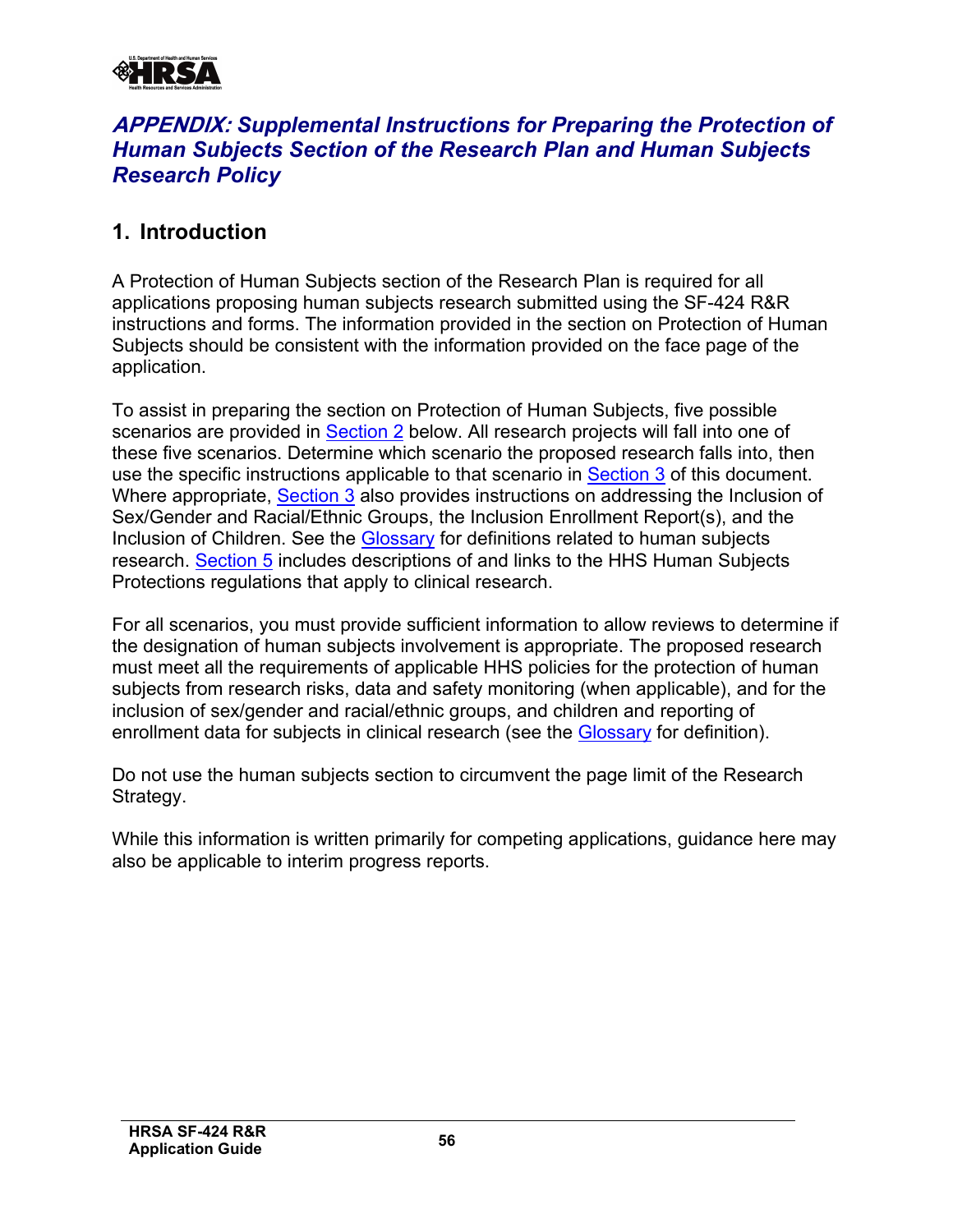## *APPENDIX: Supplemental Instructions for Preparing the Protection of Human Subjects Section of the Research Plan and Human Subjects Research Policy*

### 1. Introduction

A Protection of Human Subjects section of the Research Plan is required for all applications proposing human subjects research submitted using the SF-424 R&R instructions and forms. The information provided in the section on Protection of Human Subjects should be consistent with the information provided on the face page of the application.

To assist in preparing the section on Protection of Human Subjects, five possible scenarios are provided in Section 2 below. All research projects will fall into one of these five scenarios. Determine which scenario the proposed research falls into, then use the specific instructions applicable to that scenario in Section 3 of this document. Where appropriate, Section 3 also provides instructions on addressing the Inclusion of Sex/Gender and Racial/Ethnic Groups, the Inclusion Enrollment Report(s), and the Inclusion of Children. See the Glossary for definitions related to human subjects research. Section 5 includes descriptions of and links to the HHS Human Subjects Protections regulations that apply to clinical research.

For all scenarios, you must provide sufficient information to allow reviews to determine if the designation of human subjects involvement is appropriate. The proposed research must meet all the requirements of applicable HHS policies for the protection of human subjects from research risks, data and safety monitoring (when applicable), and for the inclusion of sex/gender and racial/ethnic groups, and children and reporting of enrollment data for subjects in clinical research (see the Glossary for definition).

Do not use the human subjects section to circumvent the page limit of the Research Strategy.

While this information is written primarily for competing applications, guidance here may also be applicable to interim progress reports.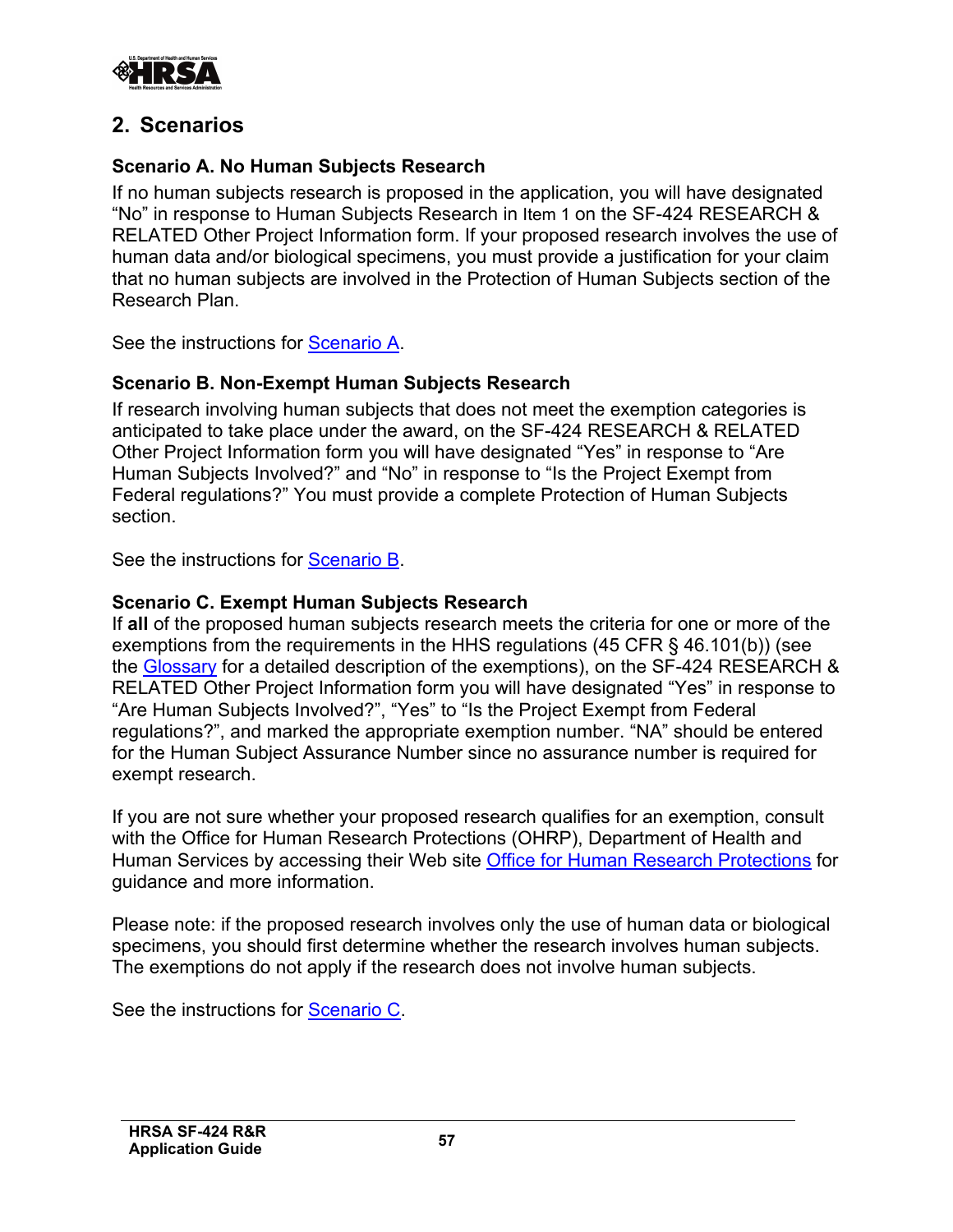## 2. Scenarios

### Scenario A. No Human Subjects Research

If no human subjects research is proposed in the application, you will have designated "No" in response to Human Subjects Research in Item 1 on the SF-424 RESEARCH & RELATED Other Project Information form. If your proposed research involves the use of human data and/or biological specimens, you must provide a justification for your claim that no human subjects are involved in the Protection of Human Subjects section of the Research Plan.

See the instructions for Scenario A.

### Scenario B. Non-Exempt Human Subjects Research

If research involving human subjects that does not meet the exemption categories is anticipated to take place under the award, on the SF-424 RESEARCH & RELATED Other Project Information form you will have designated "Yes" in response to "Are Human Subjects Involved?" and "No" in response to "Is the Project Exempt from Federal regulations?" You must provide a complete Protection of Human Subjects section.

See the instructions for Scenario B.

### Scenario C. Exempt Human Subjects Research

If **all** of the proposed human subjects research meets the criteria for one or more of the exemptions from the requirements in the HHS regulations (45 CFR § 46.101(b)) (see the Glossary for a detailed description of the exemptions), on the SF-424 RESEARCH & RELATED Other Project Information form you will have designated "Yes" in response to "Are Human Subjects Involved?", "Yes" to "Is the Project Exempt from Federal regulations?", and marked the appropriate exemption number. "NA" should be entered for the Human Subject Assurance Number since no assurance number is required for exempt research.

If you are not sure whether your proposed research qualifies for an exemption, consult with the Office for Human Research Protections (OHRP), Department of Health and Human Services by accessing their Web site Office for Human Research Protections for guidance and more information.

Please note: if the proposed research involves only the use of human data or biological specimens, you should first determine whether the research involves human subjects. The exemptions do not apply if the research does not involve human subjects.

See the instructions for Scenario C.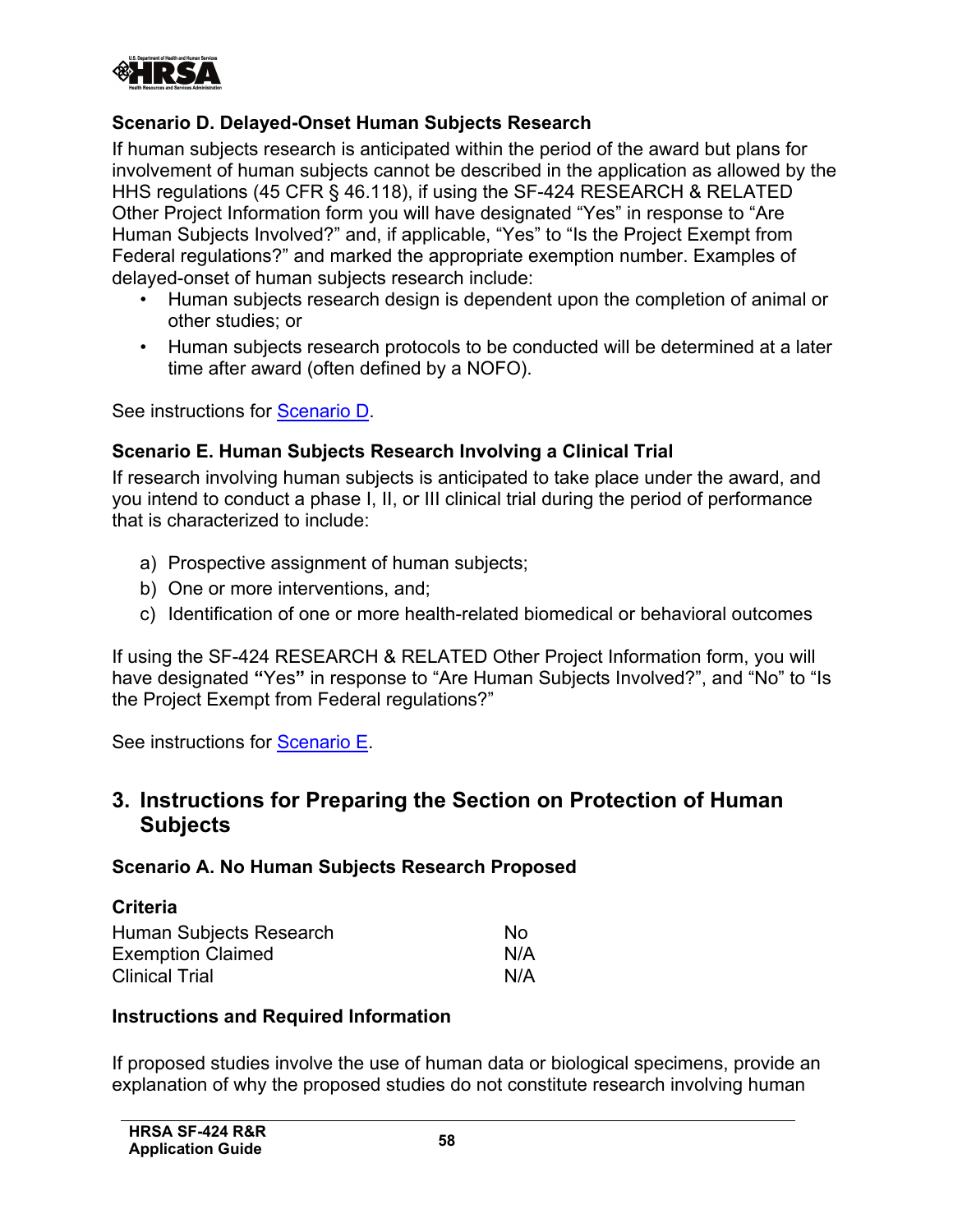### Scenario D. Delayed-Onset Human Subjects Research

If human subjects research is anticipated within the period of the award but plans for involvement of human subjects cannot be described in the application as allowed by the HHS regulations (45 CFR § 46.118), if using the SF-424 RESEARCH & RELATED Other Project Information form you will have designated "Yes" in response to "Are Human Subjects Involved?" and, if applicable, "Yes" to "Is the Project Exempt from Federal regulations?" and marked the appropriate exemption number. Examples of delayed-onset of human subjects research include:

- Human subjects research design is dependent upon the completion of animal or other studies; or
- Human subjects research protocols to be conducted will be determined at a later time after award (often defined by a NOFO).

See instructions for Scenario D.

### Scenario E. Human Subjects Research Involving a Clinical Trial

If research involving human subjects is anticipated to take place under the award, and you intend to conduct a phase I, II, or III clinical trial during the period of performance that is characterized to include:

a) Prospective assignment of human subjects;
b) One or more interventions, and;
c) Identification of one or more health-related biomedical or behavioral outcomes

If using the SF-424 RESEARCH & RELATED Other Project Information form, you will have designated **"**Yes**"** in response to "Are Human Subjects Involved?", and "No" to "Is the Project Exempt from Federal regulations?"

See instructions for Scenario E.

## 3. Instructions for Preparing the Section on Protection of Human Subjects

### Scenario A. No Human Subjects Research Proposed

**Criteria**

| | |
|---|---|
| Human Subjects Research | No |
| Exemption Claimed | N/A |
| Clinical Trial | N/A |

**Instructions and Required Information**

If proposed studies involve the use of human data or biological specimens, provide an explanation of why the proposed studies do not constitute research involving human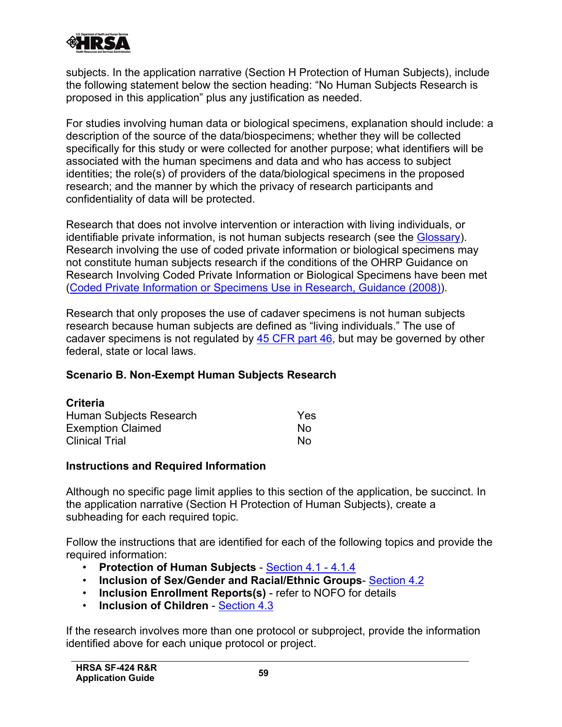subjects. In the application narrative (Section H Protection of Human Subjects), include the following statement below the section heading: "No Human Subjects Research is proposed in this application" plus any justification as needed.

For studies involving human data or biological specimens, explanation should include: a description of the source of the data/biospecimens; whether they will be collected specifically for this study or were collected for another purpose; what identifiers will be associated with the human specimens and data and who has access to subject identities; the role(s) of providers of the data/biological specimens in the proposed research; and the manner by which the privacy of research participants and confidentiality of data will be protected.

Research that does not involve intervention or interaction with living individuals, or identifiable private information, is not human subjects research (see the Glossary). Research involving the use of coded private information or biological specimens may not constitute human subjects research if the conditions of the OHRP Guidance on Research Involving Coded Private Information or Biological Specimens have been met (Coded Private Information or Specimens Use in Research, Guidance (2008)).

Research that only proposes the use of cadaver specimens is not human subjects research because human subjects are defined as "living individuals." The use of cadaver specimens is not regulated by 45 CFR part 46, but may be governed by other federal, state or local laws.

### Scenario B. Non-Exempt Human Subjects Research

| Criteria | |
|---|---|
| Human Subjects Research | Yes |
| Exemption Claimed | No |
| Clinical Trial | No |

### Instructions and Required Information

Although no specific page limit applies to this section of the application, be succinct. In the application narrative (Section H Protection of Human Subjects), create a subheading for each required topic.

Follow the instructions that are identified for each of the following topics and provide the required information:

- **Protection of Human Subjects** - Section 4.1 - 4.1.4
- **Inclusion of Sex/Gender and Racial/Ethnic Groups**- Section 4.2
- **Inclusion Enrollment Reports(s)** - refer to NOFO for details
- **Inclusion of Children** - Section 4.3

If the research involves more than one protocol or subproject, provide the information identified above for each unique protocol or project.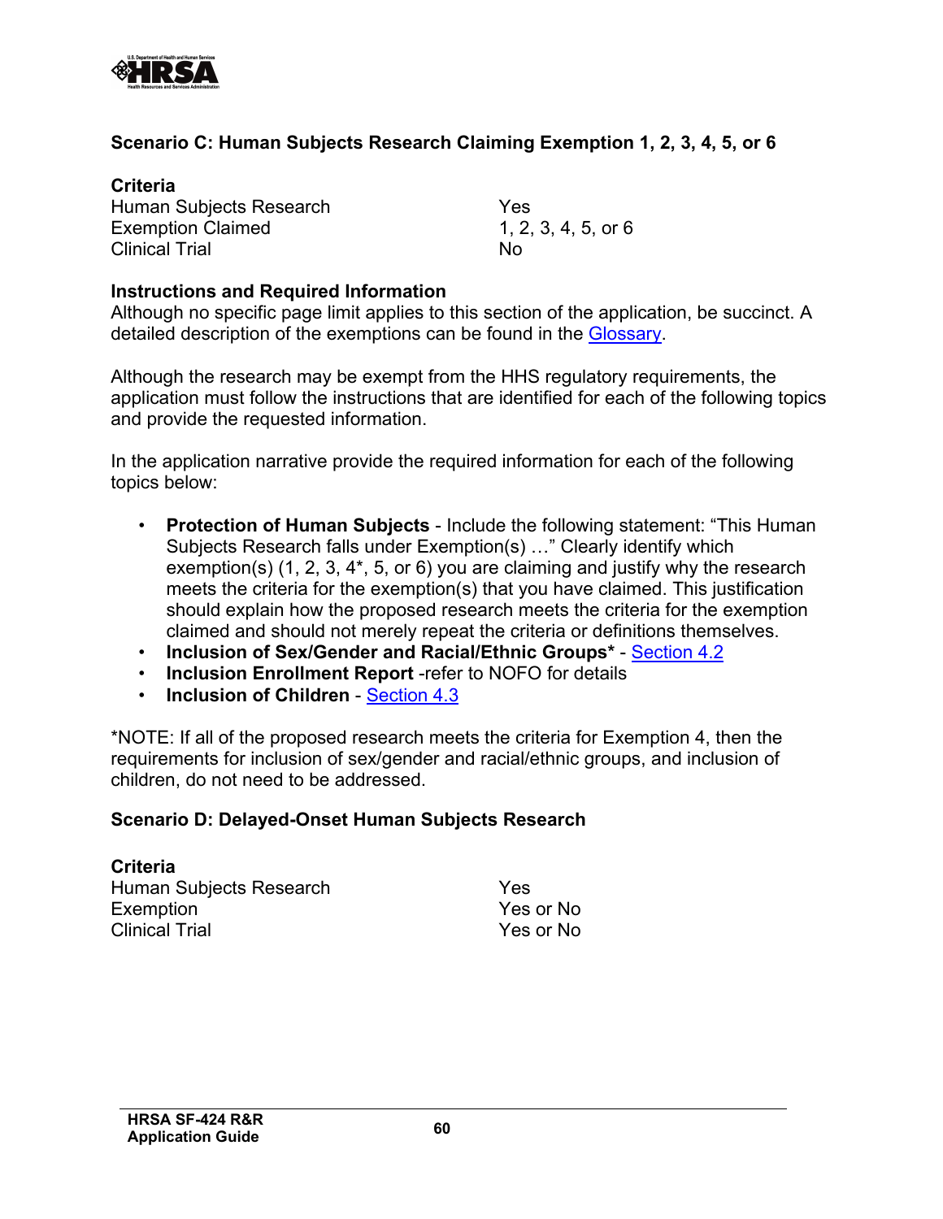### Scenario C: Human Subjects Research Claiming Exemption 1, 2, 3, 4, 5, or 6

| **Criteria** | |
| --- | --- |
| Human Subjects Research | Yes |
| Exemption Claimed | 1, 2, 3, 4, 5, or 6 |
| Clinical Trial | No |

**Instructions and Required Information**
Although no specific page limit applies to this section of the application, be succinct. A detailed description of the exemptions can be found in the Glossary.

Although the research may be exempt from the HHS regulatory requirements, the application must follow the instructions that are identified for each of the following topics and provide the requested information.

In the application narrative provide the required information for each of the following topics below:

- **Protection of Human Subjects** - Include the following statement: "This Human Subjects Research falls under Exemption(s) …" Clearly identify which exemption(s) (1, 2, 3, 4*, 5, or 6) you are claiming and justify why the research meets the criteria for the exemption(s) that you have claimed. This justification should explain how the proposed research meets the criteria for the exemption claimed and should not merely repeat the criteria or definitions themselves.
- **Inclusion of Sex/Gender and Racial/Ethnic Groups*** - Section 4.2
- **Inclusion Enrollment Report** -refer to NOFO for details
- **Inclusion of Children** - Section 4.3

*NOTE: If all of the proposed research meets the criteria for Exemption 4, then the requirements for inclusion of sex/gender and racial/ethnic groups, and inclusion of children, do not need to be addressed.

### Scenario D: Delayed-Onset Human Subjects Research

| **Criteria** | |
| --- | --- |
| Human Subjects Research | Yes |
| Exemption | Yes or No |
| Clinical Trial | Yes or No |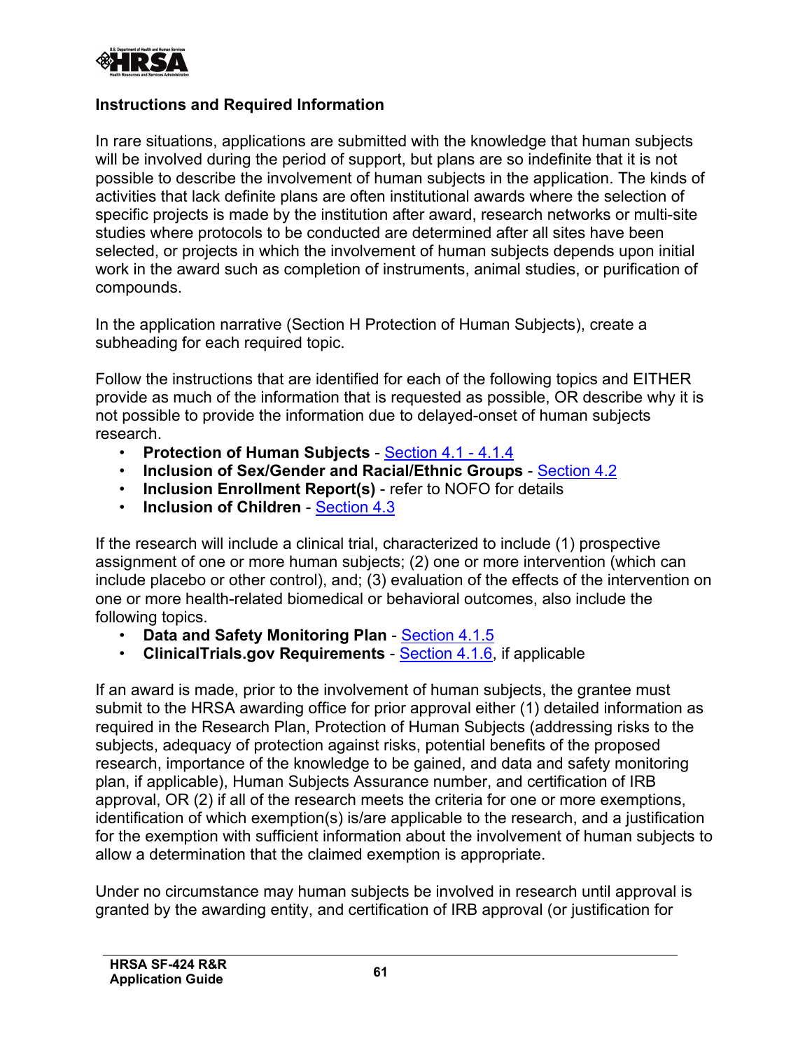**Instructions and Required Information**

In rare situations, applications are submitted with the knowledge that human subjects will be involved during the period of support, but plans are so indefinite that it is not possible to describe the involvement of human subjects in the application. The kinds of activities that lack definite plans are often institutional awards where the selection of specific projects is made by the institution after award, research networks or multi-site studies where protocols to be conducted are determined after all sites have been selected, or projects in which the involvement of human subjects depends upon initial work in the award such as completion of instruments, animal studies, or purification of compounds.

In the application narrative (Section H Protection of Human Subjects), create a subheading for each required topic.

Follow the instructions that are identified for each of the following topics and EITHER provide as much of the information that is requested as possible, OR describe why it is not possible to provide the information due to delayed-onset of human subjects research.

- **Protection of Human Subjects** - Section 4.1 - 4.1.4
- **Inclusion of Sex/Gender and Racial/Ethnic Groups** - Section 4.2
- **Inclusion Enrollment Report(s)** - refer to NOFO for details
- **Inclusion of Children** - Section 4.3

If the research will include a clinical trial, characterized to include (1) prospective assignment of one or more human subjects; (2) one or more intervention (which can include placebo or other control), and; (3) evaluation of the effects of the intervention on one or more health-related biomedical or behavioral outcomes, also include the following topics.

- **Data and Safety Monitoring Plan** - Section 4.1.5
- **ClinicalTrials.gov Requirements** - Section 4.1.6, if applicable

If an award is made, prior to the involvement of human subjects, the grantee must submit to the HRSA awarding office for prior approval either (1) detailed information as required in the Research Plan, Protection of Human Subjects (addressing risks to the subjects, adequacy of protection against risks, potential benefits of the proposed research, importance of the knowledge to be gained, and data and safety monitoring plan, if applicable), Human Subjects Assurance number, and certification of IRB approval, OR (2) if all of the research meets the criteria for one or more exemptions, identification of which exemption(s) is/are applicable to the research, and a justification for the exemption with sufficient information about the involvement of human subjects to allow a determination that the claimed exemption is appropriate.

Under no circumstance may human subjects be involved in research until approval is granted by the awarding entity, and certification of IRB approval (or justification for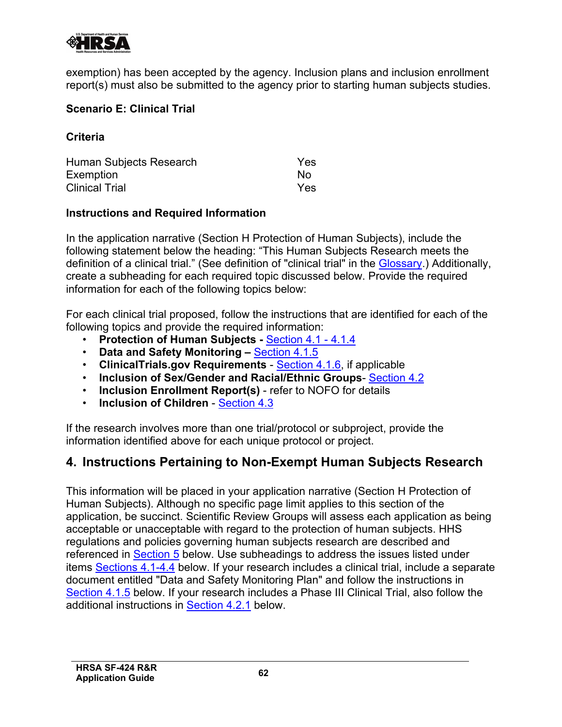exemption) has been accepted by the agency. Inclusion plans and inclusion enrollment report(s) must also be submitted to the agency prior to starting human subjects studies.

**Scenario E: Clinical Trial**

**Criteria**

| | |
|---|---|
| Human Subjects Research | Yes |
| Exemption | No |
| Clinical Trial | Yes |

**Instructions and Required Information**

In the application narrative (Section H Protection of Human Subjects), include the following statement below the heading: "This Human Subjects Research meets the definition of a clinical trial." (See definition of "clinical trial" in the Glossary.) Additionally, create a subheading for each required topic discussed below. Provide the required information for each of the following topics below:

For each clinical trial proposed, follow the instructions that are identified for each of the following topics and provide the required information:

- **Protection of Human Subjects -** Section 4.1 - 4.1.4
- **Data and Safety Monitoring –** Section 4.1.5
- **ClinicalTrials.gov Requirements** - Section 4.1.6, if applicable
- **Inclusion of Sex/Gender and Racial/Ethnic Groups**- Section 4.2
- **Inclusion Enrollment Report(s)** - refer to NOFO for details
- **Inclusion of Children** - Section 4.3

If the research involves more than one trial/protocol or subproject, provide the information identified above for each unique protocol or project.

## 4. Instructions Pertaining to Non-Exempt Human Subjects Research

This information will be placed in your application narrative (Section H Protection of Human Subjects). Although no specific page limit applies to this section of the application, be succinct. Scientific Review Groups will assess each application as being acceptable or unacceptable with regard to the protection of human subjects. HHS regulations and policies governing human subjects research are described and referenced in Section 5 below. Use subheadings to address the issues listed under items Sections 4.1-4.4 below. If your research includes a clinical trial, include a separate document entitled "Data and Safety Monitoring Plan" and follow the instructions in Section 4.1.5 below. If your research includes a Phase III Clinical Trial, also follow the additional instructions in Section 4.2.1 below.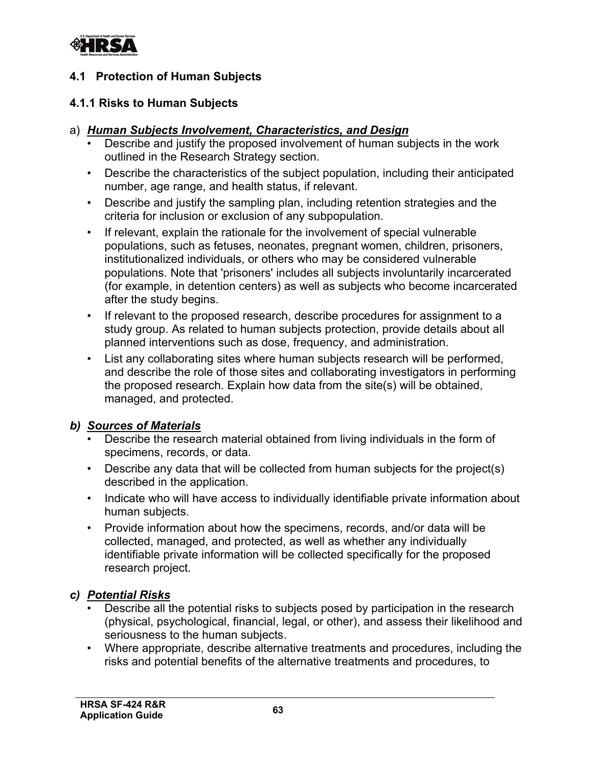## 4.1 Protection of Human Subjects

### 4.1.1 Risks to Human Subjects

a) ***Human Subjects Involvement, Characteristics, and Design***

- Describe and justify the proposed involvement of human subjects in the work outlined in the Research Strategy section.
- Describe the characteristics of the subject population, including their anticipated number, age range, and health status, if relevant.
- Describe and justify the sampling plan, including retention strategies and the criteria for inclusion or exclusion of any subpopulation.
- If relevant, explain the rationale for the involvement of special vulnerable populations, such as fetuses, neonates, pregnant women, children, prisoners, institutionalized individuals, or others who may be considered vulnerable populations. Note that 'prisoners' includes all subjects involuntarily incarcerated (for example, in detention centers) as well as subjects who become incarcerated after the study begins.
- If relevant to the proposed research, describe procedures for assignment to a study group. As related to human subjects protection, provide details about all planned interventions such as dose, frequency, and administration.
- List any collaborating sites where human subjects research will be performed, and describe the role of those sites and collaborating investigators in performing the proposed research. Explain how data from the site(s) will be obtained, managed, and protected.

***b) Sources of Materials***

- Describe the research material obtained from living individuals in the form of specimens, records, or data.
- Describe any data that will be collected from human subjects for the project(s) described in the application.
- Indicate who will have access to individually identifiable private information about human subjects.
- Provide information about how the specimens, records, and/or data will be collected, managed, and protected, as well as whether any individually identifiable private information will be collected specifically for the proposed research project.

***c) Potential Risks***

- Describe all the potential risks to subjects posed by participation in the research (physical, psychological, financial, legal, or other), and assess their likelihood and seriousness to the human subjects.
- Where appropriate, describe alternative treatments and procedures, including the risks and potential benefits of the alternative treatments and procedures, to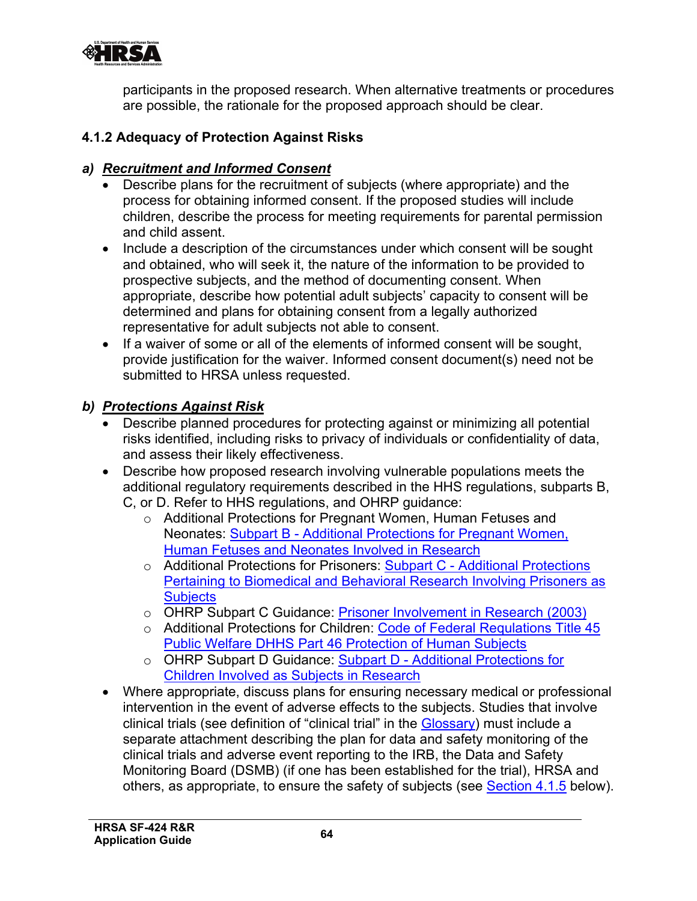participants in the proposed research. When alternative treatments or procedures are possible, the rationale for the proposed approach should be clear.

### 4.1.2 Adequacy of Protection Against Risks

***a) Recruitment and Informed Consent***

- Describe plans for the recruitment of subjects (where appropriate) and the process for obtaining informed consent. If the proposed studies will include children, describe the process for meeting requirements for parental permission and child assent.
- Include a description of the circumstances under which consent will be sought and obtained, who will seek it, the nature of the information to be provided to prospective subjects, and the method of documenting consent. When appropriate, describe how potential adult subjects' capacity to consent will be determined and plans for obtaining consent from a legally authorized representative for adult subjects not able to consent.
- If a waiver of some or all of the elements of informed consent will be sought, provide justification for the waiver. Informed consent document(s) need not be submitted to HRSA unless requested.

***b) Protections Against Risk***

- Describe planned procedures for protecting against or minimizing all potential risks identified, including risks to privacy of individuals or confidentiality of data, and assess their likely effectiveness.
- Describe how proposed research involving vulnerable populations meets the additional regulatory requirements described in the HHS regulations, subparts B, C, or D. Refer to HHS regulations, and OHRP guidance:
  - Additional Protections for Pregnant Women, Human Fetuses and Neonates: Subpart B - Additional Protections for Pregnant Women, Human Fetuses and Neonates Involved in Research
  - Additional Protections for Prisoners: Subpart C - Additional Protections Pertaining to Biomedical and Behavioral Research Involving Prisoners as Subjects
  - OHRP Subpart C Guidance: Prisoner Involvement in Research (2003)
  - Additional Protections for Children: Code of Federal Regulations Title 45 Public Welfare DHHS Part 46 Protection of Human Subjects
  - OHRP Subpart D Guidance: Subpart D - Additional Protections for Children Involved as Subjects in Research
- Where appropriate, discuss plans for ensuring necessary medical or professional intervention in the event of adverse effects to the subjects. Studies that involve clinical trials (see definition of "clinical trial" in the Glossary) must include a separate attachment describing the plan for data and safety monitoring of the clinical trials and adverse event reporting to the IRB, the Data and Safety Monitoring Board (DSMB) (if one has been established for the trial), HRSA and others, as appropriate, to ensure the safety of subjects (see Section 4.1.5 below).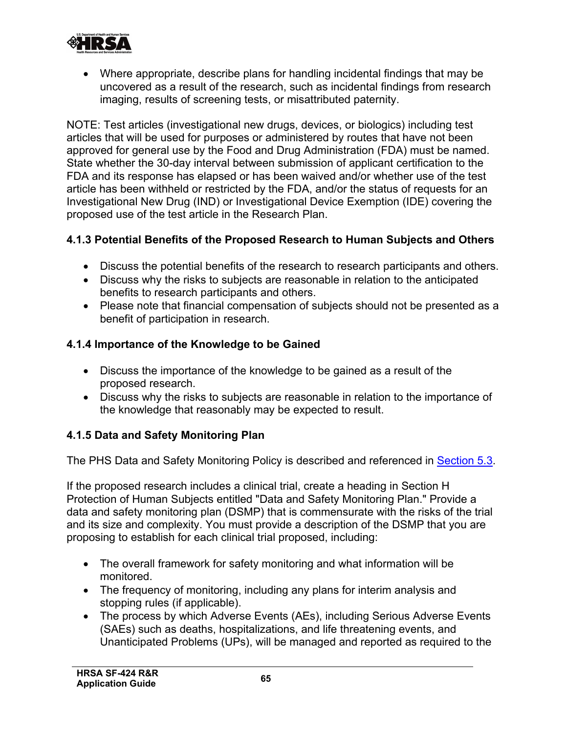- Where appropriate, describe plans for handling incidental findings that may be uncovered as a result of the research, such as incidental findings from research imaging, results of screening tests, or misattributed paternity.

NOTE: Test articles (investigational new drugs, devices, or biologics) including test articles that will be used for purposes or administered by routes that have not been approved for general use by the Food and Drug Administration (FDA) must be named. State whether the 30-day interval between submission of applicant certification to the FDA and its response has elapsed or has been waived and/or whether use of the test article has been withheld or restricted by the FDA, and/or the status of requests for an Investigational New Drug (IND) or Investigational Device Exemption (IDE) covering the proposed use of the test article in the Research Plan.

### 4.1.3 Potential Benefits of the Proposed Research to Human Subjects and Others

- Discuss the potential benefits of the research to research participants and others.
- Discuss why the risks to subjects are reasonable in relation to the anticipated benefits to research participants and others.
- Please note that financial compensation of subjects should not be presented as a benefit of participation in research.

### 4.1.4 Importance of the Knowledge to be Gained

- Discuss the importance of the knowledge to be gained as a result of the proposed research.
- Discuss why the risks to subjects are reasonable in relation to the importance of the knowledge that reasonably may be expected to result.

### 4.1.5 Data and Safety Monitoring Plan

The PHS Data and Safety Monitoring Policy is described and referenced in Section 5.3.

If the proposed research includes a clinical trial, create a heading in Section H Protection of Human Subjects entitled "Data and Safety Monitoring Plan." Provide a data and safety monitoring plan (DSMP) that is commensurate with the risks of the trial and its size and complexity. You must provide a description of the DSMP that you are proposing to establish for each clinical trial proposed, including:

- The overall framework for safety monitoring and what information will be monitored.
- The frequency of monitoring, including any plans for interim analysis and stopping rules (if applicable).
- The process by which Adverse Events (AEs), including Serious Adverse Events (SAEs) such as deaths, hospitalizations, and life threatening events, and Unanticipated Problems (UPs), will be managed and reported as required to the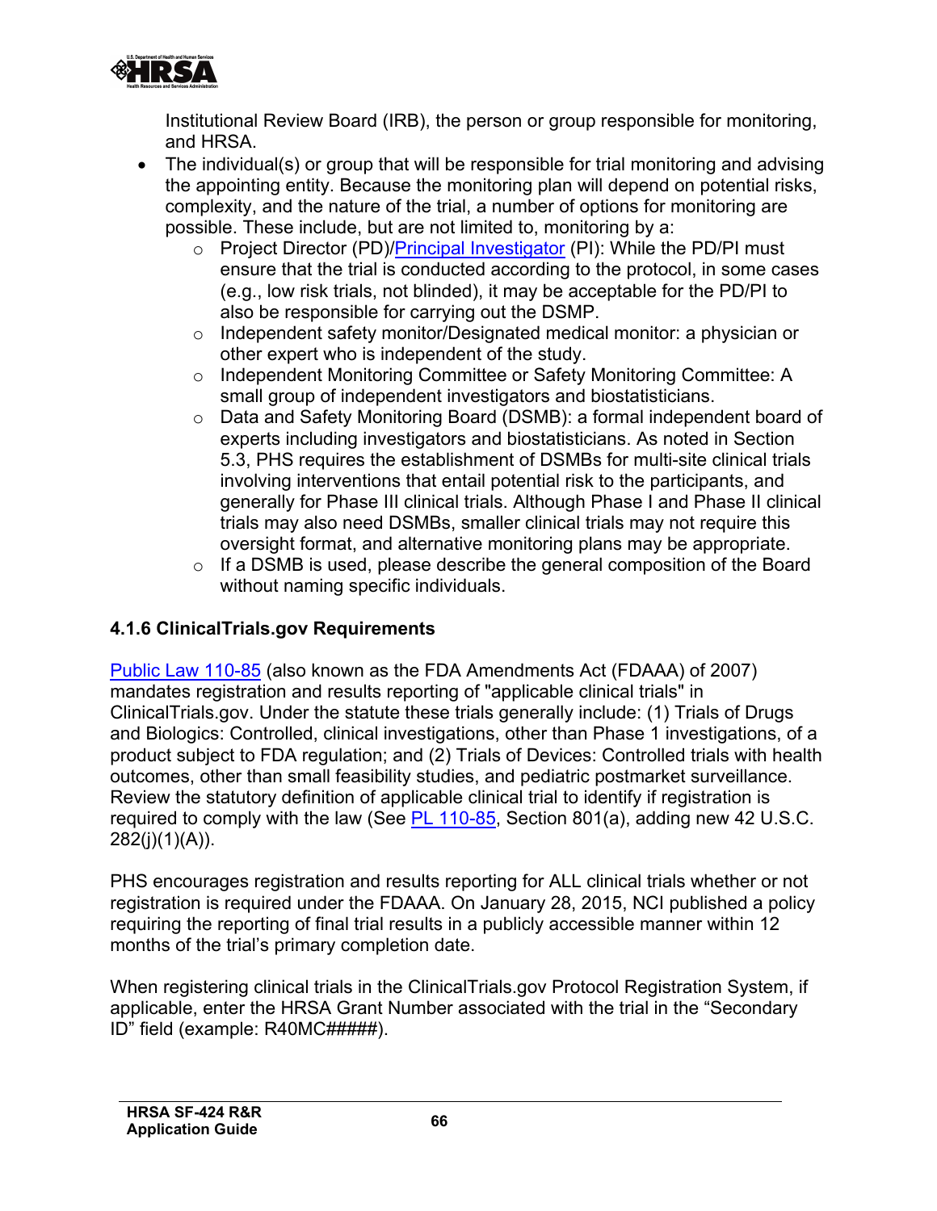Institutional Review Board (IRB), the person or group responsible for monitoring, and HRSA.

- The individual(s) or group that will be responsible for trial monitoring and advising the appointing entity. Because the monitoring plan will depend on potential risks, complexity, and the nature of the trial, a number of options for monitoring are possible. These include, but are not limited to, monitoring by a:
  - Project Director (PD)/Principal Investigator (PI): While the PD/PI must ensure that the trial is conducted according to the protocol, in some cases (e.g., low risk trials, not blinded), it may be acceptable for the PD/PI to also be responsible for carrying out the DSMP.
  - Independent safety monitor/Designated medical monitor: a physician or other expert who is independent of the study.
  - Independent Monitoring Committee or Safety Monitoring Committee: A small group of independent investigators and biostatisticians.
  - Data and Safety Monitoring Board (DSMB): a formal independent board of experts including investigators and biostatisticians. As noted in Section 5.3, PHS requires the establishment of DSMBs for multi-site clinical trials involving interventions that entail potential risk to the participants, and generally for Phase III clinical trials. Although Phase I and Phase II clinical trials may also need DSMBs, smaller clinical trials may not require this oversight format, and alternative monitoring plans may be appropriate.
  - If a DSMB is used, please describe the general composition of the Board without naming specific individuals.

### 4.1.6 ClinicalTrials.gov Requirements

Public Law 110-85 (also known as the FDA Amendments Act (FDAAA) of 2007) mandates registration and results reporting of "applicable clinical trials" in ClinicalTrials.gov. Under the statute these trials generally include: (1) Trials of Drugs and Biologics: Controlled, clinical investigations, other than Phase 1 investigations, of a product subject to FDA regulation; and (2) Trials of Devices: Controlled trials with health outcomes, other than small feasibility studies, and pediatric postmarket surveillance. Review the statutory definition of applicable clinical trial to identify if registration is required to comply with the law (See PL 110-85, Section 801(a), adding new 42 U.S.C. 282(j)(1)(A)).

PHS encourages registration and results reporting for ALL clinical trials whether or not registration is required under the FDAAA. On January 28, 2015, NCI published a policy requiring the reporting of final trial results in a publicly accessible manner within 12 months of the trial's primary completion date.

When registering clinical trials in the ClinicalTrials.gov Protocol Registration System, if applicable, enter the HRSA Grant Number associated with the trial in the "Secondary ID" field (example: R40MC#####).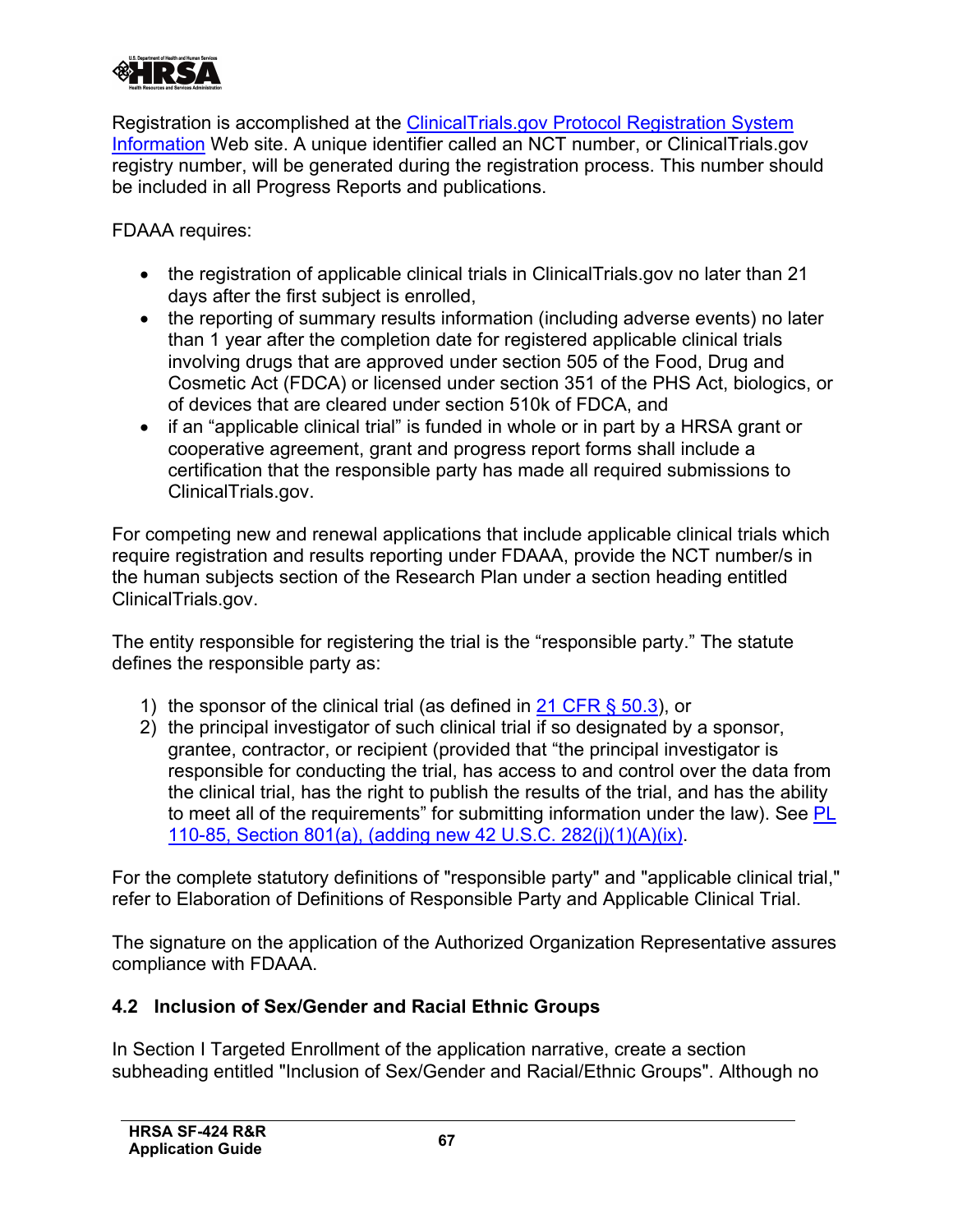Registration is accomplished at the [ClinicalTrials.gov Protocol Registration System Information]() Web site. A unique identifier called an NCT number, or ClinicalTrials.gov registry number, will be generated during the registration process. This number should be included in all Progress Reports and publications.

FDAAA requires:

- the registration of applicable clinical trials in ClinicalTrials.gov no later than 21 days after the first subject is enrolled,
- the reporting of summary results information (including adverse events) no later than 1 year after the completion date for registered applicable clinical trials involving drugs that are approved under section 505 of the Food, Drug and Cosmetic Act (FDCA) or licensed under section 351 of the PHS Act, biologics, or of devices that are cleared under section 510k of FDCA, and
- if an "applicable clinical trial" is funded in whole or in part by a HRSA grant or cooperative agreement, grant and progress report forms shall include a certification that the responsible party has made all required submissions to ClinicalTrials.gov.

For competing new and renewal applications that include applicable clinical trials which require registration and results reporting under FDAAA, provide the NCT number/s in the human subjects section of the Research Plan under a section heading entitled ClinicalTrials.gov.

The entity responsible for registering the trial is the "responsible party." The statute defines the responsible party as:

1) the sponsor of the clinical trial (as defined in [21 CFR § 50.3]()), or
2) the principal investigator of such clinical trial if so designated by a sponsor, grantee, contractor, or recipient (provided that "the principal investigator is responsible for conducting the trial, has access to and control over the data from the clinical trial, has the right to publish the results of the trial, and has the ability to meet all of the requirements" for submitting information under the law). See [PL 110-85, Section 801(a), (adding new 42 U.S.C. 282(j)(1)(A)(ix)]().

For the complete statutory definitions of "responsible party" and "applicable clinical trial," refer to Elaboration of Definitions of Responsible Party and Applicable Clinical Trial.

The signature on the application of the Authorized Organization Representative assures compliance with FDAAA.

### 4.2 Inclusion of Sex/Gender and Racial Ethnic Groups

In Section I Targeted Enrollment of the application narrative, create a section subheading entitled "Inclusion of Sex/Gender and Racial/Ethnic Groups". Although no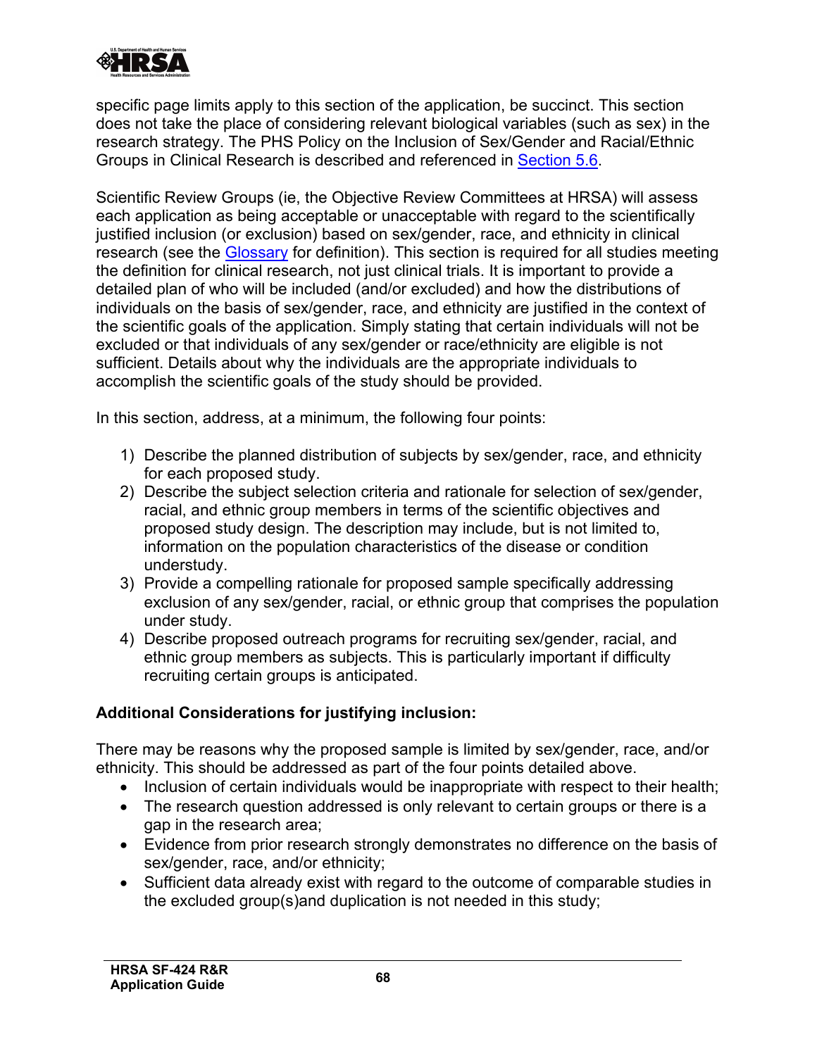specific page limits apply to this section of the application, be succinct. This section does not take the place of considering relevant biological variables (such as sex) in the research strategy. The PHS Policy on the Inclusion of Sex/Gender and Racial/Ethnic Groups in Clinical Research is described and referenced in Section 5.6.

Scientific Review Groups (ie, the Objective Review Committees at HRSA) will assess each application as being acceptable or unacceptable with regard to the scientifically justified inclusion (or exclusion) based on sex/gender, race, and ethnicity in clinical research (see the Glossary for definition). This section is required for all studies meeting the definition for clinical research, not just clinical trials. It is important to provide a detailed plan of who will be included (and/or excluded) and how the distributions of individuals on the basis of sex/gender, race, and ethnicity are justified in the context of the scientific goals of the application. Simply stating that certain individuals will not be excluded or that individuals of any sex/gender or race/ethnicity are eligible is not sufficient. Details about why the individuals are the appropriate individuals to accomplish the scientific goals of the study should be provided.

In this section, address, at a minimum, the following four points:

1) Describe the planned distribution of subjects by sex/gender, race, and ethnicity for each proposed study.
2) Describe the subject selection criteria and rationale for selection of sex/gender, racial, and ethnic group members in terms of the scientific objectives and proposed study design. The description may include, but is not limited to, information on the population characteristics of the disease or condition understudy.
3) Provide a compelling rationale for proposed sample specifically addressing exclusion of any sex/gender, racial, or ethnic group that comprises the population under study.
4) Describe proposed outreach programs for recruiting sex/gender, racial, and ethnic group members as subjects. This is particularly important if difficulty recruiting certain groups is anticipated.

**Additional Considerations for justifying inclusion:**

There may be reasons why the proposed sample is limited by sex/gender, race, and/or ethnicity. This should be addressed as part of the four points detailed above.

- Inclusion of certain individuals would be inappropriate with respect to their health;
- The research question addressed is only relevant to certain groups or there is a gap in the research area;
- Evidence from prior research strongly demonstrates no difference on the basis of sex/gender, race, and/or ethnicity;
- Sufficient data already exist with regard to the outcome of comparable studies in the excluded group(s)and duplication is not needed in this study;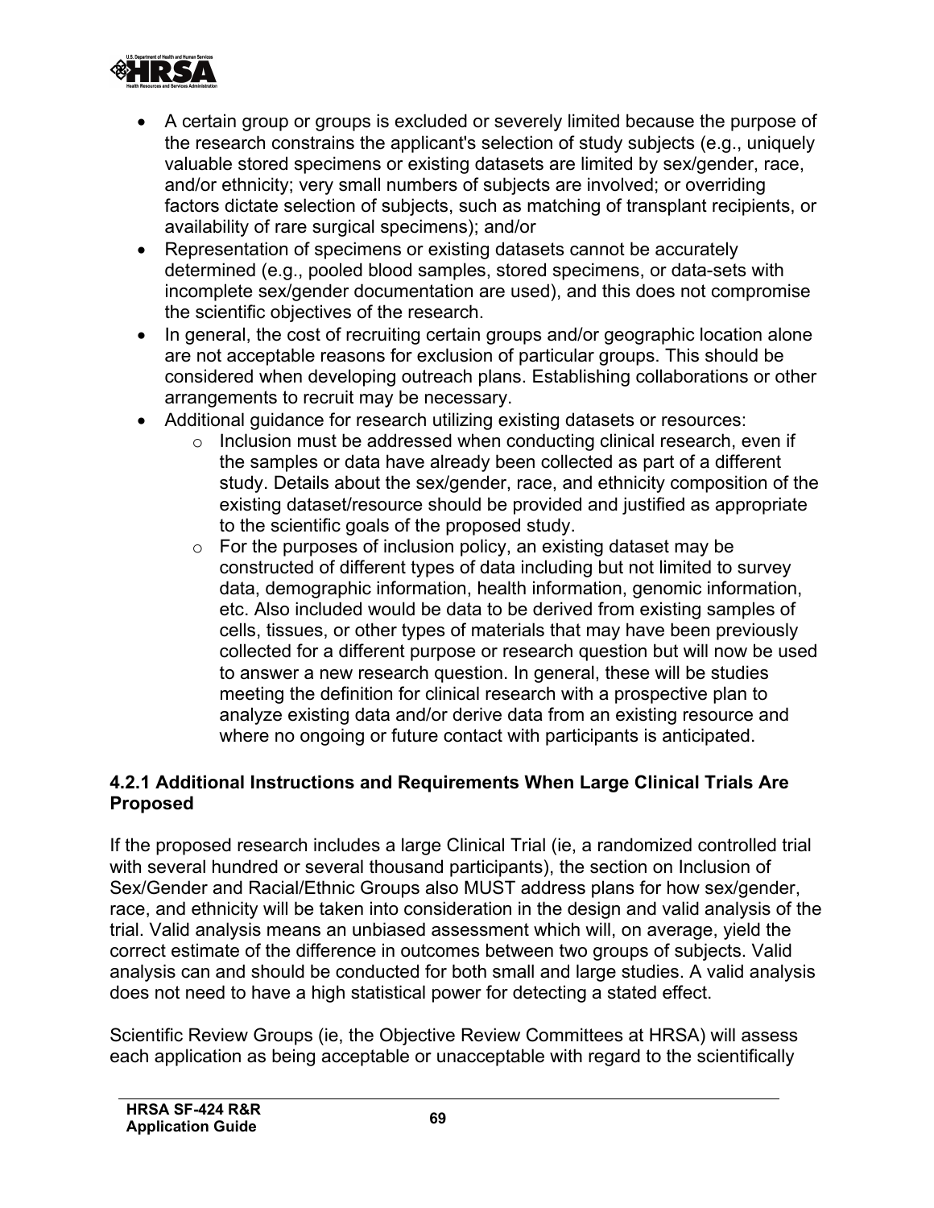- A certain group or groups is excluded or severely limited because the purpose of the research constrains the applicant's selection of study subjects (e.g., uniquely valuable stored specimens or existing datasets are limited by sex/gender, race, and/or ethnicity; very small numbers of subjects are involved; or overriding factors dictate selection of subjects, such as matching of transplant recipients, or availability of rare surgical specimens); and/or
- Representation of specimens or existing datasets cannot be accurately determined (e.g., pooled blood samples, stored specimens, or data-sets with incomplete sex/gender documentation are used), and this does not compromise the scientific objectives of the research.
- In general, the cost of recruiting certain groups and/or geographic location alone are not acceptable reasons for exclusion of particular groups. This should be considered when developing outreach plans. Establishing collaborations or other arrangements to recruit may be necessary.
- Additional guidance for research utilizing existing datasets or resources:
  - Inclusion must be addressed when conducting clinical research, even if the samples or data have already been collected as part of a different study. Details about the sex/gender, race, and ethnicity composition of the existing dataset/resource should be provided and justified as appropriate to the scientific goals of the proposed study.
  - For the purposes of inclusion policy, an existing dataset may be constructed of different types of data including but not limited to survey data, demographic information, health information, genomic information, etc. Also included would be data to be derived from existing samples of cells, tissues, or other types of materials that may have been previously collected for a different purpose or research question but will now be used to answer a new research question. In general, these will be studies meeting the definition for clinical research with a prospective plan to analyze existing data and/or derive data from an existing resource and where no ongoing or future contact with participants is anticipated.

### 4.2.1 Additional Instructions and Requirements When Large Clinical Trials Are Proposed

If the proposed research includes a large Clinical Trial (ie, a randomized controlled trial with several hundred or several thousand participants), the section on Inclusion of Sex/Gender and Racial/Ethnic Groups also MUST address plans for how sex/gender, race, and ethnicity will be taken into consideration in the design and valid analysis of the trial. Valid analysis means an unbiased assessment which will, on average, yield the correct estimate of the difference in outcomes between two groups of subjects. Valid analysis can and should be conducted for both small and large studies. A valid analysis does not need to have a high statistical power for detecting a stated effect.

Scientific Review Groups (ie, the Objective Review Committees at HRSA) will assess each application as being acceptable or unacceptable with regard to the scientifically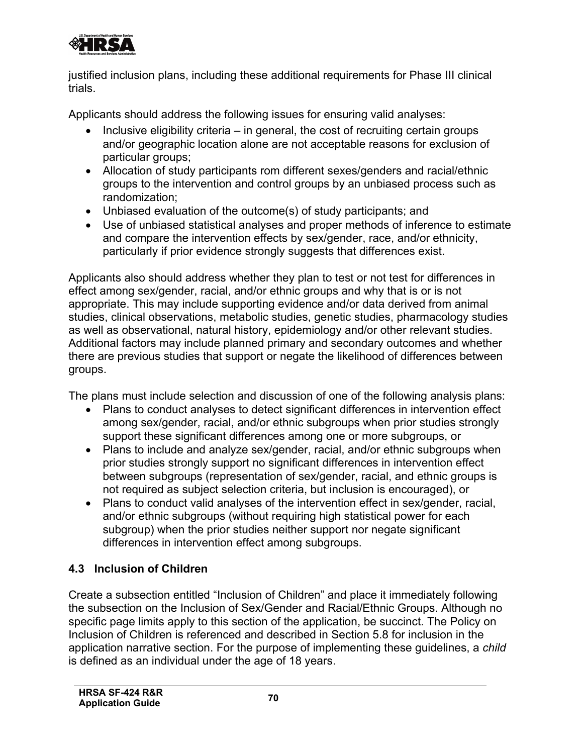justified inclusion plans, including these additional requirements for Phase III clinical trials.

Applicants should address the following issues for ensuring valid analyses:

- Inclusive eligibility criteria – in general, the cost of recruiting certain groups and/or geographic location alone are not acceptable reasons for exclusion of particular groups;
- Allocation of study participants rom different sexes/genders and racial/ethnic groups to the intervention and control groups by an unbiased process such as randomization;
- Unbiased evaluation of the outcome(s) of study participants; and
- Use of unbiased statistical analyses and proper methods of inference to estimate and compare the intervention effects by sex/gender, race, and/or ethnicity, particularly if prior evidence strongly suggests that differences exist.

Applicants also should address whether they plan to test or not test for differences in effect among sex/gender, racial, and/or ethnic groups and why that is or is not appropriate. This may include supporting evidence and/or data derived from animal studies, clinical observations, metabolic studies, genetic studies, pharmacology studies as well as observational, natural history, epidemiology and/or other relevant studies. Additional factors may include planned primary and secondary outcomes and whether there are previous studies that support or negate the likelihood of differences between groups.

The plans must include selection and discussion of one of the following analysis plans:

- Plans to conduct analyses to detect significant differences in intervention effect among sex/gender, racial, and/or ethnic subgroups when prior studies strongly support these significant differences among one or more subgroups, or
- Plans to include and analyze sex/gender, racial, and/or ethnic subgroups when prior studies strongly support no significant differences in intervention effect between subgroups (representation of sex/gender, racial, and ethnic groups is not required as subject selection criteria, but inclusion is encouraged), or
- Plans to conduct valid analyses of the intervention effect in sex/gender, racial, and/or ethnic subgroups (without requiring high statistical power for each subgroup) when the prior studies neither support nor negate significant differences in intervention effect among subgroups.

### 4.3 Inclusion of Children

Create a subsection entitled "Inclusion of Children" and place it immediately following the subsection on the Inclusion of Sex/Gender and Racial/Ethnic Groups. Although no specific page limits apply to this section of the application, be succinct. The Policy on Inclusion of Children is referenced and described in Section 5.8 for inclusion in the application narrative section. For the purpose of implementing these guidelines, a *child* is defined as an individual under the age of 18 years.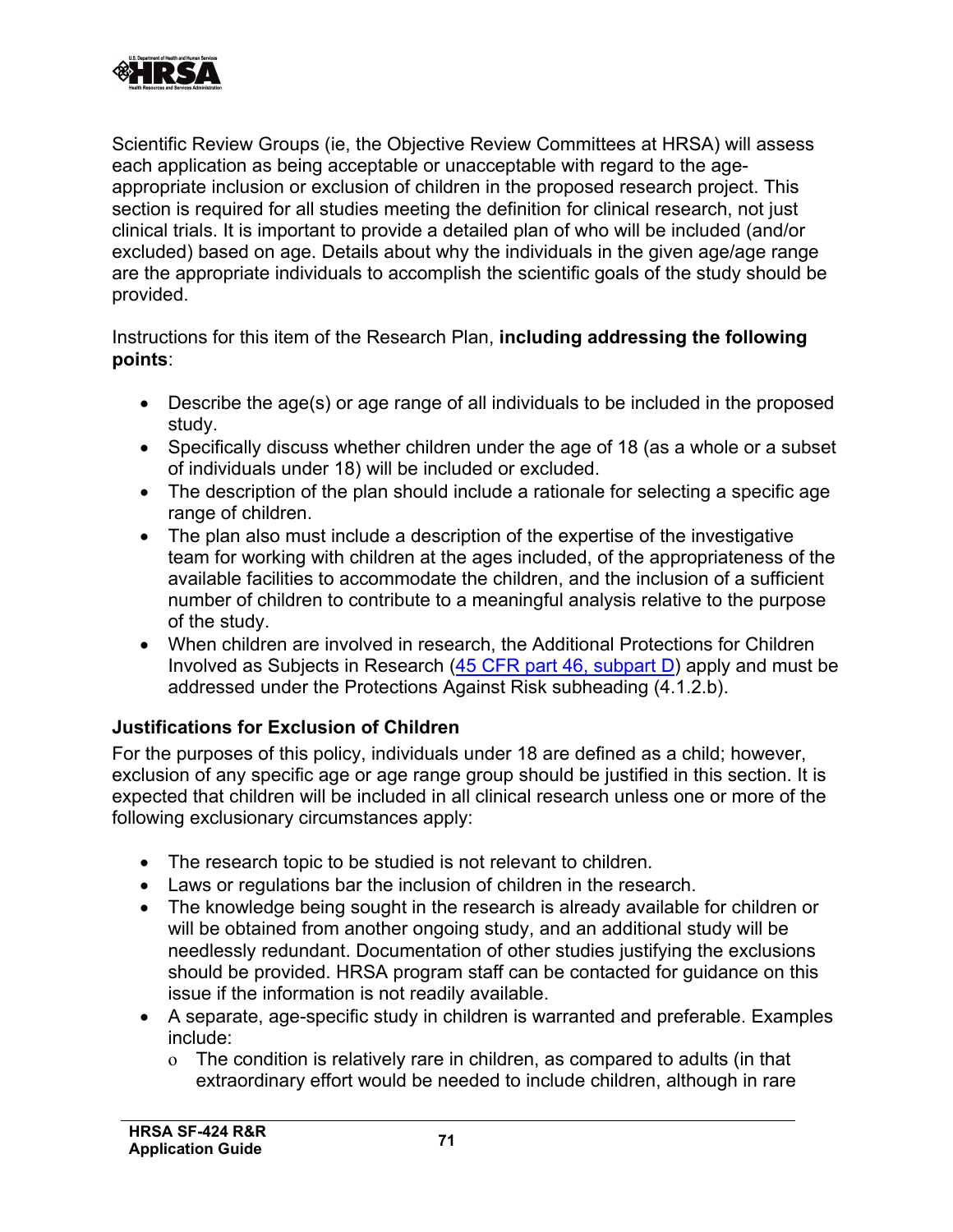Scientific Review Groups (ie, the Objective Review Committees at HRSA) will assess each application as being acceptable or unacceptable with regard to the age-appropriate inclusion or exclusion of children in the proposed research project. This section is required for all studies meeting the definition for clinical research, not just clinical trials. It is important to provide a detailed plan of who will be included (and/or excluded) based on age. Details about why the individuals in the given age/age range are the appropriate individuals to accomplish the scientific goals of the study should be provided.

Instructions for this item of the Research Plan, **including addressing the following points**:

- Describe the age(s) or age range of all individuals to be included in the proposed study.
- Specifically discuss whether children under the age of 18 (as a whole or a subset of individuals under 18) will be included or excluded.
- The description of the plan should include a rationale for selecting a specific age range of children.
- The plan also must include a description of the expertise of the investigative team for working with children at the ages included, of the appropriateness of the available facilities to accommodate the children, and the inclusion of a sufficient number of children to contribute to a meaningful analysis relative to the purpose of the study.
- When children are involved in research, the Additional Protections for Children Involved as Subjects in Research ([45 CFR part 46, subpart D]()) apply and must be addressed under the Protections Against Risk subheading (4.1.2.b).

### Justifications for Exclusion of Children

For the purposes of this policy, individuals under 18 are defined as a child; however, exclusion of any specific age or age range group should be justified in this section. It is expected that children will be included in all clinical research unless one or more of the following exclusionary circumstances apply:

- The research topic to be studied is not relevant to children.
- Laws or regulations bar the inclusion of children in the research.
- The knowledge being sought in the research is already available for children or will be obtained from another ongoing study, and an additional study will be needlessly redundant. Documentation of other studies justifying the exclusions should be provided. HRSA program staff can be contacted for guidance on this issue if the information is not readily available.
- A separate, age-specific study in children is warranted and preferable. Examples include:
  - The condition is relatively rare in children, as compared to adults (in that extraordinary effort would be needed to include children, although in rare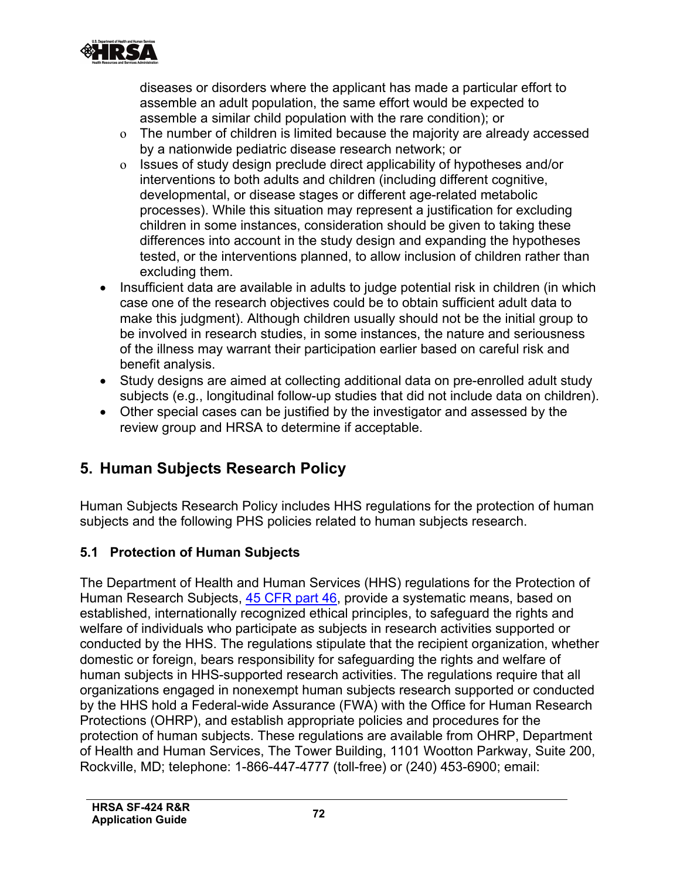diseases or disorders where the applicant has made a particular effort to assemble an adult population, the same effort would be expected to assemble a similar child population with the rare condition); or
    - The number of children is limited because the majority are already accessed by a nationwide pediatric disease research network; or
    - Issues of study design preclude direct applicability of hypotheses and/or interventions to both adults and children (including different cognitive, developmental, or disease stages or different age-related metabolic processes). While this situation may represent a justification for excluding children in some instances, consideration should be given to taking these differences into account in the study design and expanding the hypotheses tested, or the interventions planned, to allow inclusion of children rather than excluding them.
- Insufficient data are available in adults to judge potential risk in children (in which case one of the research objectives could be to obtain sufficient adult data to make this judgment). Although children usually should not be the initial group to be involved in research studies, in some instances, the nature and seriousness of the illness may warrant their participation earlier based on careful risk and benefit analysis.
- Study designs are aimed at collecting additional data on pre-enrolled adult study subjects (e.g., longitudinal follow-up studies that did not include data on children).
- Other special cases can be justified by the investigator and assessed by the review group and HRSA to determine if acceptable.

## 5. Human Subjects Research Policy

Human Subjects Research Policy includes HHS regulations for the protection of human subjects and the following PHS policies related to human subjects research.

### 5.1 Protection of Human Subjects

The Department of Health and Human Services (HHS) regulations for the Protection of Human Research Subjects, [45 CFR part 46](), provide a systematic means, based on established, internationally recognized ethical principles, to safeguard the rights and welfare of individuals who participate as subjects in research activities supported or conducted by the HHS. The regulations stipulate that the recipient organization, whether domestic or foreign, bears responsibility for safeguarding the rights and welfare of human subjects in HHS-supported research activities. The regulations require that all organizations engaged in nonexempt human subjects research supported or conducted by the HHS hold a Federal-wide Assurance (FWA) with the Office for Human Research Protections (OHRP), and establish appropriate policies and procedures for the protection of human subjects. These regulations are available from OHRP, Department of Health and Human Services, The Tower Building, 1101 Wootton Parkway, Suite 200, Rockville, MD; telephone: 1-866-447-4777 (toll-free) or (240) 453-6900; email: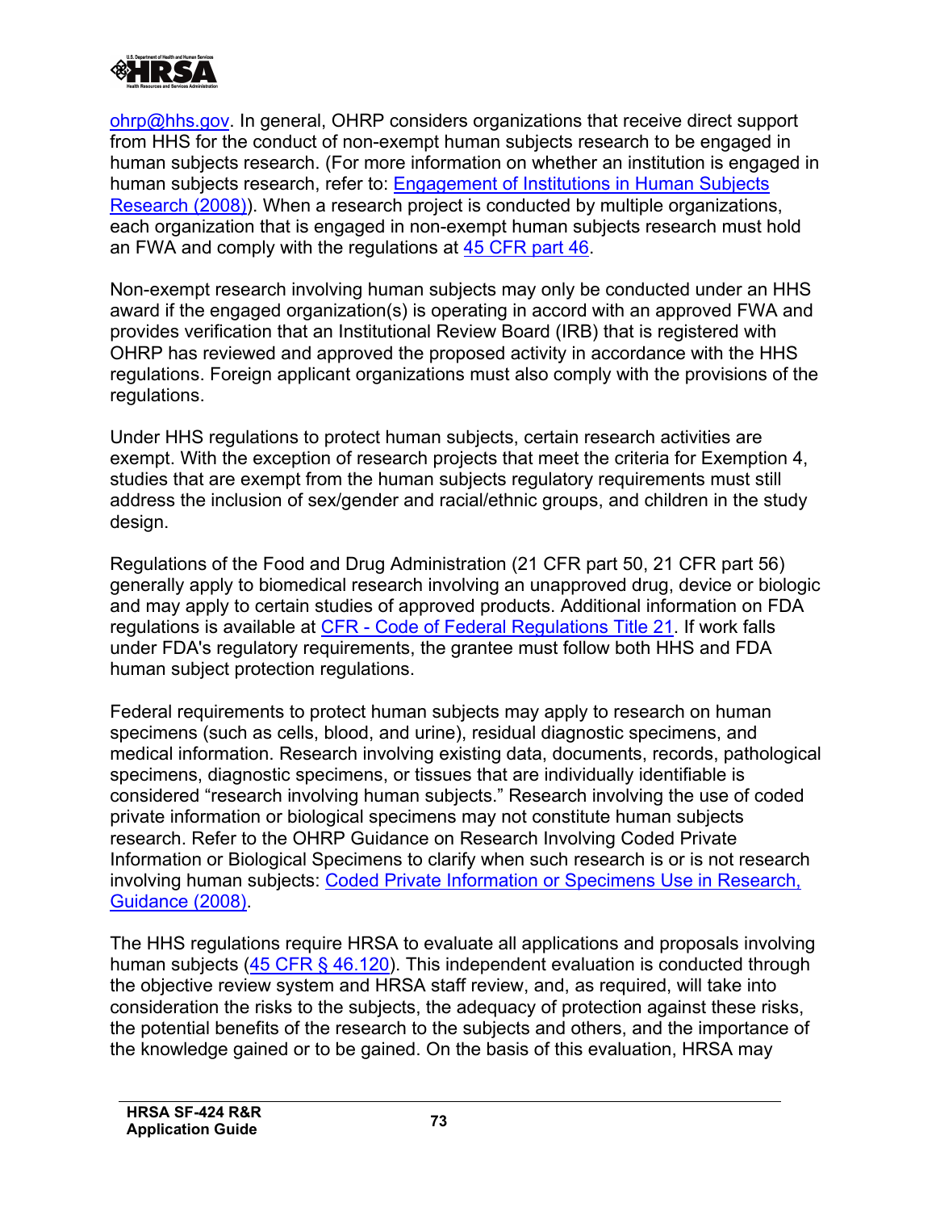ohrp@hhs.gov. In general, OHRP considers organizations that receive direct support from HHS for the conduct of non-exempt human subjects research to be engaged in human subjects research. (For more information on whether an institution is engaged in human subjects research, refer to: Engagement of Institutions in Human Subjects Research (2008)). When a research project is conducted by multiple organizations, each organization that is engaged in non-exempt human subjects research must hold an FWA and comply with the regulations at 45 CFR part 46.

Non-exempt research involving human subjects may only be conducted under an HHS award if the engaged organization(s) is operating in accord with an approved FWA and provides verification that an Institutional Review Board (IRB) that is registered with OHRP has reviewed and approved the proposed activity in accordance with the HHS regulations. Foreign applicant organizations must also comply with the provisions of the regulations.

Under HHS regulations to protect human subjects, certain research activities are exempt. With the exception of research projects that meet the criteria for Exemption 4, studies that are exempt from the human subjects regulatory requirements must still address the inclusion of sex/gender and racial/ethnic groups, and children in the study design.

Regulations of the Food and Drug Administration (21 CFR part 50, 21 CFR part 56) generally apply to biomedical research involving an unapproved drug, device or biologic and may apply to certain studies of approved products. Additional information on FDA regulations is available at CFR - Code of Federal Regulations Title 21. If work falls under FDA's regulatory requirements, the grantee must follow both HHS and FDA human subject protection regulations.

Federal requirements to protect human subjects may apply to research on human specimens (such as cells, blood, and urine), residual diagnostic specimens, and medical information. Research involving existing data, documents, records, pathological specimens, diagnostic specimens, or tissues that are individually identifiable is considered "research involving human subjects." Research involving the use of coded private information or biological specimens may not constitute human subjects research. Refer to the OHRP Guidance on Research Involving Coded Private Information or Biological Specimens to clarify when such research is or is not research involving human subjects: Coded Private Information or Specimens Use in Research, Guidance (2008).

The HHS regulations require HRSA to evaluate all applications and proposals involving human subjects (45 CFR § 46.120). This independent evaluation is conducted through the objective review system and HRSA staff review, and, as required, will take into consideration the risks to the subjects, the adequacy of protection against these risks, the potential benefits of the research to the subjects and others, and the importance of the knowledge gained or to be gained. On the basis of this evaluation, HRSA may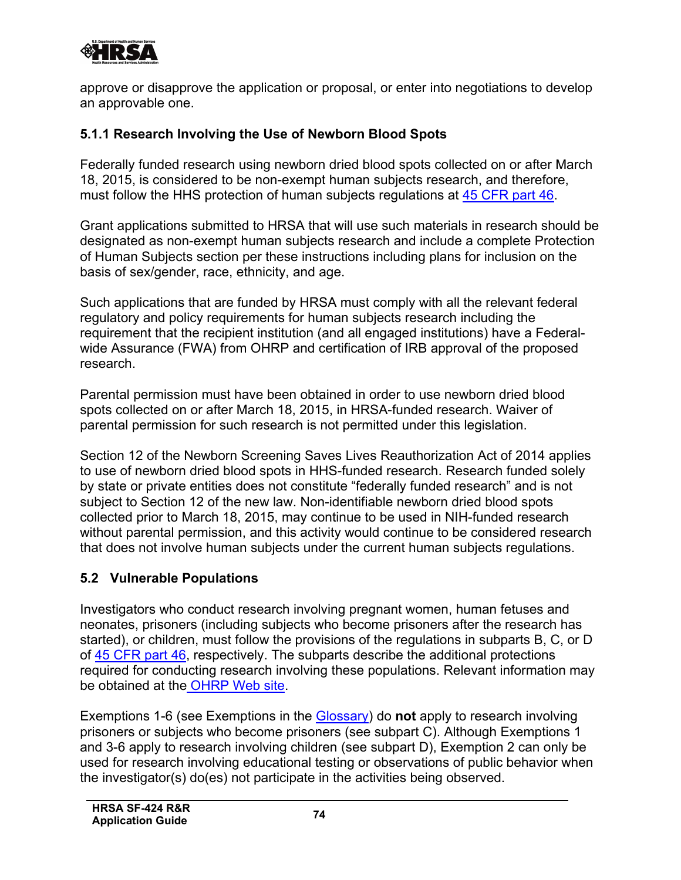approve or disapprove the application or proposal, or enter into negotiations to develop an approvable one.

### 5.1.1 Research Involving the Use of Newborn Blood Spots

Federally funded research using newborn dried blood spots collected on or after March 18, 2015, is considered to be non-exempt human subjects research, and therefore, must follow the HHS protection of human subjects regulations at 45 CFR part 46.

Grant applications submitted to HRSA that will use such materials in research should be designated as non-exempt human subjects research and include a complete Protection of Human Subjects section per these instructions including plans for inclusion on the basis of sex/gender, race, ethnicity, and age.

Such applications that are funded by HRSA must comply with all the relevant federal regulatory and policy requirements for human subjects research including the requirement that the recipient institution (and all engaged institutions) have a Federal-wide Assurance (FWA) from OHRP and certification of IRB approval of the proposed research.

Parental permission must have been obtained in order to use newborn dried blood spots collected on or after March 18, 2015, in HRSA-funded research. Waiver of parental permission for such research is not permitted under this legislation.

Section 12 of the Newborn Screening Saves Lives Reauthorization Act of 2014 applies to use of newborn dried blood spots in HHS-funded research. Research funded solely by state or private entities does not constitute "federally funded research" and is not subject to Section 12 of the new law. Non-identifiable newborn dried blood spots collected prior to March 18, 2015, may continue to be used in NIH-funded research without parental permission, and this activity would continue to be considered research that does not involve human subjects under the current human subjects regulations.

## 5.2 Vulnerable Populations

Investigators who conduct research involving pregnant women, human fetuses and neonates, prisoners (including subjects who become prisoners after the research has started), or children, must follow the provisions of the regulations in subparts B, C, or D of 45 CFR part 46, respectively. The subparts describe the additional protections required for conducting research involving these populations. Relevant information may be obtained at the OHRP Web site.

Exemptions 1-6 (see Exemptions in the Glossary) do **not** apply to research involving prisoners or subjects who become prisoners (see subpart C). Although Exemptions 1 and 3-6 apply to research involving children (see subpart D), Exemption 2 can only be used for research involving educational testing or observations of public behavior when the investigator(s) do(es) not participate in the activities being observed.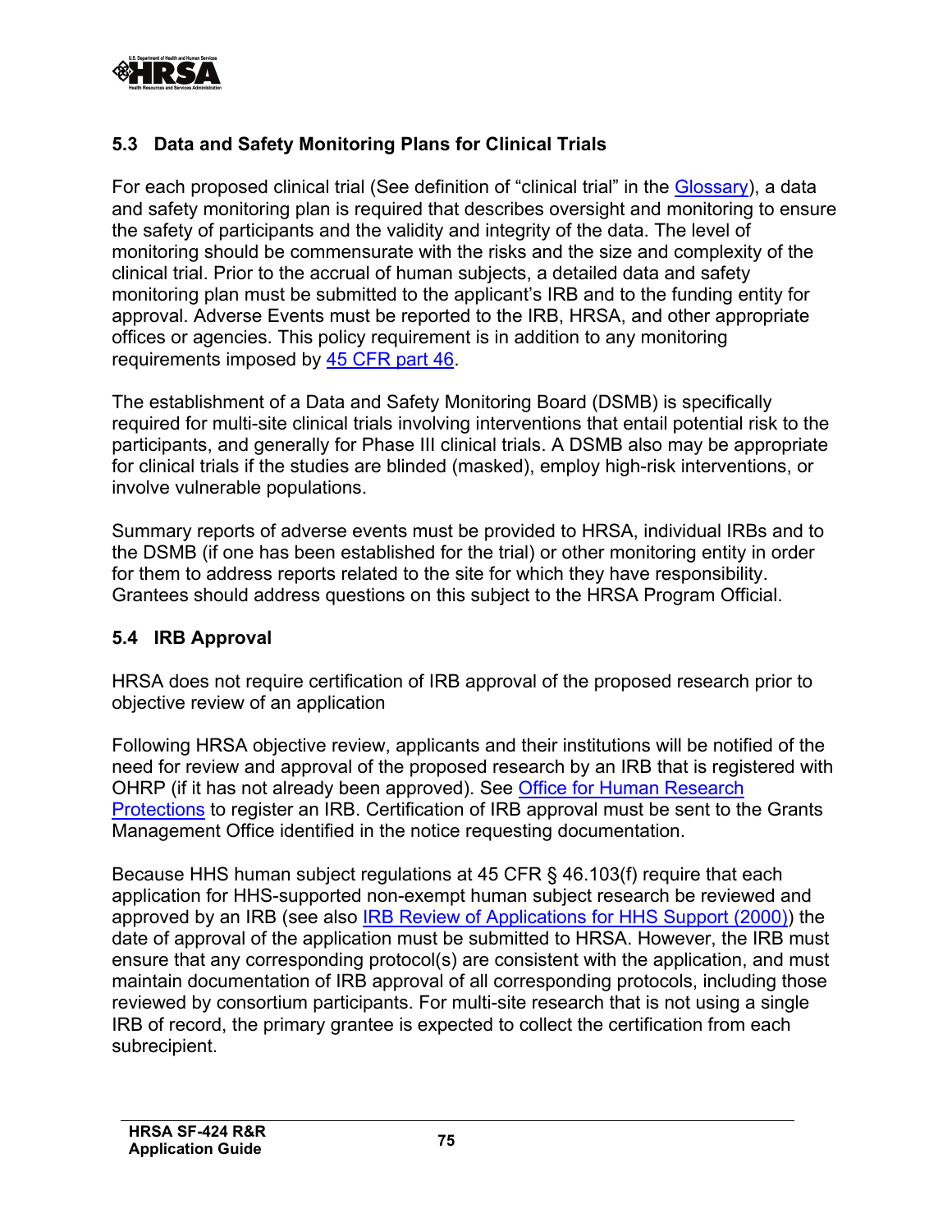### 5.3 Data and Safety Monitoring Plans for Clinical Trials

For each proposed clinical trial (See definition of "clinical trial" in the [Glossary](#)), a data and safety monitoring plan is required that describes oversight and monitoring to ensure the safety of participants and the validity and integrity of the data. The level of monitoring should be commensurate with the risks and the size and complexity of the clinical trial. Prior to the accrual of human subjects, a detailed data and safety monitoring plan must be submitted to the applicant's IRB and to the funding entity for approval. Adverse Events must be reported to the IRB, HRSA, and other appropriate offices or agencies. This policy requirement is in addition to any monitoring requirements imposed by [45 CFR part 46](#).

The establishment of a Data and Safety Monitoring Board (DSMB) is specifically required for multi-site clinical trials involving interventions that entail potential risk to the participants, and generally for Phase III clinical trials. A DSMB also may be appropriate for clinical trials if the studies are blinded (masked), employ high-risk interventions, or involve vulnerable populations.

Summary reports of adverse events must be provided to HRSA, individual IRBs and to the DSMB (if one has been established for the trial) or other monitoring entity in order for them to address reports related to the site for which they have responsibility. Grantees should address questions on this subject to the HRSA Program Official.

### 5.4 IRB Approval

HRSA does not require certification of IRB approval of the proposed research prior to objective review of an application

Following HRSA objective review, applicants and their institutions will be notified of the need for review and approval of the proposed research by an IRB that is registered with OHRP (if it has not already been approved). See [Office for Human Research Protections](#) to register an IRB. Certification of IRB approval must be sent to the Grants Management Office identified in the notice requesting documentation.

Because HHS human subject regulations at 45 CFR § 46.103(f) require that each application for HHS-supported non-exempt human subject research be reviewed and approved by an IRB (see also [IRB Review of Applications for HHS Support (2000)](#)) the date of approval of the application must be submitted to HRSA. However, the IRB must ensure that any corresponding protocol(s) are consistent with the application, and must maintain documentation of IRB approval of all corresponding protocols, including those reviewed by consortium participants. For multi-site research that is not using a single IRB of record, the primary grantee is expected to collect the certification from each subrecipient.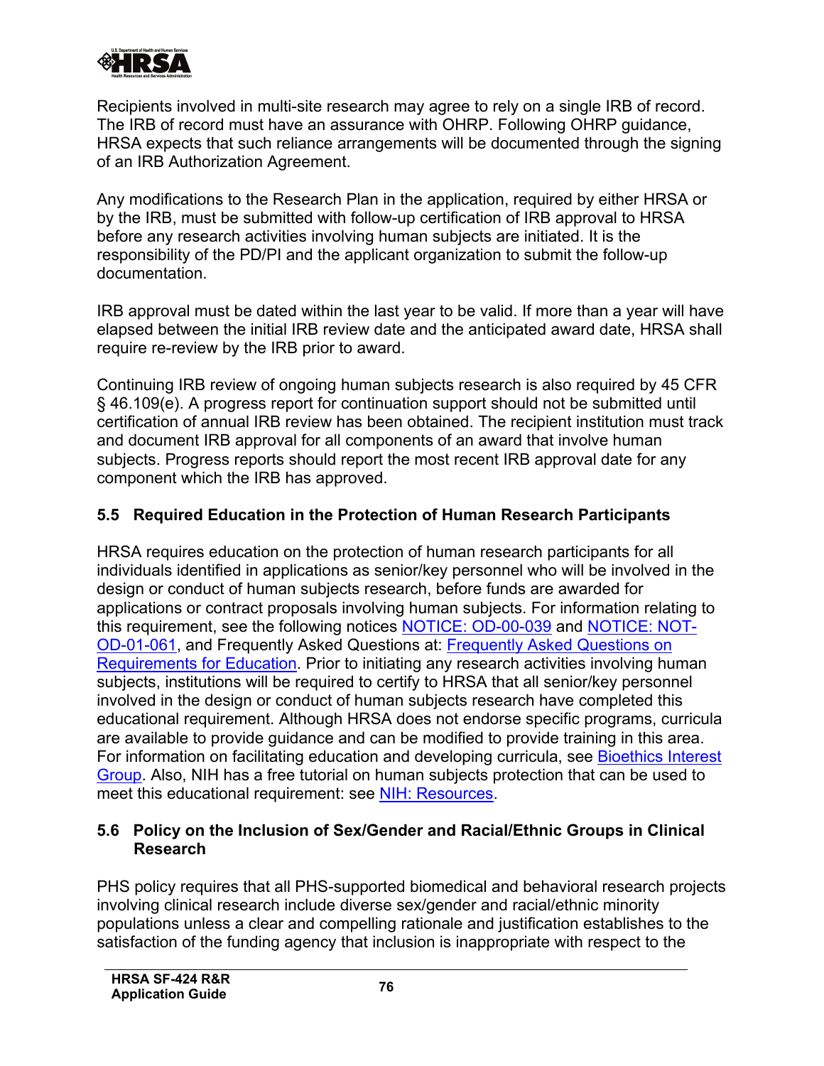Recipients involved in multi-site research may agree to rely on a single IRB of record. The IRB of record must have an assurance with OHRP. Following OHRP guidance, HRSA expects that such reliance arrangements will be documented through the signing of an IRB Authorization Agreement.

Any modifications to the Research Plan in the application, required by either HRSA or by the IRB, must be submitted with follow-up certification of IRB approval to HRSA before any research activities involving human subjects are initiated. It is the responsibility of the PD/PI and the applicant organization to submit the follow-up documentation.

IRB approval must be dated within the last year to be valid. If more than a year will have elapsed between the initial IRB review date and the anticipated award date, HRSA shall require re-review by the IRB prior to award.

Continuing IRB review of ongoing human subjects research is also required by 45 CFR § 46.109(e). A progress report for continuation support should not be submitted until certification of annual IRB review has been obtained. The recipient institution must track and document IRB approval for all components of an award that involve human subjects. Progress reports should report the most recent IRB approval date for any component which the IRB has approved.

### 5.5 Required Education in the Protection of Human Research Participants

HRSA requires education on the protection of human research participants for all individuals identified in applications as senior/key personnel who will be involved in the design or conduct of human subjects research, before funds are awarded for applications or contract proposals involving human subjects. For information relating to this requirement, see the following notices [NOTICE: OD-00-039] and [NOTICE: NOT-OD-01-061], and Frequently Asked Questions at: [Frequently Asked Questions on Requirements for Education]. Prior to initiating any research activities involving human subjects, institutions will be required to certify to HRSA that all senior/key personnel involved in the design or conduct of human subjects research have completed this educational requirement. Although HRSA does not endorse specific programs, curricula are available to provide guidance and can be modified to provide training in this area. For information on facilitating education and developing curricula, see [Bioethics Interest Group]. Also, NIH has a free tutorial on human subjects protection that can be used to meet this educational requirement: see [NIH: Resources].

### 5.6 Policy on the Inclusion of Sex/Gender and Racial/Ethnic Groups in Clinical Research

PHS policy requires that all PHS-supported biomedical and behavioral research projects involving clinical research include diverse sex/gender and racial/ethnic minority populations unless a clear and compelling rationale and justification establishes to the satisfaction of the funding agency that inclusion is inappropriate with respect to the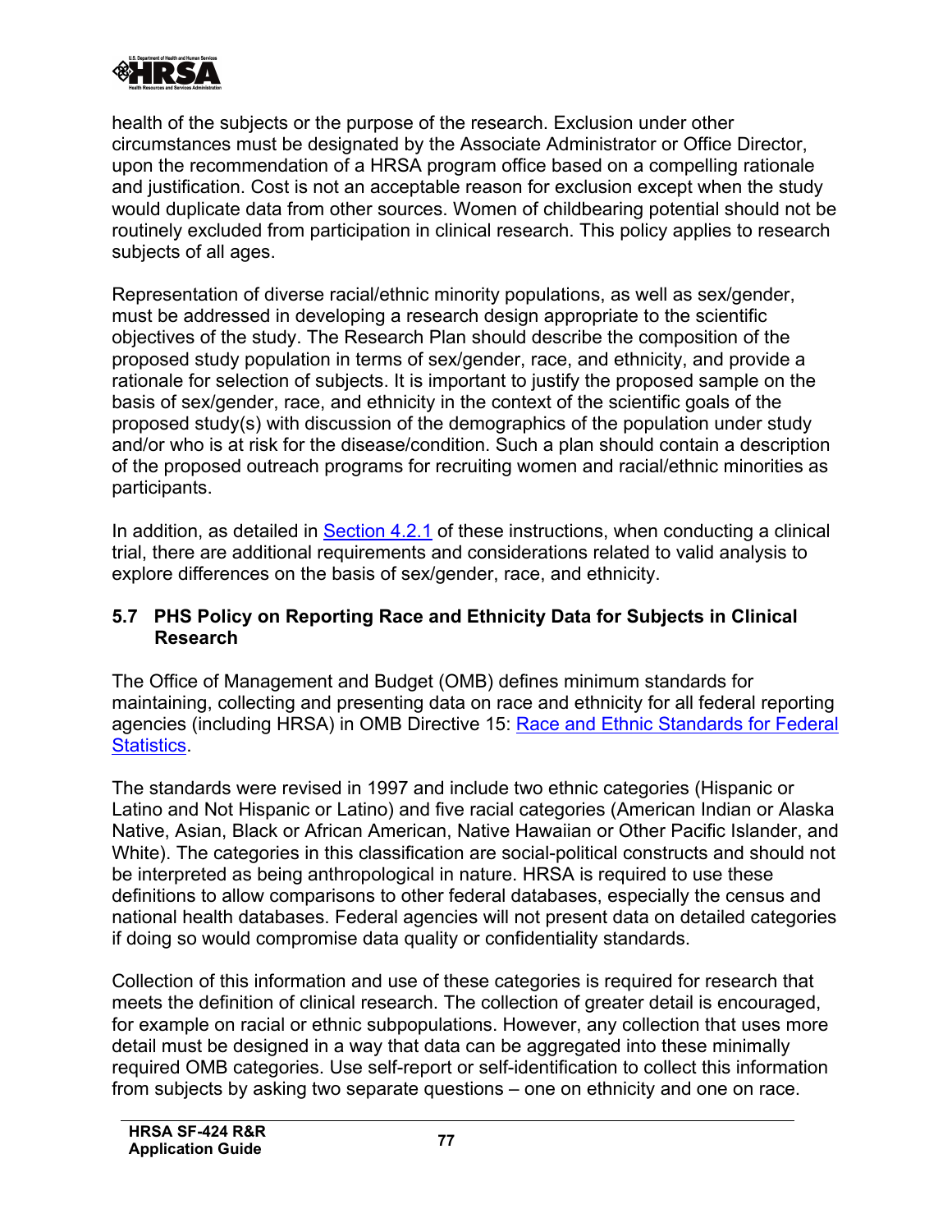health of the subjects or the purpose of the research. Exclusion under other circumstances must be designated by the Associate Administrator or Office Director, upon the recommendation of a HRSA program office based on a compelling rationale and justification. Cost is not an acceptable reason for exclusion except when the study would duplicate data from other sources. Women of childbearing potential should not be routinely excluded from participation in clinical research. This policy applies to research subjects of all ages.

Representation of diverse racial/ethnic minority populations, as well as sex/gender, must be addressed in developing a research design appropriate to the scientific objectives of the study. The Research Plan should describe the composition of the proposed study population in terms of sex/gender, race, and ethnicity, and provide a rationale for selection of subjects. It is important to justify the proposed sample on the basis of sex/gender, race, and ethnicity in the context of the scientific goals of the proposed study(s) with discussion of the demographics of the population under study and/or who is at risk for the disease/condition. Such a plan should contain a description of the proposed outreach programs for recruiting women and racial/ethnic minorities as participants.

In addition, as detailed in Section 4.2.1 of these instructions, when conducting a clinical trial, there are additional requirements and considerations related to valid analysis to explore differences on the basis of sex/gender, race, and ethnicity.

### 5.7 PHS Policy on Reporting Race and Ethnicity Data for Subjects in Clinical Research

The Office of Management and Budget (OMB) defines minimum standards for maintaining, collecting and presenting data on race and ethnicity for all federal reporting agencies (including HRSA) in OMB Directive 15: Race and Ethnic Standards for Federal Statistics.

The standards were revised in 1997 and include two ethnic categories (Hispanic or Latino and Not Hispanic or Latino) and five racial categories (American Indian or Alaska Native, Asian, Black or African American, Native Hawaiian or Other Pacific Islander, and White). The categories in this classification are social-political constructs and should not be interpreted as being anthropological in nature. HRSA is required to use these definitions to allow comparisons to other federal databases, especially the census and national health databases. Federal agencies will not present data on detailed categories if doing so would compromise data quality or confidentiality standards.

Collection of this information and use of these categories is required for research that meets the definition of clinical research. The collection of greater detail is encouraged, for example on racial or ethnic subpopulations. However, any collection that uses more detail must be designed in a way that data can be aggregated into these minimally required OMB categories. Use self-report or self-identification to collect this information from subjects by asking two separate questions – one on ethnicity and one on race.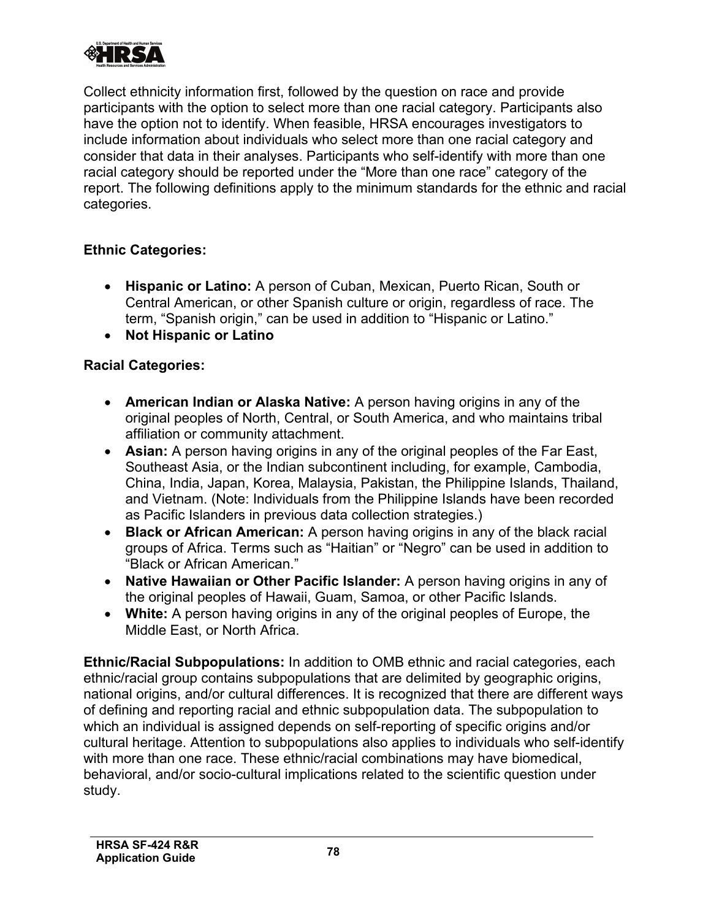Collect ethnicity information first, followed by the question on race and provide participants with the option to select more than one racial category. Participants also have the option not to identify. When feasible, HRSA encourages investigators to include information about individuals who select more than one racial category and consider that data in their analyses. Participants who self-identify with more than one racial category should be reported under the "More than one race" category of the report. The following definitions apply to the minimum standards for the ethnic and racial categories.

**Ethnic Categories:**

- **Hispanic or Latino:** A person of Cuban, Mexican, Puerto Rican, South or Central American, or other Spanish culture or origin, regardless of race. The term, "Spanish origin," can be used in addition to "Hispanic or Latino."
- **Not Hispanic or Latino**

**Racial Categories:**

- **American Indian or Alaska Native:** A person having origins in any of the original peoples of North, Central, or South America, and who maintains tribal affiliation or community attachment.
- **Asian:** A person having origins in any of the original peoples of the Far East, Southeast Asia, or the Indian subcontinent including, for example, Cambodia, China, India, Japan, Korea, Malaysia, Pakistan, the Philippine Islands, Thailand, and Vietnam. (Note: Individuals from the Philippine Islands have been recorded as Pacific Islanders in previous data collection strategies.)
- **Black or African American:** A person having origins in any of the black racial groups of Africa. Terms such as "Haitian" or "Negro" can be used in addition to "Black or African American."
- **Native Hawaiian or Other Pacific Islander:** A person having origins in any of the original peoples of Hawaii, Guam, Samoa, or other Pacific Islands.
- **White:** A person having origins in any of the original peoples of Europe, the Middle East, or North Africa.

**Ethnic/Racial Subpopulations:** In addition to OMB ethnic and racial categories, each ethnic/racial group contains subpopulations that are delimited by geographic origins, national origins, and/or cultural differences. It is recognized that there are different ways of defining and reporting racial and ethnic subpopulation data. The subpopulation to which an individual is assigned depends on self-reporting of specific origins and/or cultural heritage. Attention to subpopulations also applies to individuals who self-identify with more than one race. These ethnic/racial combinations may have biomedical, behavioral, and/or socio-cultural implications related to the scientific question under study.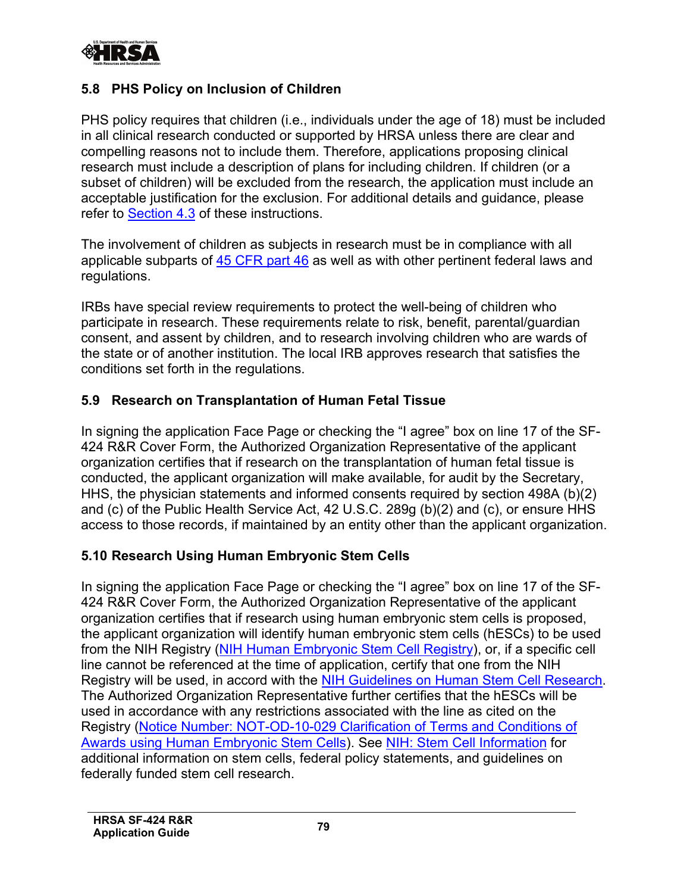## 5.8 PHS Policy on Inclusion of Children

PHS policy requires that children (i.e., individuals under the age of 18) must be included in all clinical research conducted or supported by HRSA unless there are clear and compelling reasons not to include them. Therefore, applications proposing clinical research must include a description of plans for including children. If children (or a subset of children) will be excluded from the research, the application must include an acceptable justification for the exclusion. For additional details and guidance, please refer to Section 4.3 of these instructions.

The involvement of children as subjects in research must be in compliance with all applicable subparts of 45 CFR part 46 as well as with other pertinent federal laws and regulations.

IRBs have special review requirements to protect the well-being of children who participate in research. These requirements relate to risk, benefit, parental/guardian consent, and assent by children, and to research involving children who are wards of the state or of another institution. The local IRB approves research that satisfies the conditions set forth in the regulations.

## 5.9 Research on Transplantation of Human Fetal Tissue

In signing the application Face Page or checking the "I agree" box on line 17 of the SF-424 R&R Cover Form, the Authorized Organization Representative of the applicant organization certifies that if research on the transplantation of human fetal tissue is conducted, the applicant organization will make available, for audit by the Secretary, HHS, the physician statements and informed consents required by section 498A (b)(2) and (c) of the Public Health Service Act, 42 U.S.C. 289g (b)(2) and (c), or ensure HHS access to those records, if maintained by an entity other than the applicant organization.

## 5.10 Research Using Human Embryonic Stem Cells

In signing the application Face Page or checking the "I agree" box on line 17 of the SF-424 R&R Cover Form, the Authorized Organization Representative of the applicant organization certifies that if research using human embryonic stem cells is proposed, the applicant organization will identify human embryonic stem cells (hESCs) to be used from the NIH Registry (NIH Human Embryonic Stem Cell Registry), or, if a specific cell line cannot be referenced at the time of application, certify that one from the NIH Registry will be used, in accord with the NIH Guidelines on Human Stem Cell Research. The Authorized Organization Representative further certifies that the hESCs will be used in accordance with any restrictions associated with the line as cited on the Registry (Notice Number: NOT-OD-10-029 Clarification of Terms and Conditions of Awards using Human Embryonic Stem Cells). See NIH: Stem Cell Information for additional information on stem cells, federal policy statements, and guidelines on federally funded stem cell research.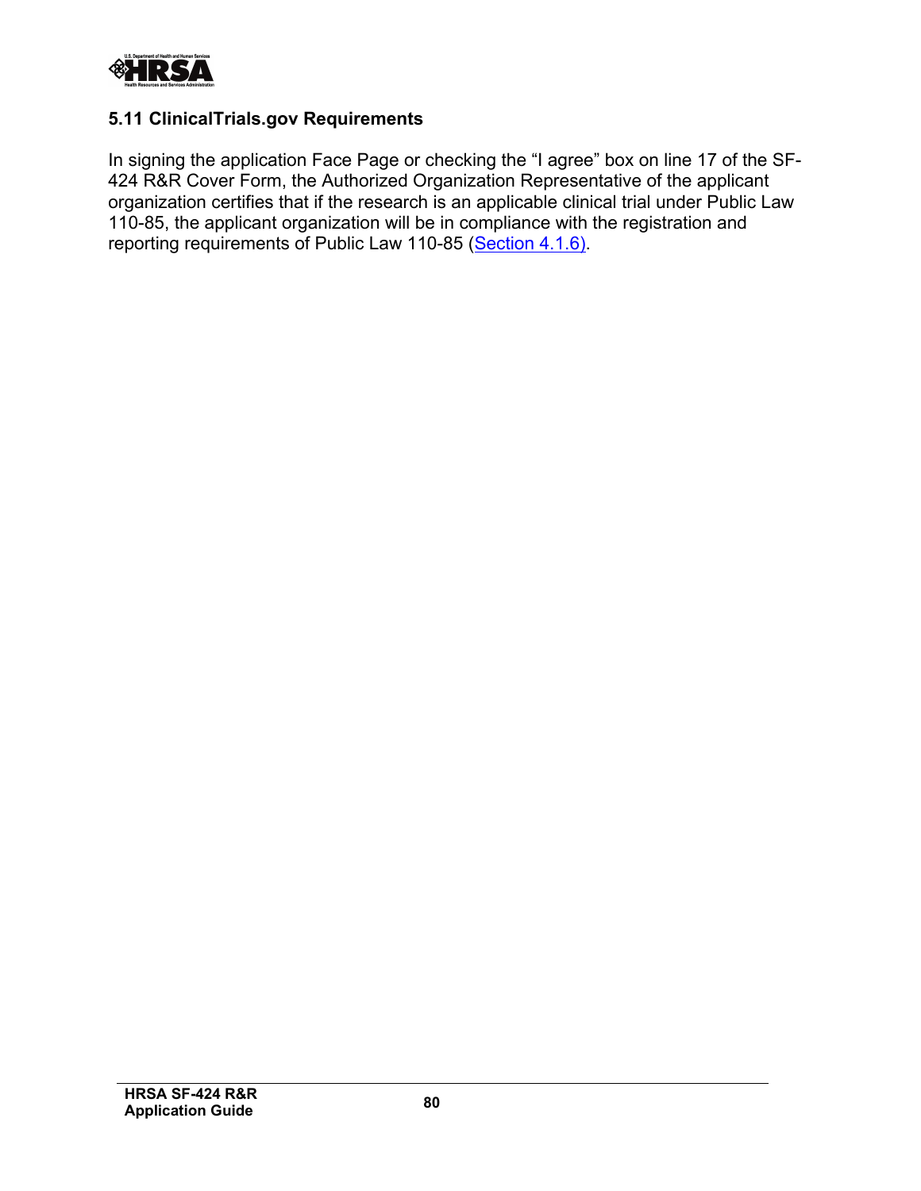### 5.11 ClinicalTrials.gov Requirements

In signing the application Face Page or checking the “I agree” box on line 17 of the SF-424 R&R Cover Form, the Authorized Organization Representative of the applicant organization certifies that if the research is an applicable clinical trial under Public Law 110-85, the applicant organization will be in compliance with the registration and reporting requirements of Public Law 110-85 (Section 4.1.6).